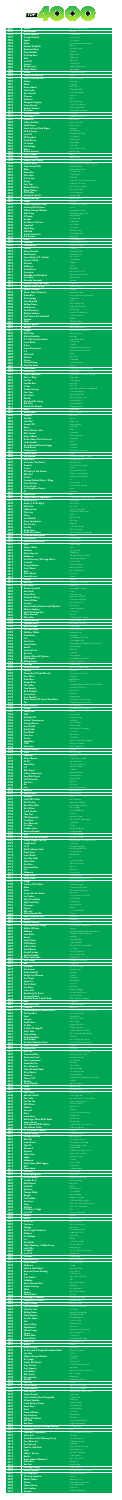

| 4000                                                 | <b>Tavares</b>                                                                                                                                                                                            | Don't Take Away The Music                                                                                                                                                          |
|------------------------------------------------------|-----------------------------------------------------------------------------------------------------------------------------------------------------------------------------------------------------------|------------------------------------------------------------------------------------------------------------------------------------------------------------------------------------|
| 3999                                                 | <b>Bananarama</b>                                                                                                                                                                                         | Shy Boy                                                                                                                                                                            |
| 3998                                                 | <b>Aretha Franklin</b>                                                                                                                                                                                    | Chain Of Fools                                                                                                                                                                     |
| 3997                                                 | <b>George Michael</b>                                                                                                                                                                                     | <b>Kissing A Fool</b>                                                                                                                                                              |
| 3996                                                 | <b>Eagles</b>                                                                                                                                                                                             | The Long Run                                                                                                                                                                       |
| 3995                                                 | <b>Bloem</b>                                                                                                                                                                                              | Even Aan Mijn Moeder Vragen                                                                                                                                                        |
| 3994                                                 | <b>Michael Sembello</b>                                                                                                                                                                                   | Maniac                                                                                                                                                                             |
| 3993                                                 | <b>Backstreet Boys</b>                                                                                                                                                                                    | All I Have To Give                                                                                                                                                                 |
| 3992                                                 | <b>Eliza Doolittle</b>                                                                                                                                                                                    | Pack Up                                                                                                                                                                            |
| 3991                                                 | <b>Pet Shop Boys</b>                                                                                                                                                                                      | Opportunities                                                                                                                                                                      |
| 3990                                                 | <b>Abel</b>                                                                                                                                                                                               | Onderweg                                                                                                                                                                           |
| 3989                                                 | Level 42                                                                                                                                                                                                  | <b>Take A Look</b>                                                                                                                                                                 |
| 3988                                                 | <b>Genesis</b>                                                                                                                                                                                            | <b>Invisible Touch</b>                                                                                                                                                             |
| 3987                                                 | <b>Mungo Jerry</b>                                                                                                                                                                                        | Alright Alright Alright                                                                                                                                                            |
| 3986                                                 | <b>Atomic Kitten</b>                                                                                                                                                                                      | <b>Whole Again</b>                                                                                                                                                                 |
| 3985                                                 | Queen                                                                                                                                                                                                     | Heaven For Everyone                                                                                                                                                                |
| 3984                                                 | <b>Them/Van Morrison</b>                                                                                                                                                                                  | Gloria                                                                                                                                                                             |
| 3983                                                 | <b>Earth Wind And Fire</b>                                                                                                                                                                                | And Love Goes On                                                                                                                                                                   |
| 3982                                                 | <b>Krezip</b>                                                                                                                                                                                             | I Apologize                                                                                                                                                                        |
| 3981                                                 | Abba                                                                                                                                                                                                      | <b>Ring Ring</b>                                                                                                                                                                   |
| 3980<br>3979<br>3978<br>3977<br>3976<br>3975         | <b>Bryan Adams</b><br><b>Sam Cooke</b><br><b>Ben Howard</b><br>Klymaxx<br><b>Adamski</b><br>Margaret Singana                                                                                              | Run To You<br><b>Wonderful World</b><br>Keep Your Head Up<br>I Miss You<br>Killer<br>We Are Growing<br>Keep The Fire Burning                                                       |
| 3974<br>3973<br>3972<br>3971<br>3970<br>3969<br>3968 | <b>Gwen Mccrae</b><br>Michael Jackson<br><b>Flirtations</b><br><b>The Bucketheads</b><br><b>Joe Cocker</b><br>Madonna<br><b>Gibson Brothers</b>                                                           | You Rock My World<br>Nothing But A Heartache<br>The Bomb<br>Summer In The City<br>Don't Tell Me<br>Que Sera Mi Vida                                                                |
| 3967                                                 | <b>Small Faces</b>                                                                                                                                                                                        | <b>Itchycoo Park</b>                                                                                                                                                               |
| 3966                                                 | Janet Jackson/Herb Alpert                                                                                                                                                                                 | <b>Diamonds</b>                                                                                                                                                                    |
| 3965                                                 | <b>Nick &amp; Simon</b>                                                                                                                                                                                   | Kijk Omhoog                                                                                                                                                                        |
| 3964                                                 | Level 42                                                                                                                                                                                                  | Running In The Family                                                                                                                                                              |
| 3963                                                 | <b>Mr.President</b>                                                                                                                                                                                       | Coco Jamboo                                                                                                                                                                        |
| 3962                                                 | <b>David Bowie</b>                                                                                                                                                                                        | Golden Years                                                                                                                                                                       |
| 3961                                                 | <b>Nu Shooz</b>                                                                                                                                                                                           | I Can't Wait                                                                                                                                                                       |
| 3960                                                 | <b>Ilse Delange</b>                                                                                                                                                                                       | Puzzle Me                                                                                                                                                                          |
| 3959                                                 | <b>Babys</b>                                                                                                                                                                                              | A Piece Of The Action                                                                                                                                                              |
| 3958                                                 | <b>Donna Summer</b>                                                                                                                                                                                       | On The Radio                                                                                                                                                                       |
| 3957                                                 | <b>Harry Chapin</b>                                                                                                                                                                                       | <b>WOLD</b>                                                                                                                                                                        |
| 3956                                                 | <b>Paul Mccartney</b>                                                                                                                                                                                     | My Brave Face                                                                                                                                                                      |
| 3955                                                 | Labelle/Patti Labelle                                                                                                                                                                                     | Voulez Vous Coucher Avec Moi                                                                                                                                                       |
| 3954                                                 | <b>Monty Python</b>                                                                                                                                                                                       | Always Look On The Bright Side Of Life                                                                                                                                             |
| 3953                                                 | <b>Timex Social Club</b>                                                                                                                                                                                  | Mixed Up World                                                                                                                                                                     |
| 3952                                                 | Abba                                                                                                                                                                                                      | Gimme Gimme Gimme                                                                                                                                                                  |
| 3951                                                 | <b>Diana Ross</b>                                                                                                                                                                                         | Touch By Touch                                                                                                                                                                     |
| 3950                                                 | <b>Elton John</b>                                                                                                                                                                                         | Crocodile Rock                                                                                                                                                                     |
| 3949                                                 | K-Ci & Jojo                                                                                                                                                                                               | All My Life                                                                                                                                                                        |
| 3948                                                 | <b>Korgis</b>                                                                                                                                                                                             | Everybody's Got To Learn Sometimes                                                                                                                                                 |
| 3947                                                 | <b>Four Tops</b>                                                                                                                                                                                          | Reach Out I'll Be There                                                                                                                                                            |
| 3946                                                 | <b>Bobby Mcferrin</b>                                                                                                                                                                                     | Don't Worry, Be Happy                                                                                                                                                              |
| 3945                                                 | <b>Robert Palmer</b>                                                                                                                                                                                      | Every Kinda People                                                                                                                                                                 |
| 3944                                                 | <b>Phil Collins</b>                                                                                                                                                                                       | Do You Remember                                                                                                                                                                    |
| 3943                                                 | <b>Herman'S Hermits</b>                                                                                                                                                                                   | No Milk Today                                                                                                                                                                      |
| 3942                                                 | <b>Black Eyed Peys</b>                                                                                                                                                                                    | Where Is The Love                                                                                                                                                                  |
| 3941                                                 | <b>Harpo</b>                                                                                                                                                                                              | Moviestar                                                                                                                                                                          |
| 3940                                                 | <b>Farley Jackmaster Funk</b>                                                                                                                                                                             | Love Can't Turn Around                                                                                                                                                             |
| 3939                                                 | Santana/Rob Thomas                                                                                                                                                                                        | Smooth                                                                                                                                                                             |
| 3938                                                 | Wham/George Michael                                                                                                                                                                                       | Everything She Wants                                                                                                                                                               |
| 3937                                                 | <b>Real Thing</b>                                                                                                                                                                                         | Can't Get By Without You                                                                                                                                                           |
| 3936                                                 | <b>M</b> People                                                                                                                                                                                           | Moving On Up                                                                                                                                                                       |
| 3935                                                 | <b>Breathe</b>                                                                                                                                                                                            | How Can I Fall                                                                                                                                                                     |
| 3934                                                 | Mc Miker G Dj Sven                                                                                                                                                                                        | <b>Holiday Rap</b>                                                                                                                                                                 |
| 3933                                                 | Sugarloaf                                                                                                                                                                                                 | Don't Call Us                                                                                                                                                                      |
| 3932                                                 | <b>Beach Boys</b>                                                                                                                                                                                         | Do It Again                                                                                                                                                                        |
| 3931                                                 | <b>Kid Rock</b>                                                                                                                                                                                           | All Summer Long                                                                                                                                                                    |
| 3930                                                 | <b>Trijntje Oosterhuis</b>                                                                                                                                                                                | Vlieg Met Me Mee                                                                                                                                                                   |
| 3929                                                 | <b>Eric Carmen</b>                                                                                                                                                                                        | <b>Hungry Eyes</b>                                                                                                                                                                 |
| 3928                                                 | <b>Texas</b>                                                                                                                                                                                              | I Don't Want A Lover                                                                                                                                                               |
| 3927                                                 | <b>Supremes</b>                                                                                                                                                                                           | Where Did Our Love Go                                                                                                                                                              |
| 3926                                                 | <b>Commodores</b>                                                                                                                                                                                         | Going To The Bank                                                                                                                                                                  |
| 3925                                                 | <b>Erasure</b>                                                                                                                                                                                            | Sometimes                                                                                                                                                                          |
| 3924                                                 | <b>Marco Borsato</b>                                                                                                                                                                                      | Kom Maar Bij Mij                                                                                                                                                                   |
| 3923                                                 | <b>Rod Stewart</b>                                                                                                                                                                                        | Crazy About Her                                                                                                                                                                    |
| 3922                                                 | James Taylor/J.D. Souther                                                                                                                                                                                 | Her Town Too                                                                                                                                                                       |
| 3921                                                 | <b>Destiny'S Child</b>                                                                                                                                                                                    | Say My Name                                                                                                                                                                        |
| 3920                                                 | <b>Richenel</b>                                                                                                                                                                                           | Temptation                                                                                                                                                                         |
| 3919                                                 | Madonna                                                                                                                                                                                                   | Vogue                                                                                                                                                                              |
| 3918                                                 | <b>David Bowie</b>                                                                                                                                                                                        | <b>Rebel Rebel</b>                                                                                                                                                                 |
| 3917                                                 | <b>Anastacia</b>                                                                                                                                                                                          | One Day In Your Life                                                                                                                                                               |
| 3916                                                 | Mcfadden & Whitehead                                                                                                                                                                                      | Ain't No Stoppin' Us Now                                                                                                                                                           |
| 3915                                                 | <b>Joss Stone</b>                                                                                                                                                                                         | Tell Me 'Bout It                                                                                                                                                                   |
| 3914                                                 | <b>Riccardo Cocciante</b>                                                                                                                                                                                 | Sincerita                                                                                                                                                                          |
| 3913                                                 | <b>Mariah Carey/Trey Lorenz</b>                                                                                                                                                                           | I'll Be There                                                                                                                                                                      |
| 3912                                                 | <b>Spencer Davis Group</b>                                                                                                                                                                                | Gimme Some Lovin'                                                                                                                                                                  |
| 3911                                                 | <b>Robbie Williams</b>                                                                                                                                                                                    | Freedom                                                                                                                                                                            |
| 3910                                                 | <b>Electric Light Orchestra</b>                                                                                                                                                                           | Rock'N Roll Is King                                                                                                                                                                |
| 3909                                                 | <b>Diana Ross</b>                                                                                                                                                                                         | Ain't No Mountain High Enough                                                                                                                                                      |
| 3908                                                 | <b>Avril Lavigne</b>                                                                                                                                                                                      | Complicated                                                                                                                                                                        |
| 3907                                                 | <b>Caro Emerald</b>                                                                                                                                                                                       | <b>Stuck</b>                                                                                                                                                                       |
| 3906                                                 | <b>Rolling Stones</b>                                                                                                                                                                                     | Time Is On My Side                                                                                                                                                                 |
| 3905                                                 | <b>Tambourine</b>                                                                                                                                                                                         | High Under The Moon                                                                                                                                                                |
| 3904                                                 | <b>Paul Mccartney</b>                                                                                                                                                                                     | <b>Another Day</b>                                                                                                                                                                 |
| 3903                                                 | <b>Michael Jackson</b>                                                                                                                                                                                    | <b>Blood On The Dancefloor</b>                                                                                                                                                     |
| 3902<br>3901<br>3900<br>3899<br>3898<br>3897         | <b>Paul Simon/Art Garfunkel</b><br>Spagna<br><b>Shirts</b><br><b>Enrique Iglesias</b><br><b>Bangles</b><br><b>Buggles</b>                                                                                 | <b>Homeward Bound</b><br>Call Me<br><b>Tell Me Your Plans</b><br><b>Rhythm Divine</b><br>Hazy Shade Of Winter<br>Video Killed The Radio Star<br>When I Fall In Love                |
| 3896<br>3895<br>3894<br>3893<br>3892<br>3891<br>3890 | <b>Rick Astley</b><br><b>Marlon Roudette</b><br>K.C./The Sunshine Band<br><b>Lionel Richie</b><br><b>Prince</b><br><b>Gerard Lenorman</b><br>U <sub>2</sub>                                               | New Age<br><b>Shake Shake Shake</b><br><b>Stuck On You</b><br>Sexy MF<br>La Ballade Des Gens Heureux<br>Pride (In The Name Of Love)                                                |
| 3889                                                 | <b>Will Smith</b>                                                                                                                                                                                         | Miami                                                                                                                                                                              |
| 3888                                                 | Melanie                                                                                                                                                                                                   | Lay Down                                                                                                                                                                           |
| 3887                                                 | <b>Queen</b>                                                                                                                                                                                              | I Want It All                                                                                                                                                                      |
| 3886                                                 | <b>Gerard Joling</b>                                                                                                                                                                                      | Love Is In Your Eyes                                                                                                                                                               |
| 3885                                                 | <b>Tears For Fears</b>                                                                                                                                                                                    | Change                                                                                                                                                                             |
| 3884                                                 | <b>Nick Kamen</b>                                                                                                                                                                                         | Loving You(Is Sweeter Than Ever)                                                                                                                                                   |
| 3883                                                 | <b>Celine Dion</b>                                                                                                                                                                                        | All By Myself                                                                                                                                                                      |
| 3882                                                 | <b>Albert Hammond</b>                                                                                                                                                                                     | It Never Rains In Southern California                                                                                                                                              |
| 3881                                                 | Mary J. Blige                                                                                                                                                                                             | <b>Family Affair</b>                                                                                                                                                               |
| 3880                                                 | <b>Fun Fun</b>                                                                                                                                                                                            | Colour My Love                                                                                                                                                                     |
| 3879                                                 | <b>Fontella Bass</b>                                                                                                                                                                                      | <b>Rescue Me</b>                                                                                                                                                                   |
| 3878                                                 | O'Jays                                                                                                                                                                                                    | Love Train                                                                                                                                                                         |
| 3877                                                 | <b>Golden Earring</b>                                                                                                                                                                                     | I Can't Sleep Without You (Unplugged)                                                                                                                                              |
| 3876                                                 | <b>Four Tops</b>                                                                                                                                                                                          | I Can't Help Myself                                                                                                                                                                |
| 3875                                                 | <b>Dire Straits</b>                                                                                                                                                                                       | Twisting By The Pool                                                                                                                                                               |
| 3874                                                 | Mai Tai                                                                                                                                                                                                   | Am I Losing You Forever                                                                                                                                                            |
| 3873                                                 | <b>Kool And The Gang</b>                                                                                                                                                                                  | Get Down On It                                                                                                                                                                     |
| 3872                                                 | <b>Bee-Gees</b>                                                                                                                                                                                           | <b>Spicks And Specks</b>                                                                                                                                                           |
| 3871                                                 | Acda & De Munnik                                                                                                                                                                                          | De Kapitein Deel 2                                                                                                                                                                 |
| 3870                                                 | Abba                                                                                                                                                                                                      | Mamma Mia                                                                                                                                                                          |
| 3869                                                 | Whitesnake                                                                                                                                                                                                | Here I Go Again                                                                                                                                                                    |
| 3868                                                 | <b>Madness</b>                                                                                                                                                                                            | Our House                                                                                                                                                                          |
| 3867                                                 | <b>Westlife</b>                                                                                                                                                                                           | My Love                                                                                                                                                                            |
| 3866                                                 | <b>John Parr</b>                                                                                                                                                                                          | StElmo's Fire                                                                                                                                                                      |
| 3865                                                 | <b>Jimmy Cliff</b>                                                                                                                                                                                        | Hakuna Matata                                                                                                                                                                      |
| 3864                                                 | <b>Racey</b>                                                                                                                                                                                              | <b>Some Girls</b>                                                                                                                                                                  |
| 3863                                                 | Olivia Newton John                                                                                                                                                                                        | Magic                                                                                                                                                                              |
| 3862                                                 | <b>Billy Stewart</b>                                                                                                                                                                                      | Summertime                                                                                                                                                                         |
| 3861                                                 | <b>Bryan Adams</b>                                                                                                                                                                                        | Please Forgive Me                                                                                                                                                                  |
| 3860                                                 | <b>Andre Hazes/Paul De Leeuw</b>                                                                                                                                                                          | Droomland                                                                                                                                                                          |
| 3859                                                 | <b>Jordin Sparks</b>                                                                                                                                                                                      | No Air                                                                                                                                                                             |
| 3858                                                 | <b>Steve Rowland/Family Dogg</b>                                                                                                                                                                          | Sympathy                                                                                                                                                                           |
| 3857                                                 | <b>David Bowie</b>                                                                                                                                                                                        | Let's Dance                                                                                                                                                                        |
| 3856                                                 | <b>Cutting Crew</b>                                                                                                                                                                                       | (I Just) Died In Your Arms                                                                                                                                                         |
| 3855                                                 | <b>Colbie Caillat</b>                                                                                                                                                                                     | <b>Bubbly</b>                                                                                                                                                                      |
| 3854                                                 | <b>Joe Jackson</b>                                                                                                                                                                                        | You Can't Get What You Want                                                                                                                                                        |
| 3853                                                 | <b>Rose Royce</b>                                                                                                                                                                                         | Wishing On A Star                                                                                                                                                                  |
| 3852                                                 | Ike Turner/Tina Turner                                                                                                                                                                                    | <b>Baby Get It On</b>                                                                                                                                                              |
| 3851                                                 | Amazulu                                                                                                                                                                                                   | Too Good To Be Forgotten                                                                                                                                                           |
| 3850                                                 | <b>Jessie J</b>                                                                                                                                                                                           | Domino                                                                                                                                                                             |
| 3849                                                 | <b>Bill Haley &amp; The Comets</b>                                                                                                                                                                        | <b>Rock Around The Clock</b>                                                                                                                                                       |
| 3848                                                 | <b>Billy Paul</b>                                                                                                                                                                                         | Thanks For Saving My Life                                                                                                                                                          |
| 3847                                                 | <b>Freiheit</b>                                                                                                                                                                                           | Keeping The Dream Alive                                                                                                                                                            |
| 3846                                                 | George Michael/Mary J. Blige                                                                                                                                                                              | As                                                                                                                                                                                 |
| 3845                                                 | <b>Peter Skellern</b>                                                                                                                                                                                     | You're A Lady                                                                                                                                                                      |
| 3844                                                 | <b>Duren Duran</b>                                                                                                                                                                                        | New Moon On Monday                                                                                                                                                                 |
| 3843                                                 | <b>Les Humphries Singers</b>                                                                                                                                                                              | <b>Mexico</b>                                                                                                                                                                      |
| 3842                                                 | M                                                                                                                                                                                                         | Popmuzik                                                                                                                                                                           |
| 3841                                                 | <b>Paolo Conte</b>                                                                                                                                                                                        | Max                                                                                                                                                                                |
| 3840                                                 | <b>Jimmy James &amp; Vagabonds</b>                                                                                                                                                                        | I'll Go Where The Music Takes Me                                                                                                                                                   |
| 3839                                                 | <b>Laura Pausini</b>                                                                                                                                                                                      | Strani Amori                                                                                                                                                                       |
| 3838                                                 | <b>Booker T &amp; The Mg'S</b>                                                                                                                                                                            | Time Is Tight                                                                                                                                                                      |
| 3837<br>3836<br>3835<br>3834<br>3833<br>3832         | <b>Dolly Dots</b><br><b>Nightcrawlers</b><br><b>Thin Lizzy</b><br><b>Prince</b><br><b>Joni Mitchell</b><br><b>Bruce Springsteen</b>                                                                       | She's A Liar<br>Push The Feeling On<br>The Boys Are Back In Town<br>Gold<br><b>Big Yellow Taxi</b><br><b>Glory Days</b><br>Suspicion                                               |
| 3831<br>3830<br>3829<br>3828<br>3827<br>3826<br>3825 | <b>Elvis Presley</b><br>Gordon<br><b>Ringo Starr</b><br><b>David Mcwilliams</b><br>Natasha Beddingfield<br><b>Cliff Richard</b><br><b>Marianne Rosenberg</b>                                              | t Is Zo Weer Voorbij<br>It Don't Come Easy<br>Can I Get There By Candlelight<br><b>Unwritten</b><br>Miss You Nights<br>Ich Bin Wie Du                                              |
| 3824                                                 | Mika                                                                                                                                                                                                      | <b>Happy Ending</b>                                                                                                                                                                |
| 3823                                                 | <b>Wayne Wade</b>                                                                                                                                                                                         | Lady                                                                                                                                                                               |
| 3822                                                 | <b>Santana</b>                                                                                                                                                                                            | She's Not There                                                                                                                                                                    |
| 3821                                                 | <b>Gloria Gaynor</b>                                                                                                                                                                                      | Walk On By                                                                                                                                                                         |
| 3820                                                 | <b>Madonna</b>                                                                                                                                                                                            | What It Feels Like For A Girl                                                                                                                                                      |
| 3819                                                 | <b>Paul Mccartney/The Frog Chorus</b>                                                                                                                                                                     | We All Stand Together                                                                                                                                                              |
| 3818                                                 | Jovanotti                                                                                                                                                                                                 | Libera L'Anima                                                                                                                                                                     |
| 3817                                                 | Doug Ashdown                                                                                                                                                                                              | <b>Winter In America</b>                                                                                                                                                           |
| 3816                                                 | <b>Gary Moore</b>                                                                                                                                                                                         | Oh Pretty Woman                                                                                                                                                                    |
| 3815                                                 | <b>Dave</b>                                                                                                                                                                                               | <b>Dansez Maintenant</b>                                                                                                                                                           |
| 3814                                                 | <b>Alison Moyet</b>                                                                                                                                                                                       | Is This Love?                                                                                                                                                                      |
| 3813                                                 | James Brown                                                                                                                                                                                               | Woman                                                                                                                                                                              |
| 3812                                                 | <b>Hooters</b>                                                                                                                                                                                            | Satellite                                                                                                                                                                          |
| 3811                                                 | <b>Bee-Gees</b>                                                                                                                                                                                           | Don't Forget To Remember                                                                                                                                                           |
| 3810                                                 | Mel & Kim                                                                                                                                                                                                 | Respectable                                                                                                                                                                        |
| 3809                                                 | <b>Randy Crawford</b>                                                                                                                                                                                     | Rainy Night In Georgia                                                                                                                                                             |
| 3808                                                 | <b>Aerosmith</b>                                                                                                                                                                                          | Crazy                                                                                                                                                                              |
| 3807                                                 | <b>Jason Mraz</b>                                                                                                                                                                                         | I Won't Give Up                                                                                                                                                                    |
| 3806                                                 | <b>Garland Jeffreys</b>                                                                                                                                                                                   | Hail Hail Rock N Roll                                                                                                                                                              |
| 3805                                                 | <b>Simon Webbe</b>                                                                                                                                                                                        | <b>Coming Around Again</b>                                                                                                                                                         |
| 3804                                                 | Journey                                                                                                                                                                                                   | Don't Stop Believin'                                                                                                                                                               |
| 3803                                                 | Gloria Estefan/Miami Sound Machine                                                                                                                                                                        | Here We Are                                                                                                                                                                        |
| 3802                                                 | <b>Michael Jackson</b>                                                                                                                                                                                    | Another Part Of Me                                                                                                                                                                 |
| 3801                                                 | <b>Earth Wind And Fire</b>                                                                                                                                                                                | In The Stone                                                                                                                                                                       |
| 3800                                                 | <b>Marco Borsato</b>                                                                                                                                                                                      | <b>Wit Licht</b>                                                                                                                                                                   |
| 3799                                                 | <b>Elton John</b>                                                                                                                                                                                         | Sad Songs (Say So Much)                                                                                                                                                            |
| 3798                                                 | <b>Golden Earring</b>                                                                                                                                                                                     | Another 45 Miles (Live)                                                                                                                                                            |
| 3797                                                 | <b>Spandau Ballet</b>                                                                                                                                                                                     | Only When You Leave                                                                                                                                                                |
| 3796                                                 | <b>Raul Orellana</b>                                                                                                                                                                                      | Gypsy Rhythm                                                                                                                                                                       |
| 3795                                                 | <b>Dht Feat Edmee</b>                                                                                                                                                                                     | Listen To Your Heart                                                                                                                                                               |
| 3794                                                 | <b>Matthew Wilder</b>                                                                                                                                                                                     | <b>Break My Stride</b>                                                                                                                                                             |
| 3793                                                 | <b>Temptations</b>                                                                                                                                                                                        | <b>Get Ready</b>                                                                                                                                                                   |
| 3792                                                 | <b>Fish</b>                                                                                                                                                                                               | A Gentelman's Excuse Me                                                                                                                                                            |
| 3791                                                 | <b>Tina Turner</b>                                                                                                                                                                                        | I Don't Wanna Fight                                                                                                                                                                |
| 3790                                                 | <b>Jimmy Helms</b>                                                                                                                                                                                        | Gonna Make You An Offer You Can't Refuse                                                                                                                                           |
| 3789                                                 | <b>Beatles</b>                                                                                                                                                                                            | Hello Goodbye                                                                                                                                                                      |
| 3788                                                 | <b>Janet Jackson</b>                                                                                                                                                                                      | All For You                                                                                                                                                                        |
| 3787                                                 | <b>Bon Jovi</b>                                                                                                                                                                                           | It's My Life                                                                                                                                                                       |
| 3786                                                 | <b>Dionne Warwick/Spinners</b>                                                                                                                                                                            | Then Came You                                                                                                                                                                      |
| 3785                                                 | <b>Matt Bianco</b>                                                                                                                                                                                        | Get Out Of Your Lazy Bed                                                                                                                                                           |
| 3784                                                 | <b>Rolling Stones</b>                                                                                                                                                                                     | Going To A Go Go                                                                                                                                                                   |
| 3783                                                 | <b>Five Star</b>                                                                                                                                                                                          | <b>Find The Time</b>                                                                                                                                                               |
| 3782                                                 | <b>Steve Winwood</b>                                                                                                                                                                                      | <b>Back In The Highlife Again</b>                                                                                                                                                  |
| 3781                                                 | Racoon                                                                                                                                                                                                    | Took A Hit                                                                                                                                                                         |
| 3780                                                 | <b>Alexander O'Neal/Cherelle</b>                                                                                                                                                                          | Never Knew Love Like This                                                                                                                                                          |
| 3779                                                 | <b>Roxy Music</b>                                                                                                                                                                                         | <b>Angel Eyes</b>                                                                                                                                                                  |
| 3778                                                 | <b>Diana Ross</b>                                                                                                                                                                                         | My Old Piano                                                                                                                                                                       |
| 3777                                                 | <b>Moody Blues</b>                                                                                                                                                                                        | Go Now                                                                                                                                                                             |
| 3776                                                 | <b>Phil Collins</b>                                                                                                                                                                                       | Something Happened On The Way To Heaven                                                                                                                                            |
| 3775                                                 | <b>Time Bandits</b>                                                                                                                                                                                       | I'm Only Shooting Love                                                                                                                                                             |
| 3774                                                 | <b>Bb &amp; Q Band</b>                                                                                                                                                                                    | On The Beat                                                                                                                                                                        |
| 3773                                                 | <b>Joe Jackson</b>                                                                                                                                                                                        | <b>Real Men</b>                                                                                                                                                                    |
| 3772                                                 | <b>Gers Pardoel</b>                                                                                                                                                                                       | Bagagedrager                                                                                                                                                                       |
| 3771                                                 | Annie Lennox/Al Green/Eurythmics                                                                                                                                                                          | Put A Little Love In Your Heart                                                                                                                                                    |
| 3770                                                 | Abc                                                                                                                                                                                                       | That Was Then But This Is Now                                                                                                                                                      |
| 3769                                                 | <b>Alessi Brothers</b>                                                                                                                                                                                    | All For A Reason                                                                                                                                                                   |
| 3768                                                 | Indeep                                                                                                                                                                                                    | Last Night A DJ Saved My Life                                                                                                                                                      |
| 3767                                                 | <b>Simply Red</b>                                                                                                                                                                                         | Jericho                                                                                                                                                                            |
| 3766                                                 | <b>Dido</b>                                                                                                                                                                                               | Here With Me                                                                                                                                                                       |
| 3765                                                 | <b>Midnight Oil</b>                                                                                                                                                                                       | <b>Beds Are Burning</b>                                                                                                                                                            |
| 3764                                                 | <b>Herbert Gronemeyer</b>                                                                                                                                                                                 | Halt' Mich                                                                                                                                                                         |
| 3763                                                 | <b>George Mccrae</b>                                                                                                                                                                                      | <b>Rock Your Baby</b>                                                                                                                                                              |
| 3762                                                 | <b>Tozzi &amp; Raff</b>                                                                                                                                                                                   | Gente Di Mare                                                                                                                                                                      |
| 3761                                                 | <b>Rob De Nijs</b>                                                                                                                                                                                        | Jan Klaassen De Trompetter                                                                                                                                                         |
| 3760                                                 | <b>Kim Wilde</b>                                                                                                                                                                                          | Love Blond                                                                                                                                                                         |
| 3759                                                 | <b>Peter Fox</b>                                                                                                                                                                                          | Haus Am See                                                                                                                                                                        |
| 3758                                                 | Queen                                                                                                                                                                                                     | <b>The Miracle</b>                                                                                                                                                                 |
| 3757                                                 | <b>Vengaboys</b>                                                                                                                                                                                          | We Like To Party (The Vengabus)                                                                                                                                                    |
| 3756                                                 | T'Pau                                                                                                                                                                                                     | Ching In Your Hand                                                                                                                                                                 |
| 3755                                                 | <b>Vanvelzen</b>                                                                                                                                                                                          | <b>When Summer Ends</b>                                                                                                                                                            |
| 3754                                                 | <b>Donna Summer</b>                                                                                                                                                                                       | <b>Hot Stuff</b>                                                                                                                                                                   |
| 3753<br>3752<br>3751<br>3750<br>3749<br>3748         | <b>Tower</b><br><b>Supremes</b><br><b>Miquel Brown</b><br><b>Ub 40</b><br><b>Beach Boys</b><br>U <sub>2</sub>                                                                                             | See You Tonight<br><b>Baby Love</b><br>So Many Men, So Little<br>Rat In Mi Kitchen<br>Tears In The Morning<br><b>Mysterious Ways</b><br>Suddenly                                   |
| 3747<br>3746<br>3745<br>3744<br>3743<br>3742<br>3741 | <b>Billy Ocean</b><br><b>Johnny Hates Jazz</b><br><b>Tony Rich Project</b><br><b>Neil Diamond</b><br><b>The Corrs</b><br>Air<br><b>Inxs</b>                                                               | <b>Shattered Dreams</b><br>Nobody Knows<br>Song Sung Blue<br>Old Town<br>All I Need<br>Never Tear Us Apart                                                                         |
| 3740                                                 | <b>Boney M</b>                                                                                                                                                                                            | Kalimba De Luna                                                                                                                                                                    |
| 3739                                                 | <b>Marvin Gaye</b>                                                                                                                                                                                        | <b>Sexual Healing</b>                                                                                                                                                              |
| 3738                                                 | <b>Trammps</b>                                                                                                                                                                                            | Shout                                                                                                                                                                              |
| 3737                                                 | <b>Frida/Phil Collins</b>                                                                                                                                                                                 | Here We'll Stay                                                                                                                                                                    |
| 3736                                                 | <b>Elvis Presley</b>                                                                                                                                                                                      | Always On My Mind                                                                                                                                                                  |
| 3735                                                 | <b>Bow Wow Wow</b>                                                                                                                                                                                        | Do You Wanna Hold Me                                                                                                                                                               |
| 3734                                                 | <b>Kurt Nilsen</b>                                                                                                                                                                                        | She's So High                                                                                                                                                                      |
| 3733<br>3732<br>3731<br>3730<br>3729<br>3728         | <b>Frank Sinatra</b><br><b>Take That</b><br><b>Fifth Dimension</b><br><b>Eurythmics</b><br><b>Guus Meeuwis</b><br><b>Lois Lane</b><br><b>Freddie James</b>                                                | Love And Marriage<br>Patience<br>Aquarius/Sunshine<br>Here Comes The Rain Again<br>Verliefd Zijn<br>Tonight<br>Get Up And Boogie                                                   |
| 3727<br>3726<br>3725<br>3724<br>3723<br>3722<br>3721 | <b>Vanessa Paradis</b><br>Aha<br><b>Mike And The Mechanics</b><br><b>Gladys Knight/The Pips</b><br><b>Craig David</b><br><b>10 Cc</b>                                                                     | <b>Sunday Mondays</b><br>The Living Daylights<br>Over My Shoulder<br>Help Me Make It Through The Night<br><b>Seven Days</b><br>Goodmorning Judge                                   |
| 3720                                                 | <b>Blof &amp; Sabrina Stark</b>                                                                                                                                                                           | Meer Kan Het Niet Zijn                                                                                                                                                             |
| 3719                                                 | <b>Bryan Ferry</b>                                                                                                                                                                                        | The Price Of Love                                                                                                                                                                  |
| 3718                                                 | <b>Lionel Richie</b>                                                                                                                                                                                      | <b>Ballerina Girl</b>                                                                                                                                                              |
| 3717                                                 | <b>Goo Goo Dolls</b>                                                                                                                                                                                      | <b>Iris</b>                                                                                                                                                                        |
| 3716                                                 | <b>Alain Clark</b>                                                                                                                                                                                        | Love Is Everywhere                                                                                                                                                                 |
| 3715                                                 | <b>Deo Dato</b>                                                                                                                                                                                           | SOS Fire In The Sky                                                                                                                                                                |
| 3714                                                 | <b>Fleetwood Mac</b>                                                                                                                                                                                      | <b>Big Love</b>                                                                                                                                                                    |
| 3713<br>3712<br>3711<br>3710<br>3709<br>3708         | Live<br>Madonna<br><b>Ralph Mctell</b><br><b>Barry White</b><br><b>Troggs</b><br><b>Genesis/Phil Collins</b><br>Abba                                                                                      | Overcome<br>Dress You Up<br><b>Streets Of London</b><br>Can't Get Enough Of Your Love<br>With A Girl Like You<br>Hold On My Heart<br>The Name Of The Game                          |
| 3707<br>3706<br>3705<br>3704<br>3703<br>3702<br>3701 | <b>Oasis</b><br><u>Jeroen Van Der Boom</u><br><b>Joe Cocker</b><br><b>Sheryl Lee Ralph</b><br><b>Right Said Fred</b><br><b>Passenger</b>                                                                  | Don't Look Back In Anger<br>Het Is Over<br>You Can Leave Your Hat On<br>In The Evening<br><b>Deeply Dippy</b><br><b>Wrong Direction</b>                                            |
| 3700                                                 | <b>Cameo</b>                                                                                                                                                                                              | Candy                                                                                                                                                                              |
| 3699                                                 | <b>Billy Joel</b>                                                                                                                                                                                         | You're Only Human                                                                                                                                                                  |
| 3698                                                 | Marco Borsato/Do                                                                                                                                                                                          | Voorbij                                                                                                                                                                            |
| 3697                                                 | <b>Earth Wind And Fire/*</b>                                                                                                                                                                              | <b>Shining Star</b>                                                                                                                                                                |
| 3696                                                 | <b>Ub 40</b>                                                                                                                                                                                              | Watchdogs                                                                                                                                                                          |
| 3695                                                 | <b>Michael Jackson</b>                                                                                                                                                                                    | Gone Too Soon                                                                                                                                                                      |
| 3694                                                 | <b>Paul Mccartney/Wings</b>                                                                                                                                                                               | Listen To What The Man Said                                                                                                                                                        |
| 3693<br>3692<br>3691<br>3690<br>3689<br>3688         | <b>Robbie Williams</b><br><b>Redbone</b><br><b>Cock Robin</b><br><b>Boston</b><br><b>Andre Hazes</b><br><b>Cliff Richard</b>                                                                              | Tripping<br>We Were All Wounded At Wounded Knee<br>Thought You Were On My Side<br>Amanda<br>Diep In Mijn Hart<br>Summer Holiday<br>Church Of The Poisoned Mind                     |
| 3687<br>3686<br>3685<br>3684<br>3683<br>3682<br>3681 | <b>Culture Club</b><br><b>David Bowie</b><br><b>Montell Jordan</b><br><b>Aretha Franklin</b><br><b>Silver Convention</b><br><b>Paul Young</b><br><b>Bzn</b>                                               | Let's Dance<br>This Is How We Do It<br>Who's Zoomin' Who<br>Fly Robin Fly<br>Everytime You Go Away<br>Pearlydumm                                                                   |
| 3680<br>3679<br>3678<br>3677<br>3676<br>3675         | <b>Scorpions</b><br><b>Kim Carnes</b><br><b>Andrea Bocelli</b><br><b>Midge Ure/Ultravox</b><br><b>Dire Straits</b><br><b>Tippa Irie</b><br><b>The Outfield</b>                                            | Send Me An Angel<br><b>Bette Davis Eyes</b><br>Per Amore<br>If I Was<br><b>Heavy Fuel</b><br><b>Hello Darling</b><br>Your Love                                                     |
| 3674<br>3673<br>3672<br>3671<br>3670<br>3669<br>3668 | <b>Lisa Borey</b><br><b>Jones Girls</b><br><b>Boudewijn De Groot</b><br>George Michael<br><b>Manfred Mann'S Earth Band</b><br><b>Bap</b>                                                                  | <b>Break It Out</b><br><b>Nights Over Egypt</b><br>Een Meisje Van Zestien<br>Jesus To A Child<br>Davy's On The Road Again<br>Kristallnach                                          |
| 3667                                                 | <b>Backstreet Boys</b>                                                                                                                                                                                    | Shape Of My Heart                                                                                                                                                                  |
| 3666                                                 | <b>Promises</b>                                                                                                                                                                                           | <b>Baby It's You</b>                                                                                                                                                               |
| 3665                                                 | Sarah Brightman/Andrea Bocelli                                                                                                                                                                            | Time To Say Goodbye (Con Te Partiro)                                                                                                                                               |
| 3664                                                 | <b>The President</b>                                                                                                                                                                                      | You're Gonna Like It                                                                                                                                                               |
| 3663                                                 | <b>Heart</b>                                                                                                                                                                                              | Crazy On You                                                                                                                                                                       |
| 3662                                                 | <b>Gompie</b>                                                                                                                                                                                             | Who The X Is Alice?                                                                                                                                                                |
| 3661                                                 | <b>Small Faces</b>                                                                                                                                                                                        | Lazy Sunday                                                                                                                                                                        |
| 3660<br>3659<br>3658<br>3657<br>3656<br>3655         | De Dijk<br><b>A Flock Of Seagulls</b><br><b>Status Quo</b><br>Patricia Paay<br><b>Doobie Brothers</b><br><b>Asaf Avidan</b><br><b>Dr Hook/Medicine Show</b>                                               | Nergens Goed Voor<br>The More You Live<br>Rockin' All Over The World<br>Who's That Lady With My Man<br>The Doctor<br>One Day (Reckoning Song)<br>The Cover Of The Rolling Stone    |
| 3654<br>3653<br>3652<br>3651<br>3650<br>3649<br>3648 | <b>Benny Neyman</b><br><b>Deacon Blue</b><br><b>After Tea</b><br><b>Fleetwood Mac</b><br><b>American Breed</b><br><b>Hues Corporation</b>                                                                 | Vrijgezel<br>Your Town<br>Not Just A Flower In Your Hair<br>Need Your Love So Bad<br><b>Bend Me Shape Me</b><br><b>Rock The Boat</b>                                               |
| 3647                                                 | <b>Samantha Fox</b>                                                                                                                                                                                       | Touch Me                                                                                                                                                                           |
| 3646                                                 | <b>Miss Montreal</b>                                                                                                                                                                                      | Wish I Could                                                                                                                                                                       |
| 3645                                                 | <b>Starland Vocal Band</b>                                                                                                                                                                                | Afternoon Delight                                                                                                                                                                  |
| 3644                                                 | <b>Ricky Martin</b>                                                                                                                                                                                       | She's All I Ever Had                                                                                                                                                               |
| 3643                                                 | America                                                                                                                                                                                                   | Ventura Highway                                                                                                                                                                    |
| 3642                                                 | Chimes/U 2                                                                                                                                                                                                | I Still Haven't Found What I'm Looking For                                                                                                                                         |
| 3641                                                 | <b>Blondie</b>                                                                                                                                                                                            | Call Me                                                                                                                                                                            |
| 3640<br>3639<br>3638<br>3637<br>3636<br>3635         | <b>Stevie Wonder</b><br><b>Nikki</b><br>Queen<br><b>Paul Simon</b><br><b>Belinda Carlisle</b><br><b>Elton John</b>                                                                                        | My Cherie Amour<br>What Did I Do<br>We Will Rock You<br>Still Crazy After All These Years<br>Leave A Light On<br>Don't Let The Sun Go Down On Me<br><b>Precious Little Diamond</b> |
| 3634<br>3633<br>3632<br>3631<br>3630<br>3629<br>3628 | <b>Fox The Fox</b><br><b>Bill Withers</b><br><b>Shakira</b><br><b>Kenny G</b><br><b>Darts</b><br>Leona Lewis<br><b>Bob Seger/Silver Bullet Band</b>                                                       | Ain't No Sunshine<br>Hips Don't Lie<br>Songbird<br>The Boy From New York City<br><b>Bleeding Love</b><br><b>Still The Same</b>                                                     |
| 3627                                                 | <b>Janet Jackson</b>                                                                                                                                                                                      | <b>Whoops Now</b>                                                                                                                                                                  |
| 3626                                                 | Julio Iglesias/Willie Nelson                                                                                                                                                                              | To All The Girls I've Loved Before                                                                                                                                                 |
| 3625                                                 | <b>The Jackson Sisters</b>                                                                                                                                                                                | I Believe In Miracles                                                                                                                                                              |
| 3624                                                 | L T D./Jeffrey Osborne                                                                                                                                                                                    | Shine On                                                                                                                                                                           |
| 3623                                                 | <b>Nick &amp; Thomas</b>                                                                                                                                                                                  | Sterker Nu Dan Ooit                                                                                                                                                                |
| 3622                                                 | <b>George Harrison</b>                                                                                                                                                                                    | My Sweet Lord                                                                                                                                                                      |
| 3621                                                 | <b>Billy Idol</b>                                                                                                                                                                                         | Eyes Without A Face                                                                                                                                                                |
| 3620                                                 | <b>Leann Rimes</b>                                                                                                                                                                                        | Can't Fight The Moonlight                                                                                                                                                          |
| 3619                                                 | <b>Tight Fit</b>                                                                                                                                                                                          | The Lion Sleeps Tonight                                                                                                                                                            |
| 3618                                                 | <b>Maroon 5</b>                                                                                                                                                                                           | <b>Wake Up Call</b>                                                                                                                                                                |
| 3617                                                 | <b>Spinners</b>                                                                                                                                                                                           | Could It Be I'm Falling In Love                                                                                                                                                    |
| 3616                                                 | <b>Celine Dion</b>                                                                                                                                                                                        | <b>Because You Loved Me</b>                                                                                                                                                        |
| 3615                                                 | <b>Eagles</b>                                                                                                                                                                                             | Heartache Tonight                                                                                                                                                                  |
| 3614<br>3613<br>3612<br>3611<br>3610<br>3609         | Madonna<br><b>Carly Simon/Mick Jagger</b><br><b>Blof</b><br>Supertramp<br><b>Chris Rea</b><br><b>Bruce Springsteen</b>                                                                                    | <b>True Blue</b><br>You're So Vain<br>Ze Is Er Niet<br>It's Raining Again<br>On The Beach<br><b>Born To Run</b><br>Ain't That Just The Way                                         |
| 3608<br>3607<br>3606<br>3605<br>3604<br>3603<br>3602 | Lutricia Mcneal<br><b>Jennifer Rush</b><br><b>Rod Stewart</b><br><b>Gabrielle</b><br><b>Emotions</b><br><b>Thomas Dolby</b><br><b>Bangles</b>                                                             | The Power Of Love<br><b>Baby Jane</b><br><b>Dreams</b><br>Best Of My Love<br>I Scare Myself<br><b>Manic Monday</b>                                                                 |
| 3601<br>3600<br>3599<br>3598<br>3597<br>3596         | <b>Neil Sedaka</b><br><b>Tom Jones</b><br><b>Sting</b><br><b>Rubettes</b><br>U 2/Mary J. Blige<br>Level 42                                                                                                | Laughter In The Rain<br>If He Should Ever Leave You<br>If You Love Someone Set Them Free<br>You're The Reason Why<br>One<br>Heaven In My Hands<br>Groovin'                         |
| 3595<br>3594<br>3593<br>3592<br>3591<br>3590<br>3589 | <b>Rascals</b><br>Imaani<br>De La Soul<br><b>Frantique</b><br>Shaggy<br><b>Electric Light Orchestra</b><br><b>Madness</b>                                                                                 | Where Are You Now<br>Me Myself And I<br>Strut Your Funky Stuff<br><b>Oh Carolina</b><br>Don't Bring Me Down<br>Nightboat To Cairo                                                  |
| 3588                                                 | <b>Ilse Delange</b>                                                                                                                                                                                       | Next To Me                                                                                                                                                                         |
| 3587                                                 | Luv'                                                                                                                                                                                                      | UO Me                                                                                                                                                                              |
| 3586                                                 | <b>Kim Wilde</b>                                                                                                                                                                                          | View From A Bridge                                                                                                                                                                 |
| 3585                                                 | <b>Glenn Medeiros / Bobby Brown</b>                                                                                                                                                                       | She Ain't Worth It                                                                                                                                                                 |
| 3584                                                 | Labi Siffre                                                                                                                                                                                               | It Must Be Love                                                                                                                                                                    |
| 3583                                                 | Incognito                                                                                                                                                                                                 | Don't You Worry 'Bout A Thing                                                                                                                                                      |
| 3582                                                 | Level 42                                                                                                                                                                                                  | Children Say                                                                                                                                                                       |
| 3581<br>3580<br>3579<br>3578<br>3577<br>3576         | Clouseau<br><b>Backstreet Boys</b><br><b>Erma Franklin</b><br><b>Madonna</b><br><b>Mark &amp; Clark Band</b><br><b>Boyzone/Ronan Keating</b><br><b>Toto</b>                                               | Zie Me Graag<br><b>Quit Playing Games</b><br>Piece Of My Heart<br>Holiday<br><b>Worn Down Piano</b><br>Picture Of You<br>I'll Be Over You                                          |
| 3575<br>3574<br>3573<br>3572<br>3571<br>3570<br>3569 | <b>Tina Charles</b><br><b>Coldplay</b><br><b>Marco Borsato/Sita</b><br><b>Golden Earring</b><br>Abba<br><b>Tavares</b>                                                                                    | Dance Little Lady Dance<br>Talk<br>Lopen Op Het Water<br><b>Back Home</b><br>Our Last Summer<br>More Than A Woman                                                                  |
| 3568                                                 | <b>Oleta Adams</b>                                                                                                                                                                                        | <b>Get Here</b>                                                                                                                                                                    |
| 3567                                                 | <b>Debarge/El Debarge</b>                                                                                                                                                                                 | Rhythm Of The Night                                                                                                                                                                |
| 3566                                                 | <b>Crosby Stills &amp; Nash</b>                                                                                                                                                                           | <b>Marrakesh Express</b>                                                                                                                                                           |
| 3565                                                 | <b>Nelly Furtado</b>                                                                                                                                                                                      | All Good Things                                                                                                                                                                    |
| 3564                                                 | <b>Paul Mccartney</b>                                                                                                                                                                                     | No More Lonely Nights                                                                                                                                                              |
| 3563                                                 | Nathalie Cole                                                                                                                                                                                             | This Will Be                                                                                                                                                                       |
| 3562<br>3561<br>3560<br>3559<br>3558<br>3557         | <b>Rolling Stones</b><br><b>Three Degrees</b><br><b>Jennifer Lopez</b><br>Cats<br>Jamie Cullum<br>Appolonia 6<br><b>Mariah Carey</b>                                                                      | Anybody Seen My Baby<br>Giving Up Giving In<br>If You Had My Love<br>Sure He's A Cat<br><b>Everlasting Love</b><br>Sexshooter<br>Anytime You Need A Friend                         |
| 3556<br>3555<br>3554<br>3553<br>3552<br>3551<br>3550 | Queen<br><b>Chaka Khan</b><br><b>Lionel Richie</b><br><b>Bizarre Inc</b><br><b>Beatles</b><br><b>Holly Johnson</b>                                                                                        | Don't Stop Me Now<br>I Feel For You<br><b>Running With The Night</b><br>I'm Gonna Get You<br>Michelle<br><b>Americanos</b>                                                         |
| 3549                                                 | Dr. Buzzard'S Original Savannah Band                                                                                                                                                                      | Cherchez La Femme                                                                                                                                                                  |
| 3548                                                 | <b>Jan Smit</b>                                                                                                                                                                                           | Cupido                                                                                                                                                                             |
| 3547                                                 | <b>Wham/George Michael</b>                                                                                                                                                                                | Young Guns                                                                                                                                                                         |
| 3546                                                 | <b>Air Supply</b>                                                                                                                                                                                         | Lost In Love                                                                                                                                                                       |
| 3545                                                 | <b>Sophie Ellis Bextor</b>                                                                                                                                                                                | Get Over You                                                                                                                                                                       |
| 3544                                                 | <b>Tony Christie</b>                                                                                                                                                                                      | Is This The Way To Amarillo                                                                                                                                                        |
| 3543                                                 | <b>Tony Esposito</b>                                                                                                                                                                                      | Papa Chico                                                                                                                                                                         |
| 3542                                                 | <b>Foundations</b>                                                                                                                                                                                        | <b>Baby, Now That I've Found You</b>                                                                                                                                               |
| 3541                                                 | <b>Billy Ocean</b>                                                                                                                                                                                        | Are You Ready                                                                                                                                                                      |
| 3540                                                 | <b>Housemartins</b>                                                                                                                                                                                       | <b>Happy Hour</b>                                                                                                                                                                  |
| 3539                                                 | <b>Westlife</b>                                                                                                                                                                                           | I Lay My Love On You                                                                                                                                                               |
| 3538                                                 | <b>The Cure</b>                                                                                                                                                                                           | Lullaby                                                                                                                                                                            |
| 3537                                                 | <b>Will To Power</b>                                                                                                                                                                                      | <b>Baby I Love Your Way</b>                                                                                                                                                        |
| 3536                                                 | <b>Julian Lennon</b>                                                                                                                                                                                      | Too Late For Goodbyes                                                                                                                                                              |
| 3535                                                 | <b>John Denver</b>                                                                                                                                                                                        | Take Me Home Country Roads                                                                                                                                                         |
| 3534                                                 | <b>Evelyn Thomas</b>                                                                                                                                                                                      | <b>High Energy</b>                                                                                                                                                                 |
| 3533                                                 | <b>Yvonne Keeley/Scott Fitzgerald</b>                                                                                                                                                                     | If I Had Words                                                                                                                                                                     |
| 3532                                                 | Michael Jackson                                                                                                                                                                                           | Earth Song                                                                                                                                                                         |
| 3531                                                 | <b>Frank Boeijen Groep</b>                                                                                                                                                                                | 1 Miljoen Sterren                                                                                                                                                                  |
| 3530                                                 | <b>Beach Boys</b>                                                                                                                                                                                         | Help Me Rhonda                                                                                                                                                                     |
| 3529<br>3528<br>3527<br>3526<br>3525<br>3524         | <b>Direct</b><br><b>Yvonne Elliman</b><br><b>Dan Hartman</b><br><b>Gilbert O'Sullivan</b><br><b>Talk Talk</b><br><b>Bee-Gees</b>                                                                          | Inside My Head<br>Love Pains<br><b>Instant Replay</b><br><b>Get Down</b><br>Living In Another World<br>Nights On Broadway<br>If I Told You That                                    |
| 3523<br>3522<br>3521<br>3520<br>3519<br>3518<br>3517 | <b>Whitney Houston &amp; George Michael</b><br><b>Van Halen</b><br><b>Supremes/Temptations</b><br><b>Spice Girls</b><br><b>David Bowie/Pat Metheny Group</b><br><b>Guus Meeuwis</b><br><b>Don Johnson</b> | Jump<br>I'm Gonna Make You Love Me<br>2 Become 1<br>This Is Not America<br>Ik Wil Met Je Lachen<br>Heartbeat                                                                       |
| 3516                                                 | <b>Peaches And Herb</b>                                                                                                                                                                                   | Shake Your Groove Thing                                                                                                                                                            |
| 3515                                                 | <b>Sade</b>                                                                                                                                                                                               | No Ordinary Love                                                                                                                                                                   |
| 3514                                                 | <b>Shakin' Stevens</b>                                                                                                                                                                                    | A Rockin' Good Way                                                                                                                                                                 |
| 3513                                                 | <b>Beatles</b>                                                                                                                                                                                            | Come Together                                                                                                                                                                      |
| 3512                                                 | <b>Bryan Adams/Melanie C.</b>                                                                                                                                                                             | When You're Gone                                                                                                                                                                   |
| 3511                                                 | <b>Diana Ross</b>                                                                                                                                                                                         | <b>Missing You</b>                                                                                                                                                                 |
| 3510                                                 | <b>Bon Jovi</b>                                                                                                                                                                                           | Keep The Faith                                                                                                                                                                     |
| 3509                                                 | <b>Partridge Family</b>                                                                                                                                                                                   | I Think I Love You                                                                                                                                                                 |
| 3508                                                 | <b>Donna Summer</b>                                                                                                                                                                                       | She Works Hard For The Money                                                                                                                                                       |
| 3507                                                 | <b>Pet Shop Boys</b>                                                                                                                                                                                      | Always On My Mind                                                                                                                                                                  |
| 3506                                                 | <b>Christina Aguilera</b>                                                                                                                                                                                 | <b>Beautiful</b>                                                                                                                                                                   |
| 3505                                                 | <b>Robert Palmer</b>                                                                                                                                                                                      | <b>Addicted To Love</b>                                                                                                                                                            |
| 3504                                                 | <b>Tavares</b>                                                                                                                                                                                            | It Only Takes A Minute Girl                                                                                                                                                        |
| 3503                                                 | <b>Sheena Easton</b>                                                                                                                                                                                      | Follow My Rainbow                                                                                                                                                                  |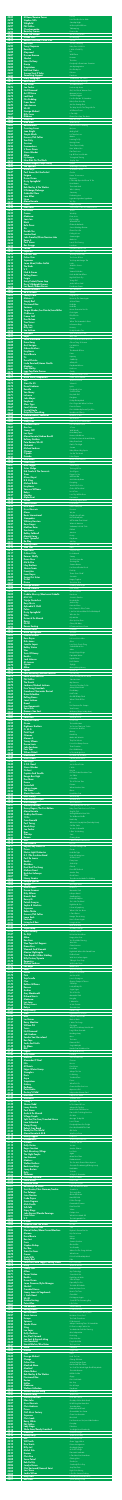| 3500                                         | <b>Al Bano/Romina Power</b>                                                                                                             | Felicita                                                                                                                                             |
|----------------------------------------------|-----------------------------------------------------------------------------------------------------------------------------------------|------------------------------------------------------------------------------------------------------------------------------------------------------|
| 3499                                         | <b>Stephen Stills</b>                                                                                                                   | Love The One You're With                                                                                                                             |
| 3498                                         | Whigfield                                                                                                                               | <b>Saturday Night</b>                                                                                                                                |
| 3497                                         | <b>Phil Collins</b>                                                                                                                     | A Groovy Kind Of Love                                                                                                                                |
| 3496                                         | Chumbawamba                                                                                                                             | Tubthumping                                                                                                                                          |
| 3495<br>3494<br>3493<br>3492<br>3491         | <b>Beverley Craven</b><br><b>Mott The Hoople</b><br><b>Goede Doel</b><br><b>Barbra Streisand/Celine Dion</b><br><b>Bee-Gees</b>         | Promise Me<br>All The Young Dudes<br>Nooduitgang<br>Tell Him<br>To Love Somebody<br><b>Baby Can I Hold You</b>                                       |
| 3490<br>3489<br>3488<br>3487<br>3486         | <b>Tracy Chapman</b><br><b>Roxette</b><br>Maywood<br><b>Duncan Browne</b><br><b>Sherbet</b>                                             | I Wish I Could Fly<br><b>Rio</b><br><b>Wild Places</b><br>Howzat                                                                                     |
| 3485                                         | <b>Hans De Booy</b>                                                                                                                     | Thuis Ben                                                                                                                                            |
| 3484                                         | <b>Krezip</b>                                                                                                                           | Everybody's Gotta Learn Sometime                                                                                                                     |
| 3483                                         | <b>Temptations</b>                                                                                                                      | Just My Imagination                                                                                                                                  |
| 3482                                         | <b>Hall And Oates</b>                                                                                                                   | Kiss On My List                                                                                                                                      |
| 3481                                         | <b>Terence Trent D'Arby</b>                                                                                                             | <b>Delicate</b>                                                                                                                                      |
| 3480                                         | <b>Something Happens</b>                                                                                                                | Parachute                                                                                                                                            |
| 3479                                         | <b>Mary Macgregor</b>                                                                                                                   | <b>Torn Between Two Lovers</b>                                                                                                                       |
| 3478                                         | <b>Bette Midler</b>                                                                                                                     | Wind Beneath My Wings                                                                                                                                |
| 3477                                         | <b>The Sweet</b>                                                                                                                        | The Ballroom Blitz                                                                                                                                   |
| 3476                                         | <b>Joe Cocker</b>                                                                                                                       | <b>Unchain My Heart</b>                                                                                                                              |
| 3475                                         | <b>Neil Diamond</b>                                                                                                                     | Girl, You'll Be A Woman Soon                                                                                                                         |
| 3474                                         | <b>Art Of Noise</b>                                                                                                                     | Moments In Love                                                                                                                                      |
| 3473                                         | <b>Laid Back</b>                                                                                                                        | Sunshine Reggae                                                                                                                                      |
| 3472                                         | <b>Otis Redding</b>                                                                                                                     | I've Got Dreams To Remember                                                                                                                          |
| 3471                                         | <b>Frans Bauer</b>                                                                                                                      | Heb Je Even Voor Mij                                                                                                                                 |
| 3470                                         | John Lennon                                                                                                                             | <b>Just Like Starting Over</b>                                                                                                                       |
| 3469                                         | <b>Ub 40</b>                                                                                                                            | The Way You Do The Things We Do                                                                                                                      |
| 3468                                         | <b>George Michael</b>                                                                                                                   | A Different Corner                                                                                                                                   |
| 3467                                         | <b>Billy Swan</b>                                                                                                                       | I Can Help                                                                                                                                           |
| 3466                                         | Rihanna                                                                                                                                 | Please Don't Stop The Music                                                                                                                          |
| 3465                                         | <b>Stray Cats</b>                                                                                                                       | <b>Rock This Town</b>                                                                                                                                |
| 3464                                         | <b>Aloe Blacc</b>                                                                                                                       | Wake Me Up                                                                                                                                           |
| 3463                                         | <b>Bananarama</b>                                                                                                                       | <b>Robert De Niro's Waiting</b>                                                                                                                      |
| 3462                                         | <b>Counting Crows</b>                                                                                                                   | Mr Jones                                                                                                                                             |
| 3461                                         | <b>Jean Knight</b>                                                                                                                      | Mr Big Stuff                                                                                                                                         |
| 3460                                         | <b>Simple Minds</b>                                                                                                                     | Let There Be Love                                                                                                                                    |
| 3459                                         | <b>Genesis/Phil Collins</b>                                                                                                             | Mama                                                                                                                                                 |
| 3458                                         | <b>Tom Petty</b>                                                                                                                        | Learning To Fly                                                                                                                                      |
| 3457                                         | <b>Survivor</b>                                                                                                                         | <b>Burning Heart</b>                                                                                                                                 |
| 3456                                         | <b>Commodores</b>                                                                                                                       | Three Times A Lady                                                                                                                                   |
| 3455                                         | <b>3 Doors Down</b>                                                                                                                     | <b>Here Without You</b>                                                                                                                              |
| 3454                                         | <b>Stevie Wonder</b>                                                                                                                    | <b>Part Time Lover</b>                                                                                                                               |
| 3453                                         | Abba                                                                                                                                    | Lay All Your Love On Me                                                                                                                              |
| 3452                                         | <b>lvy League</b>                                                                                                                       | <b>Tossing And Turning</b>                                                                                                                           |
| 3451                                         | <b>New Kids On The Block</b>                                                                                                            | Step By Step                                                                                                                                         |
| 3450                                         | Human League/Philip Oakey                                                                                                               | Human                                                                                                                                                |
| 3449                                         | <b>The Specials</b>                                                                                                                     | A Message To You Rudy                                                                                                                                |
| 3448                                         | <b>Alicia Keys</b>                                                                                                                      | A Woman's Worth                                                                                                                                      |
| 3447                                         | <b>Paul Simon/Art Garfunkel</b>                                                                                                         | Cecilia                                                                                                                                              |
| 3446                                         | <b>Enigma</b>                                                                                                                           | Return To Innocence                                                                                                                                  |
| 3445                                         | <b>Duran Duran</b>                                                                                                                      | <b>Notorious</b>                                                                                                                                     |
| 3444                                         | <b>Dusty Springfield</b>                                                                                                                | I Close My Eyes And Count To Ten                                                                                                                     |
| 3443                                         | Omc                                                                                                                                     | <b>How Bizarre</b>                                                                                                                                   |
| 3442                                         | <b>Bob Marley &amp; The Wailers</b>                                                                                                     | Three Little Birds                                                                                                                                   |
| 3441                                         | El Debarge/Debarge                                                                                                                      | Who's Johnny                                                                                                                                         |
| 3440                                         | <b>Gabriella Cilme</b>                                                                                                                  | Sanctuary                                                                                                                                            |
| 3439<br>3438<br>3437<br>3436<br>3435         | <b>Love Affair</b><br>Nena<br><b>Marco Borsato</b><br><b>Prince</b><br><b>Elton John</b>                                                | <b>Everlasting Love</b><br>Irgendwie Irgendwo Irgendwan<br>Vrij Zijn<br><b>Raspberry Baret</b><br>Sorry Seems To Be The Hardest Word<br><b>Waves</b> |
| 3434<br>3433<br>3432<br>3431<br>3430<br>3429 | <b>Mr Probz</b><br><b>Cameo</b><br>Madonna<br>Janis lan<br><b>Black</b><br><b>Belle Perez</b>                                           | Word Up<br>Dear Jessie<br>Fly Too High<br><b>Wonderful Life</b><br>El Mundo Bailando                                                                 |
| 3428                                         | <b>Xtc</b>                                                                                                                              | <b>Senses Working Overtim</b>                                                                                                                        |
| 3427                                         | <b>Double You</b>                                                                                                                       | Please Don't Go                                                                                                                                      |
| 3426                                         | <b>London Beat</b>                                                                                                                      | Failing In Love                                                                                                                                      |
| 3425                                         | John Travolta/Olivia Newton John                                                                                                        | Summernights                                                                                                                                         |
| 3424                                         | Room 5                                                                                                                                  | Make Luv                                                                                                                                             |
| 3423<br>3422<br>3421<br>3420<br>3419         | <b>Paul Simon</b><br><b>Boz Scaggs</b><br><b>Poison</b><br><b>Imperials</b><br><b>Wet Wet Wet</b>                                       | Late In The Evening<br>Lowdown<br>Every Rose Has Its Torn<br>Who's Gonna Love Me<br>Wishing I Was Lucky<br>The Power Of Love                         |
| 3418<br>3417<br>3416<br>3415<br>3414<br>3413 | <b>Celine Dion</b><br><b>Supremes</b><br>Jason Mraz/Colbie Caillat<br><b>The Kinks</b><br>U <sub>2</sub><br>Nick & Simon                | You Keep Me Hangin' On<br>Lucky<br><b>Waterloo Sunset</b><br><b>Desire</b><br><b>Vaarwel Verleden</b>                                                |
| 3412                                         | <b>Rolling Stones</b>                                                                                                                   | <b>Rock And A Hard Place</b>                                                                                                                         |
| 3411                                         | Fergie                                                                                                                                  | <b>Big Girls Don't Cry</b>                                                                                                                           |
| 3410                                         | <b>Gary Puckett/Union Gap</b>                                                                                                           | Young Girl                                                                                                                                           |
| 3409                                         | <b>Dexy'S Midnight Runners</b>                                                                                                          | Jackie Wilson Said                                                                                                                                   |
| 3408                                         | Lou Rawls/Diana Reeves                                                                                                                  | Fine Brown Frame                                                                                                                                     |
| 3407                                         | <b>Robbie Williams</b>                                                                                                                  | She's Madonna                                                                                                                                        |
| 3406                                         | <b>Bb &amp; Q Band</b>                                                                                                                  | <b>Starlette</b>                                                                                                                                     |
| 3405                                         | <b>Johnny Cash</b>                                                                                                                      | Ring Of Fire                                                                                                                                         |
| 3404                                         | <b>Melanie C.</b>                                                                                                                       | Never Be The Same Again                                                                                                                              |
| 3403                                         | <b>Simply Red</b>                                                                                                                       | A New Flame                                                                                                                                          |
| 3402                                         | <b>Fleetwood Mac</b>                                                                                                                    | Hold Me                                                                                                                                              |
| 3401                                         | <b>Santana</b>                                                                                                                          | Hold On                                                                                                                                              |
| 3400                                         | Sergio Mendes/Joe Pizzulo/Leza Miller                                                                                                   | Never Gonna Let You Go                                                                                                                               |
| 3399                                         | <b>Clubhouse</b>                                                                                                                        | Do It Again                                                                                                                                          |
| 3398                                         | <b>France Gall</b>                                                                                                                      | Ella, Elle L'A                                                                                                                                       |
| 3397                                         | <b>Don Mclean</b>                                                                                                                       | Vincent                                                                                                                                              |
| 3396                                         | <b>Tina Turner</b>                                                                                                                      | When The Heartache Is Over                                                                                                                           |
| 3395                                         | <b>The Cure</b>                                                                                                                         | In Between Days                                                                                                                                      |
| 3394                                         | <b>Billy Joel</b>                                                                                                                       | Honesty                                                                                                                                              |
| 3393                                         | Joe Jackson                                                                                                                             | Be My Number Two                                                                                                                                     |
| 3392<br>3391<br>3390<br>3389<br>3388         | <b>Whispers</b><br><b>Enya</b><br>Santa Esmeralda<br><b>Kane Gang</b><br><b>Avril Lavigne</b>                                           | And The Beat Goes On<br>Only Time<br>Don't Let Me Be Misunderstood<br>Closest Thing To Heaven<br>I'm With You<br>Cuba                                |
| 3387                                         | <b>Gibson Brothers</b>                                                                                                                  | The Miracle Of Love                                                                                                                                  |
| 3386                                         | <b>Eurythmics</b>                                                                                                                       | Fame                                                                                                                                                 |
| 3385                                         | <b>David Bowie</b>                                                                                                                      | <b>Unpretty</b>                                                                                                                                      |
| 3384                                         | <b>Tlc</b>                                                                                                                              | Saddle Up                                                                                                                                            |
| 3383                                         | <b>David Christie</b>                                                                                                                   | All My Life                                                                                                                                          |
| 3382<br>3381<br>3380<br>3379<br>3378         | Linda Ronstadt/Aaron Neville<br><b>Monkees</b><br><b>Jody Watley</b><br><b>Iggy Pop/Kate Pierson</b><br><b>Beatles</b>                  | Daydream Believer<br><b>Real Love</b><br>Candy<br><b>Strawberry Fields Forever</b>                                                                   |
| 3377<br>3376<br>3375<br>3374<br>3373         | <b>Bruce Willis/Temptations</b><br><b>Blof</b><br><b>Stars On 45</b><br><b>Dean Friedman</b><br><b>Rozalla</b>                          | <b>Under The Boardwalk</b><br>Wat Zou Je Doen<br>Volume lii<br>Lydia<br>Everybody's Free<br>Soul Cha Cha                                             |
| 3372<br>3371<br>3370<br>3369<br>3368<br>3367 | <b>Van Mccoy</b><br><b>Icehouse</b><br><b>John Mayer</b><br><b>Easybeats</b><br><b>Glass Tiger</b><br><b>Jose Feliciano</b>             | Hey Little Girl<br>Daughters<br>Friday On My Mind<br>Don't Forget Me When I'm Gone<br>Ponte A Contar                                                 |
| 3366                                         | <b>Crystal Gayle</b>                                                                                                                    | Don't It Make My Brown Eyes Blue                                                                                                                     |
| 3365                                         | <b>Deep Blue Something</b>                                                                                                              | <b>Breakfast At Tiffany's</b>                                                                                                                        |
| 3364                                         | <b>Martha Reeves/Vandellas</b>                                                                                                          | Nowhere To Run                                                                                                                                       |
| 3363                                         | <b>Dolly Dots</b>                                                                                                                       | All The Roses                                                                                                                                        |
| 3362                                         | <b>Steely Dan</b>                                                                                                                       | <b>Rikki Don't Lose That Number</b>                                                                                                                  |
| 3361                                         | <b>Crowded House</b>                                                                                                                    | Don't Dream It's Over                                                                                                                                |
| 3360                                         | Ann Lee                                                                                                                                 | 2 Times                                                                                                                                              |
| 3359                                         | Jimmy Cliff                                                                                                                             | <b>Wild World</b>                                                                                                                                    |
| 3358                                         | <b>Lori Spee</b>                                                                                                                        | <b>How Many Times</b>                                                                                                                                |
| 3357                                         | Marco Borsato/Andrea Bocelli                                                                                                            | <b>Because We Believe</b>                                                                                                                            |
| 3356<br>3355<br>3354<br>3353<br>3352         | <b>Bellamy Brothers</b><br>Pato Banton/Ub 40<br><b>Shakatak</b><br><b>Michael Jackson</b><br>Chicago                                    | If I Said You Have A Beautiful Body<br><b>Baby Come Back</b><br>Dark Is The Night<br>Scream<br><b>Baby What A Big Suprise</b><br>Sex On The Beach    |
| 3351                                         | <b>T-Spoon</b>                                                                                                                          | I Like Chopin                                                                                                                                        |
| 3350                                         | <b>Gazebo</b>                                                                                                                           | Ik Hou Zoveel Van Jou                                                                                                                                |
| 3349                                         | <b>Ruth Jacott</b>                                                                                                                      | Helene                                                                                                                                               |
| 3348                                         | <b>Julien Clerc</b>                                                                                                                     | Sweet Thing                                                                                                                                          |
| 3347                                         | <b>Mick Jagger</b>                                                                                                                      | Thinking Of You                                                                                                                                      |
| 3346<br>3345<br>3344<br>3343<br>3342<br>3341 | <b>Sister Sledge</b><br><b>Kid Creole &amp; The Coconuts</b><br>Texas<br><b>Alison Moyet</b><br><b>B B King</b><br><b>Michael Buble</b> | Stool Pigeon<br>Prayer For You<br><b>All Cried Out</b><br>Ain't Nobody Home<br>Everything                                                            |
| 3340                                         | <b>Eurythmics</b>                                                                                                                       | Would I Lie To You                                                                                                                                   |
| 3339                                         | <b>Vanessa Williams</b>                                                                                                                 | Colors Of The Wind                                                                                                                                   |
| 3338                                         | <b>Babys</b>                                                                                                                            | Isn't It Time                                                                                                                                        |
| 3337                                         | <b>Martika</b>                                                                                                                          | Love Thy Will Be Done                                                                                                                                |
| 3336                                         | <b>Alpha Beat</b>                                                                                                                       | <b>Fascination</b>                                                                                                                                   |
| 3335                                         | Queen                                                                                                                                   | I'm Going Slightly Mad                                                                                                                               |
| 3334                                         | <b>James Brown</b>                                                                                                                      | I Feel Good                                                                                                                                          |
| 3333                                         | <b>Dire Straits</b>                                                                                                                     | <b>Romeo And Juliet</b>                                                                                                                              |
| 3332                                         | <b>Guus Meeuwis</b>                                                                                                                     | Proosten                                                                                                                                             |
| 3331                                         | <b>Moses</b>                                                                                                                            | We Just                                                                                                                                              |
| 3330                                         | <b>Beats International</b>                                                                                                              | Dub Be Good To Me                                                                                                                                    |
| 3329                                         | <b>Stampeders</b>                                                                                                                       | Hit The Road Jack                                                                                                                                    |
| 3328                                         | <b>Whitney Houston</b>                                                                                                                  | All The Man That I Need                                                                                                                              |
| 3327                                         | <b>Rene Froger</b>                                                                                                                      | Winter In America                                                                                                                                    |
| 3326                                         | <b>Matthias Reim</b>                                                                                                                    | Verdammt, Ich Lieb' Dich                                                                                                                             |
| 3325                                         | <b>Tom Jones</b>                                                                                                                        | Delilah                                                                                                                                              |
| 3324                                         | <b>Bobby Caldwell</b>                                                                                                                   | Jamaica                                                                                                                                              |
| 3323                                         | <b>Mariah Carey</b>                                                                                                                     | Honey                                                                                                                                                |
| 3322                                         | Lovin' Spoonful                                                                                                                         | Daydream                                                                                                                                             |
| 3321                                         | <b>Re-Play</b>                                                                                                                          | Ala Day                                                                                                                                              |
| 3320                                         | <b>Talking Heads</b>                                                                                                                    | And She Was                                                                                                                                          |
| 3319                                         | <b>Take That</b>                                                                                                                        | <b>Babe</b>                                                                                                                                          |
| 3318                                         | <b>Elton John</b>                                                                                                                       | Song For Guy                                                                                                                                         |
| 3317                                         | <b>Culture Club</b>                                                                                                                     | It's A Miracle                                                                                                                                       |
| 3316                                         | <b>Ramses Shaffy</b>                                                                                                                    | Sammy                                                                                                                                                |
| 3315                                         | <b>Dawn Penn</b>                                                                                                                        | You Don't Love Me                                                                                                                                    |
| 3314                                         | Mel & Kim                                                                                                                               | <b>Showing Out</b>                                                                                                                                   |
| 3313                                         | <b>Isley Brothers</b>                                                                                                                   | Summer Breeze                                                                                                                                        |
| 3312                                         | <b>Shania Twain</b>                                                                                                                     | I'm Gonna Getcha Good                                                                                                                                |
| 3311                                         | <b>Freestylers</b>                                                                                                                      | Push Up                                                                                                                                              |
| 3310                                         | <b>Isaac Hayes</b>                                                                                                                      | Theme From "Shaft"                                                                                                                                   |
| 3309                                         | <b>Swing Out Sister</b>                                                                                                                 | Surrender                                                                                                                                            |
| 3308                                         | <b>Turtles</b>                                                                                                                          | <b>Happy Together</b>                                                                                                                                |
| 3307                                         | <b>Divine</b>                                                                                                                           | Shoot Your Shot                                                                                                                                      |
| 3306                                         | <b>George Michael</b>                                                                                                                   | Cowboys And Angels                                                                                                                                   |
| 3305                                         | <b>Aretha Franklin</b>                                                                                                                  | <b>Rock Steady</b>                                                                                                                                   |
| 3304                                         | <b>Roch Voisine</b>                                                                                                                     | On The Outside                                                                                                                                       |
| 3303                                         | Freddie Mercury/Montserrat Caballe                                                                                                      | <b>Barcelona</b>                                                                                                                                     |
| 3302                                         | MASH.                                                                                                                                   | Suicide Is Painless                                                                                                                                  |
| 3301                                         | <b>Trijntje Oosterhuis</b>                                                                                                              | <b>Knocked Out</b>                                                                                                                                   |
| 3300                                         | <b>Roxy Music</b>                                                                                                                       | Jealous Guy                                                                                                                                          |
| 3299                                         | <b>Aphrodite'S Child</b>                                                                                                                | <b>Rain And Tears</b>                                                                                                                                |
| 3298                                         | <b>Police</b>                                                                                                                           | Don't Stand So Close To Me                                                                                                                           |
| 3297                                         | <b>Dusty Springfield</b>                                                                                                                | I Just Don't Know What To Do With Myself                                                                                                             |
| 3296                                         | Who                                                                                                                                     | Who Are You                                                                                                                                          |
| 3295                                         | Keizer & De Munnik                                                                                                                      | Kijk Me Na                                                                                                                                           |
| 3294                                         | <b>Buoys</b>                                                                                                                            | Give Up Your Guns                                                                                                                                    |
| 3293                                         | <b>Ub 40</b>                                                                                                                            | Cherry Oh Baby                                                                                                                                       |
| 3292                                         | <b>Ronan Keating</b>                                                                                                                    | If Tomorrow Never Comes                                                                                                                              |
| 3291                                         | <b>Another Level</b>                                                                                                                    | Freak Me                                                                                                                                             |
| 3290                                         | <b>Bruce Springsteen</b>                                                                                                                | The River                                                                                                                                            |
| 3289                                         | <b>Colin Blunstone</b>                                                                                                                  | Andorra                                                                                                                                              |
| 3288                                         | <b>Rose Royce</b>                                                                                                                       | Is It Love You're After                                                                                                                              |
| 3287                                         | <b>Rick James</b>                                                                                                                       | Glow                                                                                                                                                 |
| 3286                                         | <b>Jennifer Lopez</b>                                                                                                                   | Love Don't Cost A Thing                                                                                                                              |
| 3285                                         | <b>Bobby Vinton</b>                                                                                                                     | Sealed With A Kiss                                                                                                                                   |
| 3284                                         | <b>Wes</b>                                                                                                                              | Alane                                                                                                                                                |
| 3283                                         | <b>Taste Of Honey</b>                                                                                                                   | <b>Boogie Oogie Oogie</b>                                                                                                                            |
| 3282                                         | <b>Beatles</b>                                                                                                                          | Paperback Writer                                                                                                                                     |
| 3281                                         | Jack Johnson                                                                                                                            | <b>Upside Down</b>                                                                                                                                   |
| 3280                                         | Al Jarreau                                                                                                                              | Roof Garden                                                                                                                                          |
| 3279                                         | Jigsaw                                                                                                                                  | Skyhigh                                                                                                                                              |
| 3278                                         | Abba                                                                                                                                    | Money Money Money                                                                                                                                    |
| 3277                                         | <b>Spiller</b>                                                                                                                          | Groove Jet                                                                                                                                           |
| 3276                                         | <b>Paul Mccartney/Michael Jackson</b>                                                                                                   | Say Say Say                                                                                                                                          |
| 3275                                         | <b>Earth Wind And Fire</b>                                                                                                              | That's The Way Of The World                                                                                                                          |
| 3274                                         | <b>Phil Collins</b>                                                                                                                     | <b>Take Me Home</b>                                                                                                                                  |
| 3273                                         | <b>The Knack</b>                                                                                                                        | My Sharona                                                                                                                                           |
| 3272                                         | Jacksons/Michael Jackson                                                                                                                | Show You The Way To Go                                                                                                                               |
| 3271                                         | <b>Fine Young Cannibals</b>                                                                                                             | Johnny Come Home                                                                                                                                     |
| 3270                                         | <b>Creedence Clearwater Revival</b>                                                                                                     | Proud Mary                                                                                                                                           |
| 3269                                         | <b>Brian Mcfadden</b>                                                                                                                   | Real To Me                                                                                                                                           |
| 3268                                         | <b>Rolling Stones</b>                                                                                                                   | Get Off Of My Cloud                                                                                                                                  |
| 3267                                         | <b>Janet Jackson</b>                                                                                                                    | When I Think Of You                                                                                                                                  |
| 3266                                         | <b>Bread</b>                                                                                                                            | Ιf                                                                                                                                                   |
| 3265                                         | <b>Eros Ramazzotti</b>                                                                                                                  | Un' Emozione Per Sempre                                                                                                                              |
| 3264                                         | <b>Spice Girls</b>                                                                                                                      | <b>Viva Forever</b>                                                                                                                                  |
| 3263                                         | Damaru/Jan Smit                                                                                                                         | Mi Rowsu (Tuintje In Mijn Hart)                                                                                                                      |
| 3262                                         | <b>R. E. M.</b>                                                                                                                         | <b>Everybody Hurts</b>                                                                                                                               |
| 3261                                         | <b>Peter Tosh</b>                                                                                                                       | Johnny B Good                                                                                                                                        |
| 3260                                         | <b>Emmylou Harris</b>                                                                                                                   | C'est La Vie                                                                                                                                         |
| 3259                                         | <b>Queen</b>                                                                                                                            | The Invisble Man                                                                                                                                     |
| 3258                                         | <b>Righteous Brothers</b>                                                                                                               | You'Ve Lost That Lovin' Feelin                                                                                                                       |
| 3257                                         | O. M. D.                                                                                                                                | Forever Live And Die                                                                                                                                 |
| 3256                                         | <b>Pink Floyd</b>                                                                                                                       | Money                                                                                                                                                |
| 3255                                         | <b>Ottawan</b>                                                                                                                          | Hands Up                                                                                                                                             |
| 3254                                         | <b>Maroon 5</b>                                                                                                                         | <b>Makes Me Wonder</b>                                                                                                                               |
| 3253                                         | <b>Tracey Ullman</b>                                                                                                                    | They Don't Know                                                                                                                                      |
| 3252                                         | <b>Donna Lewis</b>                                                                                                                      | I Love You Always Forever                                                                                                                            |
| 3251                                         | John Farnham                                                                                                                            | That's Freedom                                                                                                                                       |
| 3250                                         | <b>Four Tops</b>                                                                                                                        | Don't Walk Away                                                                                                                                      |
| 3249                                         | <b>Wilson Pickett</b>                                                                                                                   | In The Midnight Hour                                                                                                                                 |
| 3248                                         | <b>Manhattans</b>                                                                                                                       | Kiss And Say Goodbye                                                                                                                                 |
| 3247                                         | <b>Klein Orkest</b>                                                                                                                     | Laat Mij Maar Alleen                                                                                                                                 |
| 3246                                         | <b>Razorlight</b>                                                                                                                       | America                                                                                                                                              |
| 3245<br>3244<br>3243<br>3242<br>3241         | S.O.S. Band<br><b>Stevie Wonder</b><br><b>Outkast</b><br><b>Captain And Tennille</b><br><b>Boogie Box High</b><br><b>Doe Maar</b>       | Just Be Good To Me<br>I Wish<br>Hey Ya<br>Do That To Me One More Time<br>Jive Talkin'<br>Is Dit Alles                                                |
| 3240<br>3239<br>3238<br>3237<br>3236<br>3235 | <b>Keane</b><br><b>Centerfold</b><br><b>Johnny Logan</b><br><b>The Scene</b><br><b>Alanis Morissette</b>                                | This Is The Last Time<br>Dictator<br><b>What's Another Year</b><br>Blauw<br><b>Head Over Feat</b>                                                    |
| 3234                                         | <b>Elvis Presley</b>                                                                                                                    | All Shook Up                                                                                                                                         |
| 3233                                         | <b>Alan Parsons Project</b>                                                                                                             | Old And Wise                                                                                                                                         |
| 3232                                         | <b>Rita Coolidge</b>                                                                                                                    | We'Re All Alone                                                                                                                                      |
| 3231                                         | <b>Whitney Houston</b>                                                                                                                  | Saving All My Love For You                                                                                                                           |
| 3230                                         | <b>Kenny Rogers/The First Edition</b>                                                                                                   | Ruby, Don't Take Your Love To Town                                                                                                                   |
| 3229                                         | <b>Marco Borsato</b>                                                                                                                    | Stop De Tijd                                                                                                                                         |
| 3228                                         | <b>Godley And Creme</b>                                                                                                                 | An Englishman In New York                                                                                                                            |
| 3227                                         | <b>10 Cc</b>                                                                                                                            | The Wallstreet Shuffle                                                                                                                               |
| 3226                                         | <b>Caro Emerald</b>                                                                                                                     | <b>Back It Up</b>                                                                                                                                    |
| 3225                                         | <b>Paul Young</b>                                                                                                                       | Wherever I Lay My Hat (That's My Home)                                                                                                               |
| 3224                                         | <b>Beach Boys</b>                                                                                                                       | Sail On Sailor                                                                                                                                       |
| 3223                                         | <b>Joe Cocker</b>                                                                                                                       | You Are So Beautiful                                                                                                                                 |
| 3222                                         | <b>Bros</b>                                                                                                                             | I Owe You Nothing                                                                                                                                    |
| 3221                                         | <b>Starship</b>                                                                                                                         | Sara                                                                                                                                                 |
| 3220                                         | <b>Romeo</b>                                                                                                                            | Coming Home                                                                                                                                          |
| 3219                                         | Toto                                                                                                                                    | I Won't Hold You Back Now                                                                                                                            |
| 3218                                         | Jimi Hendrix                                                                                                                            | Hey Joe                                                                                                                                              |
| 3217                                         | Raydio/Ray Parker Jr.                                                                                                                   | You Can't Change That                                                                                                                                |
| 3216                                         | <b>Prince</b>                                                                                                                           | Cream                                                                                                                                                |
| 3215                                         | <b>Electric Light Orchestra</b>                                                                                                         | Hold On Tight                                                                                                                                        |
| 3214                                         | K.C./The Sunshine Band                                                                                                                  | Keep It Coming Love                                                                                                                                  |
| 3213                                         | <b>Paul De Leeuw</b>                                                                                                                    | 'K Heb Je Lief                                                                                                                                       |
| 3212                                         | <b>Beatles</b>                                                                                                                          | Penny Lane                                                                                                                                           |
| 3211                                         | <b>Blackbox</b>                                                                                                                         | Strike It Up                                                                                                                                         |
| 3210                                         | <b>Kool And The Gang</b>                                                                                                                | Cherish                                                                                                                                              |
| 3209                                         | <b>Mothers Finest</b>                                                                                                                   | Piece Of The Rock                                                                                                                                    |
| 3208                                         | <b>Buckshot Lefonque</b>                                                                                                                | <b>Another Day</b>                                                                                                                                   |
| 3207                                         | <b>Chic</b>                                                                                                                             | <b>Good Times</b>                                                                                                                                    |
| 3206                                         | <b>Nancy Sinatra</b>                                                                                                                    | These Boots Are Made For Walking                                                                                                                     |
| 3205                                         | <b>Enrique Iglesias</b>                                                                                                                 | Escape                                                                                                                                               |
| 3204                                         | Spargo                                                                                                                                  | One Night Affair                                                                                                                                     |
| 3203                                         | <b>Andre Hazes</b>                                                                                                                      | Ik Meen 't                                                                                                                                           |
| 3202                                         | <b>Donna Summer</b>                                                                                                                     | <b>Macarthur Park</b>                                                                                                                                |
| 3201                                         | <b>Bitty Mclean</b>                                                                                                                     | It Keeps Rainin'                                                                                                                                     |
| 3200                                         | <b>Bronski Beat</b>                                                                                                                     | <b>Smalltown Boy</b>                                                                                                                                 |
| 3199                                         | <b>Boney M</b>                                                                                                                          | <b>Rivers Of Babylon</b>                                                                                                                             |
| 3198                                         | <b>Patrick Swayze</b>                                                                                                                   | She's Like The Wind                                                                                                                                  |
| 3197                                         | <b>Sophie B Hawkins</b>                                                                                                                 | Right Beside You                                                                                                                                     |
| 3196                                         | <b>Supremes</b>                                                                                                                         | I Hear A Symphony                                                                                                                                    |
| 3195                                         | <b>Robin Thicke</b>                                                                                                                     | When I Get You Alone                                                                                                                                 |
| 3194                                         | Genesis/Phil Collins                                                                                                                    | I Can't Dance                                                                                                                                        |
| 3193                                         | <b>Loose Ends</b>                                                                                                                       | Hangin' On A String                                                                                                                                  |
| 3192                                         | <b>Fortunes</b>                                                                                                                         | Here It Comes Again                                                                                                                                  |
| 3191                                         | <b>Living In A Box</b>                                                                                                                  | Living In A Box                                                                                                                                      |
| 3190                                         | U <sub>2</sub>                                                                                                                          | <b>New Years Day</b>                                                                                                                                 |
| 3189                                         | Supertramp                                                                                                                              | Goodbye Stranger                                                                                                                                     |
| 3188                                         | <b>Marc Anthony</b>                                                                                                                     | I Need To Know                                                                                                                                       |
| 3187                                         | De Dijk                                                                                                                                 | Ik Kan Het Niet Alleen                                                                                                                               |
| 3186                                         | Abba                                                                                                                                    | <b>Happy New Year</b>                                                                                                                                |
| 3185                                         | <b>Bee-Gees</b>                                                                                                                         | You Should Be Dancing                                                                                                                                |
| 3184                                         | <b>Wee Papa Girl Rappers</b>                                                                                                            | <b>Wee Rule</b>                                                                                                                                      |
| 3183                                         | <b>Diana Ross</b>                                                                                                                       | <b>Chain Reaction</b>                                                                                                                                |
| 3182                                         | <b>Womack And Womack</b>                                                                                                                | Love Wars                                                                                                                                            |
| 3181                                         | <b>Maxine Nightingale</b>                                                                                                               | <b>Right Back Where We Started From</b>                                                                                                              |
| 3180                                         | <b>Time Bandits/Alides Hidding</b>                                                                                                      | <b>Endless Road</b>                                                                                                                                  |
| 3179                                         | <b>Billy Preston/Syreeta</b>                                                                                                            | With You I'm Born Again                                                                                                                              |
| 3178                                         | <b>Romantics</b>                                                                                                                        | Talking In Your Sleep                                                                                                                                |
| 3177                                         | <b>Michael Jackson</b>                                                                                                                  | Will You Be There                                                                                                                                    |
| 3176                                         | <b>Lou Bega</b>                                                                                                                         | Mambo No <sub>5</sub>                                                                                                                                |
| 3175                                         | <b>Sade</b>                                                                                                                             | Your Love Is King                                                                                                                                    |
| 3174                                         | <b>Hollies</b>                                                                                                                          | Blowin' In The Wind                                                                                                                                  |
| 3173                                         | <b>Pink</b>                                                                                                                             | Just Like A Pill                                                                                                                                     |
| 3172                                         | <b>Taja Sevelle</b>                                                                                                                     | Love Is Contagious                                                                                                                                   |
| 3171                                         | <b>Cher</b>                                                                                                                             | <b>Gypsies Tramps &amp; Thieves</b>                                                                                                                  |
| 3170                                         | <b>Robbie Williams</b>                                                                                                                  | Sexed Up                                                                                                                                             |
| 3169                                         | <b>Racoon</b>                                                                                                                           | Lucky All My Life                                                                                                                                    |
| 3168                                         | <b>Archies</b>                                                                                                                          | Sugar Sugar                                                                                                                                          |
| 3167                                         | <b>Amy Macdonald</b>                                                                                                                    | This Is The Life                                                                                                                                     |
| 3166                                         | <b>Richard Harris</b>                                                                                                                   | <b>Macarthur Park</b>                                                                                                                                |
| 3165                                         | Madonna                                                                                                                                 | Hung Up                                                                                                                                              |
| 3164                                         | <b>Lois Lane</b>                                                                                                                        | l Wanna Be                                                                                                                                           |
| 3163                                         | <b>Quincy Jones</b>                                                                                                                     | Ai No Corrida                                                                                                                                        |
| 3162                                         | <b>Robyn</b>                                                                                                                            | Show Me Love                                                                                                                                         |
| 3161                                         | <b>Kelly Family</b>                                                                                                                     | David's Song                                                                                                                                         |
| 3160                                         | <b>Wax</b>                                                                                                                              | Right Between The Eyes                                                                                                                               |
| 3159                                         | Aha                                                                                                                                     | <b>Stay On These Roads</b>                                                                                                                           |
| 3158                                         | <b>Los Bravos</b>                                                                                                                       | <b>Black Is Black</b>                                                                                                                                |
| 3157                                         | <b>Barry Manilow</b>                                                                                                                    | I Write The Songs                                                                                                                                    |
| 3156                                         | <b>William Pitt</b>                                                                                                                     | City Lights                                                                                                                                          |
| 3155                                         | <b>Travis</b>                                                                                                                           | Why Does It Always Rain On Me                                                                                                                        |
| 3154                                         | <b>Neil Diamond</b>                                                                                                                     | Long Fellow Serenade                                                                                                                                 |
| 3153                                         | Jaki Graham                                                                                                                             | <b>Breaking Away</b>                                                                                                                                 |
| 3152                                         | <b>Sandra Van Nieuwland</b>                                                                                                             | More                                                                                                                                                 |
| 3151                                         | <b>Box Tops</b>                                                                                                                         | The Letter                                                                                                                                           |
| 3150                                         | <b>Seals And Crofts</b>                                                                                                                 | <b>Diamond Girl</b>                                                                                                                                  |
| 3149                                         | <b>Dr Alban</b>                                                                                                                         | Sing Hallelujah!                                                                                                                                     |
| 3148                                         | <b>Blof</b>                                                                                                                             | Harder Dan Ik Hebben Kan                                                                                                                             |
| 3147                                         | <b>Fugees</b>                                                                                                                           | No Woman No Cry                                                                                                                                      |
| 3146                                         | <b>Billy Ocean</b>                                                                                                                      | Loverboy                                                                                                                                             |
| 3145                                         | <b>America</b>                                                                                                                          | Sister Golden Hair                                                                                                                                   |
| 3144                                         | <b>Alexander O'Neal</b>                                                                                                                 | Criticize                                                                                                                                            |
| 3143                                         | <b>Nits</b>                                                                                                                             | <b>Nescio</b>                                                                                                                                        |
| 3142                                         | <b>All Saints</b>                                                                                                                       | <b>Pure Shores</b>                                                                                                                                   |
| 3141                                         | <b>Edgar Winter Group</b>                                                                                                               | <b>Free Ride</b>                                                                                                                                     |
| 3140                                         | <b>Stranglers</b>                                                                                                                       | Always The Sun                                                                                                                                       |
| 3139                                         | <b>Darts</b>                                                                                                                            | It's Raining                                                                                                                                         |
| 3138                                         | Aqua                                                                                                                                    | <b>Turn Back Time</b>                                                                                                                                |
| 3137                                         | <b>Temptations</b>                                                                                                                      | Power                                                                                                                                                |
| 3136                                         | Galaxy                                                                                                                                  | What Do I Do                                                                                                                                         |
| 3135                                         | <b>Redbone</b>                                                                                                                          | Come And Get Your Love                                                                                                                               |
| 3134                                         | <b>Peter Andre</b>                                                                                                                      | <b>Mysterious Girl</b>                                                                                                                               |
| 3133                                         | <b>Destiny'S Child</b>                                                                                                                  | Independent Woman Part 1                                                                                                                             |
| 3132                                         | <b>Mike Batt</b>                                                                                                                        | Lady Of The Dawn                                                                                                                                     |
| 3131                                         | <b>Anastacia</b>                                                                                                                        | <b>Sick And Tired</b>                                                                                                                                |
| 3130                                         | <b>Timmy T.</b>                                                                                                                         | One More Try                                                                                                                                         |
| 3129<br>3128<br>3127                         | <b>Sharon Redd</b><br><b>Lenny Kravitz</b><br><b>Paul Simon</b><br>Acda & De Munnik                                                     | In The Name Of Love<br>Always On The Run<br>Mother And Child Reunion<br>Dan Leef Ik Toch Nog Een Keer<br>Go West                                     |
| 3126<br>3125<br>3124                         | <b>Village People</b><br>Split Enz/Tim Finn/Crowded House                                                                               | Message To My Girl                                                                                                                                   |

| Wang Chung<br><b>Robert Cray Band</b>                          |
|----------------------------------------------------------------|
| <b>Ready For The World</b><br>Marco Borsato & Ali B            |
| <b>Kenny Loggins</b><br><b>Mindbenders</b>                     |
| <b>Vulcano</b><br><b>Dolly Parton</b>                          |
| <b>Roger Sanchez</b>                                           |
| <b>Paul Mccartney/Wings</b><br><b>The Night People</b>         |
| <b>Jan Hammer</b><br><b>Madness</b>                            |
| <b>Walker Brothers</b><br><b>Backstreet Boys</b>               |
| <b>Jenny Burton</b><br>Kelis                                   |
| <b>Shalamar</b><br><b>Christina Aguilera</b>                   |
| <b>Lionel Richie</b><br><b>Depeche Mode</b>                    |
| <b>Boudewijn De Groot</b><br>Suzi Quatro/Chris Norman/Smokie   |
| <b>Ilse Delange</b>                                            |
| <b>Juice Newton</b><br><b>Freda Payne</b>                      |
| <b>Gavin Degraw</b><br><b>Mink Deville</b>                     |
| <b>Talk Talk</b><br><b>Gipsy Kings</b>                         |
| John Denver/Placido Domingo<br>Lucie Silvas                    |
| U <sub>2</sub><br><b>G'Race</b>                                |
| <b>Sixpence Non The Richer</b><br>Olivia Newton John           |
| Gloria Estefan/Miami Sound Machine<br><b>Mecano</b>            |
| <b>David Bowie</b><br><b>Bon Jovi</b>                          |
| <b>Corrs</b><br><b>Stephen Bishop</b>                          |
| <b>Des'Ree</b><br><b>Tears For Fears</b>                       |
| <b>Cream</b>                                                   |
| <b>Viola Wills</b><br><b>Simply Red</b>                        |
| Peter Tosh/Mick Jagger/Rolling Stones<br><b>Duffy</b>          |
| <b>Jimmy Nail</b><br><b>Milow</b>                              |
| <b>Power Station</b><br><b>Beatles</b>                         |
| <b>Duran Duran</b><br>Jason Donovan/Kylie Minogue              |
| <b>Sheila E</b><br><b>Crowded House</b>                        |
| <b>Jimmy James &amp; Vagabonds</b><br>J. Geils Band            |
| $Ub$ 40<br><b>Golden Earring</b>                               |
| <b>Peter Allen</b><br><b>The Beloved</b>                       |
| <b>Rolling Stones</b><br><b>Ben Saunders</b>                   |
| <b>Annie Lennox</b><br><b>Europe</b>                           |
| <b>Spinners</b><br><b>Sandie Shaw</b>                          |
| <b>Sting</b><br>Leo Sayer                                      |
| <b>Kelly Clarkson</b>                                          |
| <b>Ace/Paul Carrack</b><br>Jan Smit & Gerard Joling            |
| Lisa Stansfield<br>Harold Melvin/Blue Notes                    |
| <b>Abba</b><br><b>Moloko</b>                                   |
| <b>Ivan</b><br><b>George Michael</b>                           |
| Change<br><b>Celine Dion</b>                                   |
| <b>Manfred Mann</b><br><b>Meatloaf</b>                         |
| <b>Maria Mckee</b><br><b>Bob Marley &amp; The Wailers</b>      |
| <b>Fleetwood Mac</b><br><b>Boston</b>                          |
| <b>Hollies</b><br>Madonna                                      |
| <b>Wallace Collection</b>                                      |
| <b>Surfers/Gerard Joling</b><br><b>Mariah Carey</b>            |
| <b>Whitney Houston</b><br><b>Elton John</b>                    |
| <b>Guus Meeuwis</b><br><b>Chris Andrews</b>                    |
| <b>Prince</b><br><b>C&amp;C Music Factory</b>                  |
| <b>Supremes</b><br><b>Chris Isaak</b>                          |
| <b>Barry White</b><br><b>Phil Collins</b>                      |
| Lady Gaga<br>Shola Ama/Randy Crawford                          |
| <b>Madonna</b><br><b>Buddy Holly</b>                           |
| <b>Abc</b><br><b>Will Smith</b>                                |
| <b>Dire Straits</b><br><b>Billy Joel</b>                       |
| <b>Michel Telo</b>                                             |
| <b>Kaoma</b><br><b>Chris Rea</b>                               |
| <b>Snow Patrol</b>                                             |
| <b>Rob De Nijs</b>                                             |
| Jocelyn Brown<br><b>Clint Eastwood/General Saint</b>           |
| <b>Joss Stone</b><br><b>Jackie Wilson</b><br><b>Dolly Dots</b> |

| Everybody Have Fun Tonight<br>Don't Be Afraid Of The Dark                |
|--------------------------------------------------------------------------|
| Oh Sheila<br>Wat Zou Je Doen                                             |
| Footloose<br>A Groovy Kind Of Love                                       |
| 'N Beetje Van Dit<br>You Are                                             |
| <b>Another Chance</b>                                                    |
| Let 'Em In<br>Again<br>Miami Vice Thme                                   |
| <b>Embarrassment</b>                                                     |
| The Sun Ain't Gonna Shine Anymore<br>Show Me The Meaning Of Being Lonely |
| <b>Bad Habits</b><br><b>Trick Me</b>                                     |
| A Night To Remember<br>Genie In A Bottle                                 |
| Do It To Me<br>People Are People                                         |
| Land Van Maas En Waal<br>Stumblin' In                                    |
| The Lonely One<br>Queen Of Hearts                                        |
| <b>Band Of Gold</b><br><b>Follow Through</b>                             |
| <b>Demasiado Corazon</b><br>Dum Dum Girl                                 |
| Volare<br>Perhaps Love                                                   |
| What You're Made Of<br>The Unforgettable Fire                            |
| Manhattan<br><b>Kiss Me</b>                                              |
| Sam<br>Rhythm Is Gonna Get You                                           |
| Hijo De La Luna<br><b>Heroes</b>                                         |
| Always                                                                   |
| Summer Sunshine<br>On And On                                             |
| <b>You Gotta Be</b><br>Advice For The Young At Heart                     |
| <b>White Room</b><br>If You Could Read My Mind                           |
| Fake<br>Don't Look Back                                                  |
| <b>Warwick Avenue</b><br>Ain't No Doubt                                  |
| Ayo Technology<br>Some Like It Hot                                       |
| Eight Days A Week<br>Save A Prayer                                       |
| <b>Especially For You</b><br>The Belle Of St Mark                        |
| Better Be Home Soon<br>Now Is The Time                                   |
| Centerfold<br>If It Happens Again                                        |
| Sound Of The Screaming Day<br>I Go To Rio                                |
| <b>Sweet Harmony</b><br>It's All Over Now                                |
| If You Don't Know Me By Now<br>No More "I Love Yous"                     |
| The Final Countdown<br>I'll Be Around                                    |
| Always Something There To Remind Me<br>If I Ever Lose My Faith In You    |
| You Make Me Feel Like Dancing<br>Miss Independent                        |
| How Long<br>Echte Vrienden                                               |
| People Hold On<br>The Love I Lost                                        |
| Chiquitita<br><b>Sing It Back</b>                                        |
| Baila<br><b>Heal The Pain</b>                                            |
| Change Of Heart<br>A New Day Has Come                                    |
| Ha Ha Said The Clown<br>You Took The Words Right Out Of My Mouth         |
| Show Me Heaven<br><b>Buffalo Soldier</b>                                 |
| Gypsy<br>Don't Look Back                                                 |
| <b>Bus Stop</b><br>Like A Prayer                                         |
| Daydream<br>Windsurfin'                                                  |
| <b>Without You</b><br>How Will I Know                                    |
| Goodbye Yellow Brick Road<br>Ik Wil Nog Niet Naar Huis                   |
| Yesterday Man<br><b>Diamonds And Pearls</b>                              |
| <b>Gonna Make You Sweat</b><br>Come See About Me                         |
| <b>Blue Hotel</b>                                                        |
| I'm Gonna Love You Just A Little Bit More<br>Everyday                    |
| Pokerface<br>You Might Need Somebody                                     |
| <b>Beautiful Stranger</b><br>That'Ll Be The Day                          |
| The Look Of Love<br>Gettin' Jiggy With It                                |
| Private Investigations<br>Goodnight Saigon                               |
| Ai Se Eu Te Pego<br>Dancando Lambada                                     |
| <u>I Can Hear Your Heart Beat</u><br><b>Chasing Cars</b>                 |
| Zonder Jou<br>Somebody Else's Guy                                        |
| <b>Stop That Train</b><br><b>Right To Be Wrong</b>                       |
| I Get The Sweetest Feeling<br>Love Me Just A Little Bit More             |
|                                                                          |

Spirits (Having Flown)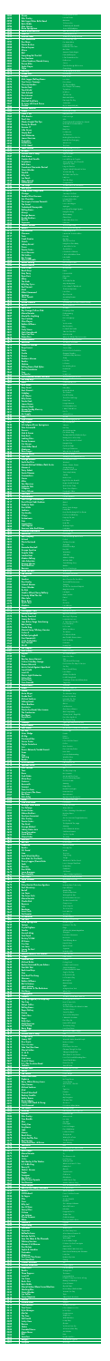| ķ                                                                                                            |
|--------------------------------------------------------------------------------------------------------------|
|                                                                                                              |
|                                                                                                              |
| l                                                                                                            |
| $\overline{\mathbf{1}}$<br>ķ                                                                                 |
|                                                                                                              |
| S<br>ï                                                                                                       |
| ł<br>$\zeta$                                                                                                 |
| $\overline{8}$                                                                                               |
| ć                                                                                                            |
| $\overline{\mathcal{E}}$<br>ļ<br>$\overline{\overline{\bf 8}}$ $\overline{\bf 1}$<br>ł                       |
| $\overline{\mathcal{G}}$                                                                                     |
|                                                                                                              |
| ļ                                                                                                            |
| j<br>i                                                                                                       |
|                                                                                                              |
|                                                                                                              |
| Ī<br>Ç                                                                                                       |
|                                                                                                              |
|                                                                                                              |
| j                                                                                                            |
| $\frac{2}{2}$<br>$\frac{6}{6}$<br>$\frac{1}{65}$                                                             |
| $\overline{\mathbf{z}}$<br>$\overline{2}$                                                                    |
|                                                                                                              |
| $\frac{1}{2}$                                                                                                |
|                                                                                                              |
| $\frac{61}{61}$<br>59<br>58<br>58<br>$\frac{1}{2}$                                                           |
| $\frac{2}{2}$ $\frac{2}{2}$                                                                                  |
| $\frac{25}{5}$<br>$\frac{1}{5}$                                                                              |
| į                                                                                                            |
| $\frac{1}{2}$                                                                                                |
|                                                                                                              |
| $\overline{\phantom{a}}$<br>$\frac{1}{2}$                                                                    |
| $\frac{1}{50}$<br>$\frac{50}{48}$<br>$\frac{48}{9}$                                                          |
| $\frac{1}{2}$                                                                                                |
| 0<br>945<br>944                                                                                              |
| $\overline{2}$<br>ļ                                                                                          |
| <br> <br> C<br>È                                                                                             |
| $\overline{a}$<br>$\overline{3}$                                                                             |
| ļ                                                                                                            |
| $\frac{37}{35}$                                                                                              |
| $\frac{2}{2}$                                                                                                |
| ŷ                                                                                                            |
|                                                                                                              |
| 134<br>133<br>132<br>131<br>130<br>130<br>$\frac{1}{2}$<br>$\frac{2}{2}$                                     |
|                                                                                                              |
| $rac{7}{6}$<br>$\overline{2}$<br>j                                                                           |
| $\frac{2}{2}$<br>$\frac{7}{6}$                                                                               |
| Ō.                                                                                                           |
| $\frac{92}{92}$<br>$\frac{92}{92}$<br>$\frac{92}{92}$<br>$\frac{92}{92}$<br>$\frac{92}{92}$<br>$\frac{2}{2}$ |
| $\frac{2}{2}$                                                                                                |
|                                                                                                              |
| $\frac{2}{2}$                                                                                                |
| $\frac{7}{9}$ $\frac{9}{9}$ $\frac{9}{9}$                                                                    |
| $\frac{2}{2}$                                                                                                |
| j                                                                                                            |
| $\frac{1}{9}$<br>$\frac{9}{9}$<br>$\frac{9}{9}$<br>2                                                         |
| $\frac{1}{2}$                                                                                                |
|                                                                                                              |
| $\frac{2}{2}$<br>$\frac{7}{9}$                                                                               |
| 07                                                                                                           |
| Ò                                                                                                            |
| $\frac{2}{2}$<br>l                                                                                           |
| 25<br>$\frac{2}{2}$                                                                                          |
| $\overline{\mathbf{I}}$<br>00<br>00<br>90<br>1                                                               |
| 29<br>28<br>28                                                                                               |
|                                                                                                              |
| 289<br>289<br>289<br>289<br>289                                                                              |
| $\overline{25}$<br>$\frac{1}{4}$                                                                             |
|                                                                                                              |
|                                                                                                              |
|                                                                                                              |
| <u>2873<br/>2892<br/>2891<br/>2889<br/>2888</u>                                                              |
|                                                                                                              |
| <u>288<br/>288<br/>288<br/>288<br/>288</u>                                                                   |
|                                                                                                              |
| $\overline{2}$                                                                                               |
| <b>ANDER</b><br>$\overline{181}$                                                                             |
| 2880<br>2879                                                                                                 |
| $\frac{1}{2}$                                                                                                |

**Pussycat** 

| <b>Elvis Presley</b><br><b>Bob Seger/Silver Bullet Band</b>   |
|---------------------------------------------------------------|
| <b>Bette Midler</b>                                           |
| <b>Alex Harvey</b>                                            |
| <b>Bruce Springsteen</b>                                      |
| <b>Earth Wind And Fire</b><br>Level 42                        |
| <b>Andrew Gold</b>                                            |
| Paul Hardcastle                                               |
| <b>Doe Maar</b>                                               |
| <b>Patrice Rushen</b>                                         |
| <b>Gloria Gaynor</b><br><b>Alizee</b>                         |
| <b>Blof</b>                                                   |
| <b>Everything But The Girl</b>                                |
| Dan Hartman                                                   |
| Luther Vandross/Mariah Carey                                  |
| Donna Allen<br>Taylor Dayne                                   |
| Titiyo                                                        |
| lan Dury                                                      |
| <b>Goede Doel</b>                                             |
| Aswad<br>Mick Jagger/Rolling Stones                           |
| <b>Tina Turner; Trammps</b>                                   |
| <b>Chesney Hawkes</b>                                         |
| Petula Clark                                                  |
| <b>Third World</b><br><b>Polle Eduard</b>                     |
| <b>Don Johnson</b>                                            |
| Greyhound                                                     |
| Marshall And Ha <u>in</u>                                     |
| Dj Jazzy Jeff/Fresh Prince                                    |
| Gordon<br>Michael Jackson                                     |
| <b>Nicole</b>                                                 |
| Close li You                                                  |
| <b>Elkie Brooks</b>                                           |
| Pearl Jam<br><b>Gladys Knight/The Pips</b>                    |
| <b>Danny De Munck</b>                                         |
| Heaven 17                                                     |
| Little Steven                                                 |
| <b>Simply Red</b>                                             |
| Scott Mckenzie<br><b>James Morrison</b>                       |
| <b>Pretenders</b>                                             |
| <b>Haddaway</b>                                               |
| <b>S.O.S. Band</b>                                            |
| <u>Janet Jackson</u>                                          |
| <b>Bluebells</b><br><b>Terence Trent D'Arby</b>               |
| Matt Bianco                                                   |
| Captain And Tennille                                          |
| <b>Eurythmics</b>                                             |
| <b>Belle Stars</b>                                            |
| <b>Creedence Clearwater Revival</b><br><b>Stevie Wonder</b>   |
| Westlife                                                      |
| <b>Billy Joel</b>                                             |
| Lou Rawls                                                     |
| Marc Almond                                                   |
|                                                               |
| <b>Cliff Richard</b>                                          |
| <b>The Script</b><br><b>Rose Royce</b>                        |
| <b>Craig David/Sting/Police</b>                               |
| Chicago                                                       |
| Smokie/Chris Norman                                           |
| <b>Hot Chocolate</b><br>Passengers/Luciano Pavarotti          |
| <b>The Sweet</b>                                              |
| Timbaland/Onerepublic                                         |
| <b>Rolling Stones</b>                                         |
| <b>Mccoys</b>                                                 |
| George Benson<br><b>Doobie Brothers</b>                       |
| <b>Roxette</b>                                                |
| <b>Supremes</b>                                               |
| <b>Shakin' Stevens</b>                                        |
| <b>Beatles</b><br>Toni Braxton                                |
| <b>Clouseau</b>                                               |
| <b>Train</b>                                                  |
| Frank Sinatra                                                 |
| <b>Stretch</b>                                                |
| <b>Johnny Bristol</b><br>Prince                               |
| <b>Pointer Sisters</b>                                        |
| <b>Guus Meeuwis</b>                                           |
| <b>Phil Collins</b>                                           |
| <b>Boz Scaggs</b><br>Vanessa Paradis                          |
| <b>Ronan Keating</b>                                          |
| Robbie Neville                                                |
| <b>New Order</b>                                              |
| <b>Beach Boys</b>                                             |
| <b>Katy Perry</b><br><mark>Ryan Paris</mark>                  |
| Abba                                                          |
| <b>The Kinks</b>                                              |
| <b>Billy Ray Cyrus</b>                                        |
| <b>Rod Stewart</b><br>Meck                                    |
| <b>Albert Hammond</b>                                         |
| <b>Santana</b>                                                |
| Silver Pozzoli                                                |
| Loreen                                                        |
| Aretha Franklin<br>Ac/D <u>c</u>                              |
| <b>Spice Girls</b>                                            |
| <b>Boy George/Culture Club</b>                                |
| Marco Borsato                                                 |
| <b>Mental As Anything</b><br>Tom Cochran                      |
| <b>Ohio Players</b>                                           |
| <b>Robbie Williams</b>                                        |
| Who                                                           |
| <b>Carly Simon</b>                                            |
| <b>Niels Geusebroek</b><br>Vaya Con Dios<br><b>Diana Ross</b> |

| <u> 2878</u><br>2877<br>2876                                                                                                               | <b>Soulsister</b><br><b>Gilbert O'Sullivan</b>                                                                               |
|--------------------------------------------------------------------------------------------------------------------------------------------|------------------------------------------------------------------------------------------------------------------------------|
| <u>2875</u><br>2874<br><u>2873</u>                                                                                                         | <b>Deep Forrest</b><br><b>Police</b><br>Coolio<br><b>Keane</b>                                                               |
| 2872<br>2871<br>2870<br>2869                                                                                                               | <b>Brothers Johnson</b><br><b>Beatles</b><br><b>Shakira</b>                                                                  |
| <u>2868</u>                                                                                                                                | <b>Rolling Stones/Bob Dylan</b>                                                                                              |
| <u> 2867</u>                                                                                                                               | <b>Buster Pointdexter</b>                                                                                                    |
| 2866                                                                                                                                       | Cars                                                                                                                         |
| 2865                                                                                                                                       | La Bouche                                                                                                                    |
| 2864                                                                                                                                       | <b>Neil Diamond/Barbra Streisand</b>                                                                                         |
| 2863                                                                                                                                       | Pet Shop Boys                                                                                                                |
| <u> 2862</u>                                                                                                                               | <b>Darts</b>                                                                                                                 |
| 2861                                                                                                                                       | <b>Ruth Jacott</b>                                                                                                           |
| 2860                                                                                                                                       | <b>Amy Grant</b>                                                                                                             |
| 2859                                                                                                                                       | <b>Amii Stewart</b>                                                                                                          |
| <u>2858</u>                                                                                                                                | <b>Coldplay</b>                                                                                                              |
| 2857                                                                                                                                       | <b>Jeff Wayne</b>                                                                                                            |
| 2856                                                                                                                                       | <b>Billy Ocean</b>                                                                                                           |
| <u>2855</u>                                                                                                                                | Petula Clark                                                                                                                 |
| 2854                                                                                                                                       | <b>James Brown</b>                                                                                                           |
| <u> 2853 </u>                                                                                                                              | <b>Roberta Flack</b>                                                                                                         |
| 2852                                                                                                                                       | <b>Queen/Freddy Mercury</b>                                                                                                  |
| 2851                                                                                                                                       | <b>Mocedades</b>                                                                                                             |
| 2850                                                                                                                                       | <b>Air Supply</b>                                                                                                            |
| 2849                                                                                                                                       | <b>Foxy</b>                                                                                                                  |
| 2848<br>2847<br>2846<br><u>2845</u>                                                                                                        | <b>Style Council</b><br><b>Ray Charles</b><br>Nils Lofgren/Bruce Springsteen<br><b>Wim Sonneveld</b>                         |
| 2844                                                                                                                                       | Genesis                                                                                                                      |
| 2843                                                                                                                                       | <b>Nick &amp; Simon</b>                                                                                                      |
| 2842                                                                                                                                       | <b>Kate Bush</b>                                                                                                             |
| 2841                                                                                                                                       | <b>Looking Glass</b>                                                                                                         |
| <u>2840</u>                                                                                                                                | <b>Donna Summer</b>                                                                                                          |
| 2839                                                                                                                                       | <b>Cat Stevens</b>                                                                                                           |
| 2838                                                                                                                                       | <b>Steve Miller Band</b>                                                                                                     |
| 2837                                                                                                                                       | Madonna                                                                                                                      |
| 2836                                                                                                                                       | <b>Rene Froger</b>                                                                                                           |
| <u> 2835</u>                                                                                                                               | <b>Usa For Africa</b>                                                                                                        |
| 2834                                                                                                                                       | <b>Four Tops</b>                                                                                                             |
| 2833                                                                                                                                       | <b>George Michael</b>                                                                                                        |
| 2832                                                                                                                                       | <b>Earth And Fire</b>                                                                                                        |
| 2831                                                                                                                                       | Narada Michael Walden/Patti Austin                                                                                           |
| 2830                                                                                                                                       | <b>Maroon 5</b>                                                                                                              |
| 2829                                                                                                                                       | <b>Patsy Galant</b>                                                                                                          |
| <u> 2828</u>                                                                                                                               | <b>Tanita Tikaram</b>                                                                                                        |
| 2827                                                                                                                                       | <b>Commodores</b>                                                                                                            |
| 2826                                                                                                                                       | <b>Stories</b>                                                                                                               |
| <u> 2825</u>                                                                                                                               | Mika                                                                                                                         |
| 2824                                                                                                                                       | <b>Van Morrison</b>                                                                                                          |
| <u> 2823</u>                                                                                                                               | <b>Nathalie Cole</b>                                                                                                         |
| 2822                                                                                                                                       | <b>S-Express</b>                                                                                                             |
| 2821                                                                                                                                       | <b>Harry Nilsson</b>                                                                                                         |
| 2820                                                                                                                                       | <b>Laid Back</b>                                                                                                             |
| 2819                                                                                                                                       | <b>Bananarama</b>                                                                                                            |
| 2818                                                                                                                                       | John Cougar Mellenkamp                                                                                                       |
| 2817                                                                                                                                       | David Grant/Jaki Graham                                                                                                      |
| 2816                                                                                                                                       | Umberto Tozzi                                                                                                                |
| 2815                                                                                                                                       | <b>Kim Wilde</b>                                                                                                             |
| 2814                                                                                                                                       | <b>Jacksons</b>                                                                                                              |
| <u>2813</u>                                                                                                                                | <b>Tim Hardin</b>                                                                                                            |
| <u>2812</u>                                                                                                                                | O'Jays                                                                                                                       |
| 2811                                                                                                                                       | <b>Technotronic</b>                                                                                                          |
| 2810                                                                                                                                       | <b>Cats</b>                                                                                                                  |
| 2809                                                                                                                                       | <b>Imagination</b>                                                                                                           |
| <u> 2808</u>                                                                                                                               | <b>John Legend</b>                                                                                                           |
| 2807                                                                                                                                       | <b>Emerson Lake And Palmer</b>                                                                                               |
| 2806                                                                                                                                       | <b>Norman Greenbaum</b>                                                                                                      |
| <u>2805</u>                                                                                                                                | <b>Vanilla Ice</b>                                                                                                           |
| 2804                                                                                                                                       | <b>Bad Company</b>                                                                                                           |
| <u> 2803</u>                                                                                                                               | Ashanti                                                                                                                      |
| <u> 2802</u>                                                                                                                               | <b>Plastic Bertrand</b>                                                                                                      |
| 2801                                                                                                                                       | <b>Tlc</b>                                                                                                                   |
| 2800                                                                                                                                       | <b>Amanda Marshall</b>                                                                                                       |
| 2799                                                                                                                                       | <b>Gruppo Sportivo</b>                                                                                                       |
| <u>2798</u>                                                                                                                                | <b>Tenpole Tudor</b>                                                                                                         |
| 2797                                                                                                                                       | <b>London Beat</b>                                                                                                           |
| 2796                                                                                                                                       | <b>Modern Talking</b>                                                                                                        |
| 2795                                                                                                                                       | <b>John Sebastian</b>                                                                                                        |
| 2794                                                                                                                                       | <b>Enrique Iglesias</b>                                                                                                      |
| <u>2793</u>                                                                                                                                | <b>Zouk Machine</b>                                                                                                          |
| 2792                                                                                                                                       | <b>Baccara</b>                                                                                                               |
| 2791                                                                                                                                       | <b>Bomb The Bass</b>                                                                                                         |
| 2790                                                                                                                                       | <b>Joe Jackson</b>                                                                                                           |
| 2789                                                                                                                                       | <b>T. Rex</b>                                                                                                                |
| <u>2788</u>                                                                                                                                | Sneaker                                                                                                                      |
| <u> 2787</u>                                                                                                                               | <b>Don Henley</b>                                                                                                            |
| 2786                                                                                                                                       | <b>Colonel Abrams</b>                                                                                                        |
| 2785                                                                                                                                       | <b>Stevie Wonder</b>                                                                                                         |
| 2784                                                                                                                                       | De Dijk                                                                                                                      |
| 2783                                                                                                                                       | <b>Stealers Wheel/Gerry Rafferty</b>                                                                                         |
| 2782                                                                                                                                       | <b>Curiosity Killed The Cat</b>                                                                                              |
| 2781                                                                                                                                       | <b>Elton John</b>                                                                                                            |
| 2780                                                                                                                                       | <b>Barry Ryan</b>                                                                                                            |
| 277 <u>9</u>                                                                                                                               | Soul Ii Soul                                                                                                                 |
| 2778                                                                                                                                       | <b>Monkees</b>                                                                                                               |
| 2777                                                                                                                                       | <b>Judds</b>                                                                                                                 |
| 2776                                                                                                                                       | <b>Christopher Cross</b>                                                                                                     |
| <b>2775</b>                                                                                                                                | <b>Whitney Houston</b>                                                                                                       |
| <u> 2774</u>                                                                                                                               | <b>Randy Crawford</b>                                                                                                        |
| 2773                                                                                                                                       | <b>Jimmy Bo Horne</b>                                                                                                        |
| 2772                                                                                                                                       | Jane Birkin/Serge Gainsbourg                                                                                                 |
| 2771                                                                                                                                       | <b>Bob Sinclar</b>                                                                                                           |
| 2770                                                                                                                                       | <b>Carole King</b>                                                                                                           |
| 2769<br>2768<br>2767                                                                                                                       | <b>Mariah Carey/Whitney Houston</b><br><b>Fischer Z</b><br><b>Buffalo Springfield</b><br><b>Eros Ramazzotti</b>              |
| 2766<br>2765<br>2764<br>2763                                                                                                               | <b>Justin Timberlake</b><br><b>Paul Carrack</b><br><b>Ub 40</b>                                                              |
| 2762                                                                                                                                       | <b>Eric Clapton</b>                                                                                                          |
| $\overline{2761}$                                                                                                                          | <b>Elvis Presley</b>                                                                                                         |
| 2760                                                                                                                                       | <b>Dayton</b>                                                                                                                |
| 2759                                                                                                                                       | Pink                                                                                                                         |
| 2758                                                                                                                                       | <b>Barclay James Harvest</b>                                                                                                 |
| 2757                                                                                                                                       | <b>Culture Club/Boy George</b>                                                                                               |
| 2756                                                                                                                                       | <b>Dionne Warwick</b>                                                                                                        |
| <u>2755</u>                                                                                                                                | <b>Artists United Against Apartheid</b>                                                                                      |
| 2754                                                                                                                                       | Liquid Gold                                                                                                                  |
| 2753                                                                                                                                       | Level 42                                                                                                                     |
| 2752                                                                                                                                       | <b>Electric Light Orchestra</b>                                                                                              |
| 2751                                                                                                                                       | <b>Celine Dion</b>                                                                                                           |
| 2750                                                                                                                                       | <b>Gene Pitney</b>                                                                                                           |
| 2749                                                                                                                                       | <b>Caro Emerald</b>                                                                                                          |
| <b>2748</b>                                                                                                                                | <b>Andre Hazes</b>                                                                                                           |
| 2747                                                                                                                                       | <b>Bread</b>                                                                                                                 |
| 2746                                                                                                                                       | Wham                                                                                                                         |
| 2745                                                                                                                                       | <b>Anita Meyer</b>                                                                                                           |
| 2744                                                                                                                                       | <b>Goede Doel</b>                                                                                                            |
| 2743                                                                                                                                       | <b>Michael Jackson</b>                                                                                                       |
| 2742                                                                                                                                       | <b>Talking Heads</b>                                                                                                         |
| $\overline{2741}$                                                                                                                          | <b>Alessi Brothers</b>                                                                                                       |
| 2740                                                                                                                                       | <b>Anastacia</b>                                                                                                             |
| 2739                                                                                                                                       | <b>Plastic Ono Band/John Lennon</b>                                                                                          |
| 2738                                                                                                                                       | <b>The Cranberries</b>                                                                                                       |
| 2737                                                                                                                                       | <b>Doe Maar</b>                                                                                                              |
| 2736                                                                                                                                       | <b>David Soul</b>                                                                                                            |
| 2735                                                                                                                                       | U <sub>2</sub>                                                                                                               |
| 2734                                                                                                                                       | <b>Trammps</b>                                                                                                               |
| 2733                                                                                                                                       | <b>Bryan Adams</b>                                                                                                           |
| 2732                                                                                                                                       | <b>Paul Simon</b>                                                                                                            |
| 2731                                                                                                                                       | <b>Des'Ree</b>                                                                                                               |
| 2730                                                                                                                                       | <b>Sister Sledge</b>                                                                                                         |
| 2729                                                                                                                                       | Mr Big                                                                                                                       |
| 2728                                                                                                                                       | <b>Fleetwood Mac</b>                                                                                                         |
| 2727                                                                                                                                       | <b>Scissor Sisters</b>                                                                                                       |
| 2726                                                                                                                                       | <b>Trijntje Oosterhuis</b>                                                                                                   |
| <u> 2725</u>                                                                                                                               | <b>Inxs</b>                                                                                                                  |
| 2724                                                                                                                                       | Dennis Edwards/Siedah Garrett                                                                                                |
| 2723                                                                                                                                       | Texas                                                                                                                        |
| 2722                                                                                                                                       | Cher                                                                                                                         |
| 2721                                                                                                                                       | <b>Splitsing</b>                                                                                                             |
| <u> 2720</u>                                                                                                                               | <b>Beatles</b>                                                                                                               |
| 2719                                                                                                                                       | <b>Guus Meeuwis</b>                                                                                                          |
| 2718                                                                                                                                       | <b>Spandau Ballet</b>                                                                                                        |
| 2717                                                                                                                                       | <b>Elvis Costello</b>                                                                                                        |
| 2716                                                                                                                                       | Yazz                                                                                                                         |
| <u> 2715 </u>                                                                                                                              | <b>Kane</b>                                                                                                                  |
| 2714                                                                                                                                       | <b>Cock Robin</b>                                                                                                            |
| 2713                                                                                                                                       | <b>Alicia Keys</b>                                                                                                           |
| 2712                                                                                                                                       | <b>Contours</b>                                                                                                              |
| 2711                                                                                                                                       | <b>Aerosmith</b>                                                                                                             |
| <u> 2710</u>                                                                                                                               | <b>Forecast</b>                                                                                                              |
| 2709                                                                                                                                       | <b>Tears For Fears</b>                                                                                                       |
| 2708                                                                                                                                       | <b>Huey Lewis/The News</b>                                                                                                   |
| 2707                                                                                                                                       | <b>Bee-Gees</b>                                                                                                              |
| 2706                                                                                                                                       | <b>Rick Astley</b>                                                                                                           |
| <u> 2705 </u>                                                                                                                              | Abba                                                                                                                         |
| 2704                                                                                                                                       | <b>Little River Band</b>                                                                                                     |
| 2703                                                                                                                                       | <b>Average White Band</b>                                                                                                    |
| 2702                                                                                                                                       | <b>Ilse Delange</b>                                                                                                          |
| 2701                                                                                                                                       | <b>Duran Duran</b>                                                                                                           |
| <u>2700</u>                                                                                                                                | <b>Gibson Brothers</b>                                                                                                       |
| 2699                                                                                                                                       | Zucchero Fornaciari                                                                                                          |
| <u>2698</u>                                                                                                                                | <b>Elvis Presley</b>                                                                                                         |
| 2697                                                                                                                                       | <b>Pointer Sisters</b>                                                                                                       |
| 2696                                                                                                                                       | <b>The Quick</b>                                                                                                             |
| <u> 2695</u>                                                                                                                               | George Michael                                                                                                               |
| <u>2694</u>                                                                                                                                | <b>Johnny Hates Jazz</b>                                                                                                     |
| <u> 2693</u>                                                                                                                               | <b>Sweet Sensation</b>                                                                                                       |
| <u>2692</u>                                                                                                                                | Lionel Richie                                                                                                                |
| 2691                                                                                                                                       | <b>Climie Fisher</b>                                                                                                         |
| 2690                                                                                                                                       | <b>Rockwell</b><br><b>Bon Jovi</b>                                                                                           |
| 2689<br><u> 2688</u><br>2687                                                                                                               | Madonna<br><b>Beatles</b>                                                                                                    |
| 2686                                                                                                                                       | F.R. David                                                                                                                   |
| <u> 2685</u>                                                                                                                               | <b>Lime</b>                                                                                                                  |
| 2684                                                                                                                                       | <b>Earth Wind And Fire</b>                                                                                                   |
| 2683                                                                                                                                       | <b>New Kids On The Block</b>                                                                                                 |
| <u> 2682</u>                                                                                                                               | Kenny Loggins/Stevie Nicks                                                                                                   |
| 2681                                                                                                                                       | <b>Sade</b>                                                                                                                  |
| <u> 2680</u>                                                                                                                               | <b>Ronettes</b>                                                                                                              |
| <u> 2679</u>                                                                                                                               | <b>Kim Wilde</b>                                                                                                             |
| <u>2678</u>                                                                                                                                | Laura Branigan                                                                                                               |
| 2677                                                                                                                                       | <b>Boris Gardner</b>                                                                                                         |
| 2676                                                                                                                                       | <b>Tom Jones</b>                                                                                                             |
| <u>2675</u>                                                                                                                                | Vesta Williams                                                                                                               |
| <u> 2674</u>                                                                                                                               | Pilot                                                                                                                        |
| <u>2673</u>                                                                                                                                | Ricky Martin/Christina Aguilera                                                                                              |
| <u> 2672</u>                                                                                                                               | <b>Paul Mccartney</b>                                                                                                        |
| 2671                                                                                                                                       | <b>Bertolf</b>                                                                                                               |
| <u> 2670</u>                                                                                                                               | <b>Leo Sayer</b>                                                                                                             |
| 2669                                                                                                                                       | <b>The Cover Girls</b>                                                                                                       |
| <u>2668</u>                                                                                                                                | <b>Marco Borsato</b>                                                                                                         |
| 2667                                                                                                                                       | <b>Charlie Rich</b>                                                                                                          |
| 2666                                                                                                                                       | <b>Beyonce</b>                                                                                                               |
| <u> 2665</u>                                                                                                                               | <b>Toto</b>                                                                                                                  |
| 2664                                                                                                                                       | <b>Banderas</b>                                                                                                              |
| 2663                                                                                                                                       | <b>Inner Circle</b>                                                                                                          |
| 2662                                                                                                                                       | <b>Pat Benatar</b>                                                                                                           |
| 2661                                                                                                                                       | <b>Elli Medeiros</b>                                                                                                         |
| <u> 2660</u>                                                                                                                               | <b>Jan Smit</b>                                                                                                              |
| 2659                                                                                                                                       | <b>Bruce Springsteen</b>                                                                                                     |
| 2658                                                                                                                                       | <b>Spargo</b>                                                                                                                |
| 2657                                                                                                                                       | <b>Crystal Fighters</b>                                                                                                      |
| 2656                                                                                                                                       | Sandra                                                                                                                       |
| <u> 2655 </u>                                                                                                                              | <b>Gerard Joling</b>                                                                                                         |
| 2654                                                                                                                                       | <b>Total Touch</b>                                                                                                           |
| 2653                                                                                                                                       | <b>Destiny'S Child</b>                                                                                                       |
| 2652                                                                                                                                       | <b>Al Green</b>                                                                                                              |
| 2651                                                                                                                                       | <b>Five Star</b>                                                                                                             |
| <u>2650</u>                                                                                                                                | Lois Lane                                                                                                                    |
| 2649                                                                                                                                       | <b>Lynsey De Paul</b>                                                                                                        |
| 2648                                                                                                                                       | <b>Anouk</b>                                                                                                                 |
| 2647                                                                                                                                       | <b>Roberto Jacketti/The Scooters</b>                                                                                         |
| 2646                                                                                                                                       | Visage                                                                                                                       |
| <u> 2645 </u>                                                                                                                              | <b>Scatman John</b>                                                                                                          |
| 2644                                                                                                                                       | <b>Michael Buble</b>                                                                                                         |
| 2643                                                                                                                                       | <b>Barbra Streisand/Bryan Adams</b>                                                                                          |
| 2642                                                                                                                                       | <b>Wet Wet Wet</b>                                                                                                           |
| 2641                                                                                                                                       | <b>Backstreet Boys</b>                                                                                                       |
| <u>2640</u>                                                                                                                                | <b>Styx</b>                                                                                                                  |
| 2639                                                                                                                                       | <b>Kool And The Gang</b>                                                                                                     |
| 2638                                                                                                                                       | <b>Shannon</b>                                                                                                               |
| 2637                                                                                                                                       | <b>Robbie Williams</b>                                                                                                       |
| 2636                                                                                                                                       | <b>Blof &amp; Nielson</b>                                                                                                    |
| <u> 2635</u>                                                                                                                               | Janet Jackson                                                                                                                |
| <u> 2634</u>                                                                                                                               | <b>Elbow Bones &amp; The Racketeers</b>                                                                                      |
| 2633                                                                                                                                       | <b>No Mercy</b>                                                                                                              |
| 2632                                                                                                                                       | Propaganda                                                                                                                   |
| 2631                                                                                                                                       | <b>Stardust</b>                                                                                                              |
| 2630                                                                                                                                       | <b>Dusty Springfield/Pet Shop Boys</b>                                                                                       |
| <u> 2629</u>                                                                                                                               | The Fray                                                                                                                     |
| <u>2628</u>                                                                                                                                | <b>Edwyn Collins</b>                                                                                                         |
| 2627                                                                                                                                       | <b>Rolling Stones</b>                                                                                                        |
| 2626                                                                                                                                       | <b>Roger Daltrey</b>                                                                                                         |
| <u> 2625 </u>                                                                                                                              | <b>Krezip</b>                                                                                                                |
| 2624                                                                                                                                       | <b>Status Quo</b>                                                                                                            |
| <u>2623</u>                                                                                                                                | <b>Roger</b>                                                                                                                 |
| 2622                                                                                                                                       | <b>Dolly Dots</b>                                                                                                            |
| 2621                                                                                                                                       | <b>Mark Morrison</b>                                                                                                         |
| <u> 2620 </u>                                                                                                                              | Las Ketchup                                                                                                                  |
| 2619                                                                                                                                       | <b>Barry Biggs</b>                                                                                                           |
| <u>2618</u>                                                                                                                                | <b>Prince</b>                                                                                                                |
| 2617                                                                                                                                       | <b>Terence Trent D'Arby</b>                                                                                                  |
| 2616                                                                                                                                       | <b>Mungo Jerry</b>                                                                                                           |
| <u> 2615</u>                                                                                                                               | <b>Jimmy Cliff</b>                                                                                                           |
| 2614                                                                                                                                       | <b>Dire Straits</b>                                                                                                          |
|                                                                                                                                            | <b>Circus Custers</b><br><b>Take That/Bee Gees</b><br><b>Gloria Estefan</b><br>O. M. D.                                      |
|                                                                                                                                            | <b>Queen</b><br><b>Nick Lowe</b><br><b>Guns N' Roses</b><br><b>K.C./The Sunshine Band</b>                                    |
| <u>2613</u><br>2612<br>2611<br><u> 2610</u><br>2609<br><u>2608</u><br>2607<br>2606<br><u> 2605</u><br><u> 2604</u><br><u> 2603</u><br>2602 | <b>Jacksons</b><br><b>Darlene Love</b><br>Sasha<br>Joe Cocker                                                                |
| 2601<br><u>2600</u><br>2599                                                                                                                | <b>Alanis Morissette</b><br><b>Righeira</b><br><b>Barry White/Quincy Jones</b><br><b>Nina Simone</b>                         |
| 2598<br>2597                                                                                                                               | Michael Jackson                                                                                                              |
| 2596                                                                                                                                       | Mud                                                                                                                          |
| <u> 2595 </u>                                                                                                                              | <b>Dinand Woesthoff</b>                                                                                                      |
| 2594                                                                                                                                       | <b>Rodney Franklin</b>                                                                                                       |
| 2593                                                                                                                                       | <b>Bobby Brown</b>                                                                                                           |
| 2592                                                                                                                                       | <b>Bryan Adams</b>                                                                                                           |
| 2591                                                                                                                                       | <b>Crosby Stills Nash &amp; Young</b>                                                                                        |
| 2590                                                                                                                                       | <b>Neil Diamond</b>                                                                                                          |
| 2589                                                                                                                                       | <b>Phil Collins</b>                                                                                                          |
| 2588                                                                                                                                       | <b>Ultravox</b>                                                                                                              |
| 2587                                                                                                                                       | <b>Melanie</b>                                                                                                               |
| 2586                                                                                                                                       | <b>Elvis Presley</b>                                                                                                         |
| <u> 2585</u>                                                                                                                               | <b>Time Bandits</b>                                                                                                          |
|                                                                                                                                            | Aha<br><b>Steely Dan</b><br><b>Eurythmics</b><br>Jade                                                                        |
| 2584<br>2583<br>2582<br>2581<br><u> 2580</u><br>2579<br>2578<br><u> 2577 </u>                                                              | <b>Manau</b><br><b>Beach Boys</b><br>Flash And The Pan<br><b>Rod Stewart</b>                                                 |
|                                                                                                                                            | <b>Sutherland Bros. &amp; Quiver</b><br><b>Vanvelzen</b><br><b>Dana</b><br><b>Rene Froger</b>                                |
|                                                                                                                                            | <b>Marco Borsato</b><br><b>Sheila E</b><br>10 Cc<br><b>Bob Marley &amp; The Wailers</b>                                      |
| 2576<br><u> 2575 </u><br>2574<br>2573<br><u> 2572 </u><br>2571<br><u> 2570 </u><br>2569<br>2568<br>2567<br>2566<br><u>2565</u>             | U 2 & Bb King<br><b>Boney M</b><br><b>Shakin' Stevens</b><br><b>Eagles</b>                                                   |
| 2564                                                                                                                                       | <b>Foreigner</b>                                                                                                             |
| 2563                                                                                                                                       | <b>Ray Parker</b>                                                                                                            |
| 2562                                                                                                                                       | <b>Billy Preston/Syreeta</b>                                                                                                 |
| 2561                                                                                                                                       | <b>Toni Braxton</b>                                                                                                          |
| 2560                                                                                                                                       | <b>Cyndi Lauper</b>                                                                                                          |
| 2559                                                                                                                                       | Rob De Nijs/Bobby Goldsboro                                                                                                  |
| 2558                                                                                                                                       | <b>Beatles</b>                                                                                                               |
| 2557                                                                                                                                       | <b>Cliff Richard</b>                                                                                                         |
|                                                                                                                                            | <b>En Vogue</b><br><b>Chic</b><br><b>Corrs</b><br><b>Billy Joel</b>                                                          |
| 2556<br><u> 2555 </u><br>2554<br>2553<br><u> 2552</u><br>2551<br><u> 2550</u><br>$\overline{2549}$                                         | <b>Ace Of Base</b><br>Sonny/Cher<br>O-Zone<br>Joe Jackson                                                                    |
| 2548                                                                                                                                       | <b>Donna Summer</b>                                                                                                          |
| 2547                                                                                                                                       | Abba                                                                                                                         |
| 2546                                                                                                                                       | <b>Warren G</b>                                                                                                              |
| <u>2545</u>                                                                                                                                | Supertramp                                                                                                                   |
| 2544                                                                                                                                       | <b>Shakatak</b>                                                                                                              |
| 2543                                                                                                                                       | <b>Supremes</b>                                                                                                              |
| 2542                                                                                                                                       | <b>Raffaella Carra</b>                                                                                                       |
| 2541                                                                                                                                       | <b>Belinda Carlisle</b>                                                                                                      |
|                                                                                                                                            | Sam The Sham & The Pharaohs<br><b>Whitney Houston</b><br>Maroon 5 & Rihanna<br><b>Don Mclean</b><br><b>Sophie B. Hawkins</b> |
|                                                                                                                                            | <b>Pretenders</b><br>Madonna<br><b>Ike Turner/Tina Turner</b><br><b>Lisa Stansfield</b>                                      |
| 2540<br>2539<br>2538<br>2537<br>2536<br><u> 2535 </u><br>2534<br>2533<br>2532<br>2531<br><u> 2530</u><br>$\overline{2529}$<br>2528         | <b>Charles Aznavour</b><br>Michael Mcdonald<br><b>Diana Ross</b><br><b>Beatles</b>                                           |
|                                                                                                                                            | <b>Three Degrees</b><br>Level 42<br><b>Jim Croce</b><br><b>Bucks Fizz</b>                                                    |
| 2527<br>2526<br><u> 2525</u><br>2524<br>2523<br>2522<br>2521<br><u>2520</u>                                                                | <b>Bette Midler</b><br>Gloria Estefan/Miami Sound Machine<br><b>Shocking Blue</b><br><b>Stevie Wonder</b>                    |
| 2519                                                                                                                                       | <b>Lyn Collins</b>                                                                                                           |
| 2518                                                                                                                                       | <b>Tracy Chapman</b>                                                                                                         |
| 2517                                                                                                                                       | <b>Roxette</b>                                                                                                               |
| 2516                                                                                                                                       | <b>Richard Marx</b>                                                                                                          |
| <u> 2515 </u>                                                                                                                              | <b>Chris Montez</b>                                                                                                          |
| 2514                                                                                                                                       | <b>Tina Turner</b>                                                                                                           |
| 2513                                                                                                                                       | <b>Kylie Minogue</b>                                                                                                         |
| 2512                                                                                                                                       | Mai Tai                                                                                                                      |
| 2511                                                                                                                                       | <b>The Time</b>                                                                                                              |
| <u>2510</u>                                                                                                                                | <b>Will Smiith</b>                                                                                                           |
| 2509                                                                                                                                       | <b>Lesley Gore</b>                                                                                                           |
| 2508                                                                                                                                       | <b>Racoon</b>                                                                                                                |
| 2507                                                                                                                                       | <b>Shake</b>                                                                                                                 |
| 2506                                                                                                                                       | <b>Crowded House</b>                                                                                                         |

Friends Will Be Friend Love Me Tender **Mainstreet** To Deserve You To Make My Life Beautiful Streets Of Philadelphia After The Love Has Gone Something About You Thank You For Being A Friend Don't Waste My Time Een Nacht Alleen Forget Me Nots Reach Out I'll Be There Moi Lolita Aanzoek Zonder Ringen Each And Everyone I Can Dream About You Endless Love Serious Can't Get Enough Of Your Love Come Along Sex & Drugs & Rock & Roll Hou Van Mij Next To You Let's Work Disco Inferno The One And Only Don't Sleep In The Subway Try Jah Love Ik Wil Jou Tell It Like It Is Black And White Dancing In The City Summertime Blijf Je Vannacht Bij Mij In The Closet Ein Bisschen Frieden Baby Don't Go Pearl's A Singer **Alive** Come Back And Finish What You Started Ik Voel Me Zo Verdomd Alleen **Temptation Bitter Fruit** It's Only Love San Francisco Nothing Ever Hurt Like You Back On The Chaingang What Is Love The Finest That's The Way Love Goes Young At Heart Sign Your Name Half A Minute Love Will Keep Us Together Sisters Are Doin' It For Themselfs Sign Of The Times Long As I Can See Signed, Sealed, Delivered I'm Yours You Raise Me Up We Didn't Start The Fire Lady Love Tears Run Rings **Congratulations** The Man Who Can't Be Moved Rr Express Rise And Fall Saturday In The Park I'll Meet You At Midnight It Started With A Kiss Miss Sarajevo Love Is Like Oxygen Apologize Let's Spend The Night Together Hang On Sloopy On Broadway China Grove It Must Have Been Love **Reflections** You Drive Me Crazy Got To Get You Into My Life Un-Break My Heart Laat Me Nu Toch Niet Alleen Drive By My Way Why Did You Do It Hang On In There Baby I Would Die For You Should I Do It t Dondert En 't Bliksemt I Wish It Would Rain Down Lido Shuffle Joe Le Taxi Life Is A Rollercoaster C'est La Vie Blue Monday Darlin' I Kissed A Girl Dolce Vita Eagle You Really Got Me Achy Breaky Heart I Don't Want To Talk About It Thunder In My Heart I'm A Train Oye Como Va Around My Dreams Euphoria (You Make Me Feel Like) A Natural Woman Whole Lotta Rosie Goodbye Everything I Own De Bestemming Live It Up Life Is A Highway Fire You Know Me My Generation It's Hard To Be Tender Take Your Time Girl Nah Neh Nah When You Tell Me That You Love Me What Do You Want From Me The Way To Your Heart Alone Again Sweet Lullaby De Do Do Do De Da Da Da Gangsta's Paradise Somewhere Only We Know Stomp<sup>1</sup> I Feel Fine La Tortura Like A Rolling Stone Hot,Hot,Hot Drive Be My Lover You Don't Bring Me Flowers Go West Come Back My Love Vrede Baby Baby Knock On Wood The Scientist Eve Of The War There'Ll Be Sad Songs Down Town Living In America Feel Like Makin' Love I Want To Break Free Eres Tu All Out Of Love Get Off My Ever Changing Moods Hit The Road Jack Valentine Het Dorp Jesus He Knows Me Een Nieuwe Dag The Man With The Child In His Eyes Brandy (You're A Fine Girl) This Time I Know It's For Real Banapple Gas Fly Like An Eagle Causing A Commotion Why Are You So Beautiful We Are The World Standing In The Shadows Of Love You Have Been Loved Weekend Gimme, Gimme, Gimme Sunday Morning From New York To LA Twist In My Sobriety Sail On Brother Louie Big Girl You Are Beautiful Bright Side Of The Road Miss You Like Crazy Theme From S-Express Everybody's Talkin' Bakerman I Heard A Rumour Jack & Diane Mated Gloria Never Trust A Stranger Lovely One How Can We Hang On To A Dream For The Love Of Money Pump Up The Jam Let's Dance Body Talk Ordinary People Lucky Man Spirit In The Sky Ice Ice Baby Can't Get Enough Of Your Love Foolish Ca Plane Pour Moi **Waterfalls** Beautiful Goodbye Hey Girl **Wunderbar** 9:00 AM Atlantis Is Calling Welcome Back Tired Of Being Sorry Maldon Yes Sir, I Can Boogie Winter In July The Harder They Come Hot Love More Than Just The Two Of Us The End Of The Innocence Trapped You Are The Sunshine Of My Life Mag Het Licht Uit Late Again Name And No Daniel Eloise Get A Life I'm A Believer Why Not Me Ride Like The Wind My Love Is Your Love One Day I'll Fly Away Let Me Be Your Lover Je T'Aime Moi Non Plus Love Generation It's Too Late When You Believe The Worker For What It's Worth Ma Che Bello Questo Amore Rock Your Body **Dedicated** Homely Girl Forever Man Return To Sender The Sound Of Music Raise Your Glass **Titles** Time (Clock Of The Heart) Do You Know The Way To San Jose Sun City Dance Yourself Dizzy Love Games All Over The World It's All Coming Back Something's Gotten Hold Of My Heart Tangled Up 'N Vriend Baby I'm A Want You Wham Rap The Alternative Way Ik Dans Dus Ik Besta Remember The Time Once In A Lifetime Oh Lori I'm Outta Love Give Peace A Chance Ode To My Family 32 Jaar (Sinds 1 Dag Of 2) Don't Give Up On Us The Sweetest Thing (Lights Went Out) New York City I'm Ready Me And Julio Down By The Schoolyard Feel So High Frankie Romeo Rhiannon I Don't Feel Like Dancin' De Zee New Sensation Don't Look Any Further Inner Smile Love And Understanding Wind En Zeilen Eleanor Rigby Dat Komt Door Jou I'll Fly For You She The Only Way Is Up No Surrender Just Around The Corner You Don't Know My Name Do You Love Me Amazing Happy Days Break It Down Again Heart And Soul **Massachusettes** My Arms Keep Missing You The Winner Takes It All Forever Blue Pick Up The Pieces Winter Of Love Is There Something I Should Know? Non-Stop Dance Il Volo Are You Lonesome Tonight-(Lachversie) He's So Shy The Rhythm Of The Jungle Amazing I Don't Wanna Be A Hero Sad Sweet Dreamer Say You, Say Me This Is Me Somebody's Watching Me In These Arms Open Your Heart Drive My Car Words Your Love Sing A Song **Tonight** Whenever I Call You Friend Love Is Stronger Than Pride Be My Baby Cambodia Self Control I Want To Wake Up With You Green Green Grass Of Home Once Bitten Twice Shy Magic Nobody Wants To Be Lonely Pipes Of Peace Another Day Thunder In My Heart Wishing On A Star Ik Leef Niet Meer Voor Jou The Most Beautiful Girl Crazy In Love Stop Loving You This Is Your Life Rock With You We Belong A Bailar Calypso Vrienden Voor Het Leven Brilliant Disguise Head Up To The Sky Plage (I'll Never Be) Maria Magdalena Shangri-La Love Me In Slowmotion No No No Tired Of Being Alone Rain Or Shine My Best Friend Sugar Me Nobody's Wife I Save The Day Fade To Grey **Scatman** Feeling Good I Finally Found Someone Sweet Little Mystery I'll Never Break Your Heart Sing For The Day Hi De Hi Hi De Ho Let The Music Play Morning Sun Mannenharten Again A Night In New York When I Die P-Machinery The Music Sounds Better With You Nothing Has Been Proved How To Save A Life A Girl Like You You Can't Always Get What You Want Say It Ain't So Joe Sweet Goodbyes You're In The Army Now I Wanna Be Your Man Don't Give Up Return Of The Mack The Ketchup Song Love Come Down Money Don't Matter 2Night Rain In The Summertime Wonderful World, Beautiful People Brothers In Arms Monica How Deep Is Your Love Christmas Through Your Eyes Talking Loud And Clear Who Wants To Live Forever I Love The Sound Of Breaking Glass Sweet Child O'Mine Please Don't Go State Of Shock All Alone On Christmas If You Believe Feelin' Allright Ironic No Tengo Dinero Secret Garden Ain't Got No, I Got Life PYT Tiger Feet Dreamer The Groove My Prerogative Christmas Time Our House If You Know What I Mean One More Night Dancing With Tears In My Eyes Beautiful People Jailhouse Rock Live It Up Cry Wolf Do It Again Love Is A Stranger Don't Walk Away La Tribu De Dana Sloop John B Waiting For A Train Tonight I'm Yours Arms Of Mary Burn It's Gonna Be A Cold Christmas Woman Woman Zij The Glamorous Life Feel The Love Waiting In Vain When Love Comes To Town Daddy Cool Oh Julie Tequila Sunrise Cold As Ice **Ghostbusters** It Will Come In Time Another Sad Love Song Girls Just Wanna Have Fun Het Werd Zomer Yellow Submarine Power To All Our Friends Hold On You Are Beautiful **Breathless** She's Always A Woman Wheel Of Fortune Little Man Dragostea Din Tei Steppin' Out Could It Be Magic Does Your Mother Know Regulate **School** Watching You You Can't Hurry Love A Far L'Amore Comincia Tu Circle In The Sand Wooly Bully I'm Your Baby Tonight If I Never See Your Face Again American Pie Damn I Wish I Was Your Lover Have Yourself A Merry Little Christmas Lucky Star Nutbush City Limits Change She I Keep Forgettin I'm Still Waiting **Getting Better** The Runner Leaving Me Now I'll Have To Say I Love You In A Song Making Your Mind Up From A Distance Oye Mi Canto Never Marry A Railroad Man Yesterme -You -Day Think Talkin' Bout A Revelution Joyride Angelia The More I See You I Don't Wanna Lose You In Your Eyes Female Intuition Jungle Love Wild Wild West It's My Party **Oceaan** You Know I Love You 4 Seasons In One Day Just Hold Me Beter Needles And Pins Walk Like An Egyptian

Mississippi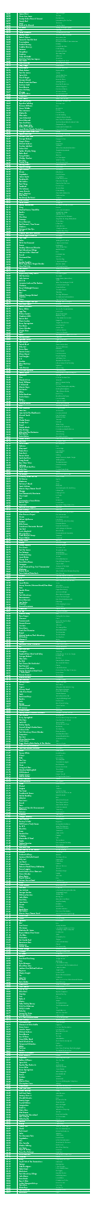**Meatloaf** 

*2001*

**Aerosmith** 

| 2249                                               | Gerard Lenorman                                                          |
|----------------------------------------------------|--------------------------------------------------------------------------|
| 2248                                               | Madonna                                                                  |
| 2247                                               | Zz Top                                                                   |
| 2246                                               | <b>Mariah Carey</b>                                                      |
| 2245                                               | <b>Rene Froger</b>                                                       |
| 2244                                               | Clouseau                                                                 |
| 2243                                               | <b>Communards</b>                                                        |
| 2242                                               | <b>Howard Jones</b>                                                      |
| 2241                                               | Lisa Lois                                                                |
| 2240                                               | <b>Dave Berry</b>                                                        |
| 2239                                               | <b>Crash Test Dummies</b>                                                |
| 2238                                               | <b>Bread</b>                                                             |
| 2237                                               | Michael Jackson/Paul Mccartney                                           |
| <u>2236</u>                                        | <b>Al Hudson</b>                                                         |
| 2235                                               | <b>Maroon 5</b>                                                          |
| $\overline{2}\overline{2}\overline{3}\overline{4}$ | Player                                                                   |
| 2233<br><u> 2232</u>                               | <b>Bachman Turner Overdrive</b><br>KIf<br><b>Bob And Earl</b>            |
| <u> 2231</u><br>2230<br>2229                       | <b>Stranglers</b><br><b>England Dan/John Ford-Coley</b>                  |
| 2228                                               | <b>George Michael</b>                                                    |
| <u> 2227 </u>                                      | <b>Elton John</b>                                                        |
| 2226                                               | De Dijk                                                                  |
| 2225                                               | <b>Paul Simon/Art Garfunkel</b>                                          |
| 2224                                               | <b>Rod Stewart</b>                                                       |
| 2223                                               | <b>Genesis/Phil Collins</b>                                              |
| <u> 2222</u>                                       | <b>Trijntje Oosterhuis/Total Touch</b>                                   |
| 2221                                               | J. Geils Band                                                            |
| <u> 2220</u>                                       | <b>Donna Summer</b>                                                      |
| <u>2219</u>                                        | <b>Marco Borsato</b>                                                     |
| 2218                                               | <b>Jan Hammer</b>                                                        |
| 2217                                               | <b>Rolling Stones</b>                                                    |
| 2216                                               | <b>Prince</b>                                                            |
| 2215                                               | <b>Fugees</b>                                                            |
| $\overline{2}\overline{2}\overline{1}\overline{4}$ | <b>Murray Head</b>                                                       |
| 2213                                               | <b>Little River Band</b>                                                 |
| <u> 2212</u>                                       | Sade                                                                     |
| 2211                                               | <b>Backstreet Boys</b>                                                   |
| 2210                                               | <b>Beatles</b>                                                           |
| 2209                                               | <b>Exile</b>                                                             |
| 2208                                               | <b>Boston</b>                                                            |
| 2207                                               | <b>Neil Diamond</b>                                                      |
| 2206                                               | <b>Al Jarreau</b>                                                        |
| 2205                                               | <b>Duran Duran</b>                                                       |
| 2204                                               | <b>Johnny Mathis/Deniece Williams</b>                                    |
| 2203                                               | <b>Lou Gramm</b>                                                         |
| <u> 2202</u>                                       | <b>Dusty Springfield</b>                                                 |
| 2201                                               | <b>Wiz Stars</b>                                                         |
| <u> 2200</u>                                       | <b>Faith Hill</b>                                                        |
| 2199                                               | <b>Ritchie Family</b>                                                    |
| 2198                                               | <b>Gerard Joling &amp; Andre Hazes</b>                                   |
| <u> 2197</u>                                       | <b>Culture Club</b>                                                      |
| 2196                                               | <b>Paul Mccartney/Stevie Wonder</b>                                      |
| 2195                                               | <b>Carpenters</b>                                                        |
| 2194                                               | <b>Bon Jovi</b>                                                          |
| 2193                                               | <b>Olivia Newton John</b>                                                |
| <u> 2192</u>                                       | <b>Carly Simon</b>                                                       |
| 2191                                               | Ziggy Marley/Bob Marley & The Wailers                                    |
| 2190                                               | <b>Gerry &amp; The Pacemakers</b>                                        |
| 2189                                               | John Lee Hooker/Santana                                                  |
| 2188                                               | Abba                                                                     |
| <u> 2187</u>                                       | <b>Snowy White</b>                                                       |
| 2186                                               | O'Jays                                                                   |
| 2185                                               | <b>Dido</b>                                                              |
| 2184                                               | <b>The Cure</b>                                                          |
| $\frac{2183}{2183}$                                | Level 42                                                                 |
| 2182                                               | <b>Nena</b>                                                              |
| 2181                                               | Living In A Box                                                          |
| 2180<br>2179<br>2178                               | Natasha Beddingfield<br><b>Cliff Richard</b><br><b>Staple Singers</b>    |
| 2177                                               | <b>Nick &amp; Simon</b>                                                  |
| 2176                                               | <b>Billy Crawford</b>                                                    |
| 2175                                               | <b>Lisa Stansfield</b>                                                   |
| 2174                                               | Slade                                                                    |
| 2173                                               | <b>Khaled</b>                                                            |
| <u> 2172</u>                                       | <b>Enigma</b>                                                            |
| <u> 2171</u>                                       | <b>The Script</b>                                                        |
| 2170                                               | <b>Candlewick Green</b>                                                  |
| 2169                                               | <b>Edsilia Rombley</b>                                                   |
| 2168                                               | Eiffel 65                                                                |
| 2167                                               | <b>Tom Jones</b>                                                         |
| 2166                                               | <b>Anouk</b>                                                             |
| 2165                                               | Paco                                                                     |
| $2\overline{164}$                                  | <b>Raymond Van Het Groenewoud</b>                                        |
| $\frac{2163}{2163}$                                | <b>Baltimora</b>                                                         |
| 2162                                               | <b>Extreme</b>                                                           |
| 2161                                               | Rihanna                                                                  |
| 2160                                               | <b>Feargal Sharkey</b>                                                   |
| 2159                                               | John Lennon                                                              |
| 2158                                               | <b>Destiny'S Child</b>                                                   |
| <u>2157</u>                                        | <b>Will Powers/Carly Simon</b>                                           |
| 2156                                               | Bc $52\overline{S}$                                                      |
| 2155                                               | <b>Blue Nile</b>                                                         |
| $\overline{2154}$                                  | <b>Texas</b>                                                             |
| 2153                                               | <b>Sandra Kim</b>                                                        |
| <u> 2152</u>                                       | <b>Coldplay</b>                                                          |
| 2151                                               | Alexander O'Neal                                                         |
| 2150                                               | <b>Eagles</b>                                                            |
| 2149                                               | <b>Thelma Houston</b>                                                    |
| 2148                                               | <b>Will Smith</b>                                                        |
| <u>2147</u>                                        | <b>Tom Tom Club</b>                                                      |
| 2146                                               | <b>Bob Marley &amp; The Wailers</b>                                      |
| 2145                                               | <b>In-Grid</b>                                                           |
| 2144                                               | <b>Garland Jeffreys</b>                                                  |
| 2143                                               | Santana/Michelle Branch                                                  |
| <u>2142</u>                                        | <b>Billy Joel</b>                                                        |
| 2141                                               | Lou Reed                                                                 |
| 2140                                               | <b>Tiziano Ferro</b>                                                     |
| $\overline{2139}$                                  | Roberta Flack/Donny Hathaway                                             |
| 2138                                               | <b>Kenny Loggins</b>                                                     |
| 2137                                               | <b>Andre Hazes/Guus Meeuwis</b>                                          |
| 2136                                               | <b>Stevie Wonder</b>                                                     |
| 2135                                               | <b>Mory Kante</b>                                                        |
| $\overline{2134}$                                  | <b>Rupert Holmes</b>                                                     |
| 2133                                               | <b>Hermes House Band</b>                                                 |
| 2132                                               | <b>Duke</b>                                                              |
| 2131                                               | <b>Oleta Adams</b>                                                       |
| <u> 2130</u>                                       | <b>Talk Talk</b>                                                         |
| 2129                                               | <b>Joe Jackson</b>                                                       |
| 2128                                               | <b>Savage Garden</b>                                                     |
| <u>2127</u>                                        | <b>Whitney Houston</b>                                                   |
| 2126                                               | <b>John Waite</b>                                                        |
| <u>2125</u>                                        | <b>Tom Petty</b>                                                         |
| 2124                                               | <b>Jona Lewie</b>                                                        |
| 2123                                               | <b>Queen</b>                                                             |
| 2122                                               | <b>Melee</b>                                                             |
| 2121                                               | <b>Beach Boys</b>                                                        |
| 2120                                               | <b>Phil Collins</b>                                                      |
| 2119                                               | Marvin Gaye/Tammi Terrel                                                 |
| $\frac{2118}{2118}$                                | <b>Celine Dion</b>                                                       |
| <u>2117</u>                                        | <b>Prince</b>                                                            |
| 2116                                               | <b>Spinners</b>                                                          |
| 2115                                               | <b>Blof</b>                                                              |
| 2114                                               | <b>Tina Turner</b>                                                       |
| <u> 2113</u>                                       | <b>Etta James</b>                                                        |
| 2112<br>2111<br>2110                               | Malcolm Mc. Laren<br><b>Bryan Adams/Tina Turner</b><br><b>Lily Allen</b> |
| 2109                                               | <b>Pretenders</b>                                                        |
| $\frac{2108}{2108}$                                | <b>Het Goede Doel</b>                                                    |
| 2107                                               | <b>Boomtown Rats</b>                                                     |
| 2106                                               | Madonna                                                                  |
| 2105                                               | <b>Norah Jones</b>                                                       |
| 2104                                               | <b>Sister Sledge</b>                                                     |
| $\frac{2103}{2103}$                                | Chicago                                                                  |
| 2102                                               | Dr Alban                                                                 |
| 2101                                               | <b>Beatles</b>                                                           |
| 2100                                               | <b>Kool And The Gang</b>                                                 |
| 2099                                               | <b>Toto</b>                                                              |
| 2098                                               | <b>Kylie Minogue</b>                                                     |
| 2097                                               | <b>Blue/Elton John</b>                                                   |
| 2096                                               | <b>Jackson Five/Michael Jackson</b>                                      |
| <u> 2095</u>                                       | <b>Beyonce</b>                                                           |
| <u>2094</u><br>2093                                | <b>Gladys Knight</b><br><b>Yes</b><br>Lipps Inc.                         |
| <u>2092</u><br><u> 2091</u><br><u> 2090</u>        | Dr Hook<br><b>Bette Midler</b>                                           |
| 2089                                               | <b>Diana Ross</b>                                                        |
| <b>2088</b>                                        | <b>Tina Charles</b>                                                      |
| 2087                                               | <b>City To City</b>                                                      |
| 2086                                               | <b>Mica Paris</b>                                                        |
| <u> 2085</u>                                       | <b>Starship</b>                                                          |
| 2084                                               | <b>Cats</b>                                                              |
| 2083                                               | <b>Robin S</b>                                                           |
| 2082                                               | <b>Motors</b>                                                            |
| 2081                                               | Yello/Shirley Bassey                                                     |
| 2080                                               | <b>Vicki Sue Robinson</b>                                                |
| 2079                                               | <b>Nelly Furtado</b>                                                     |
| 2078                                               | <b>Rubettes</b>                                                          |
| 2077                                               | <b>Swing Out Sister</b>                                                  |
| 2076                                               | <b>George Benson</b>                                                     |
| <u> 2075</u>                                       | K.C./The Sunshine Band                                                   |
| 2074                                               | <b>Elvis Presley</b>                                                     |
| 2073                                               | <b>Fleetwood Mac</b>                                                     |
| 2072                                               | Maroon5 & Whiz Kalifa                                                    |
| 2071                                               | <b>Grace Jones</b>                                                       |
| 2070                                               | <b>Jennifer Lopez</b>                                                    |
| 2069                                               | <b>Michael Jackson</b>                                                   |
| <u> 2068</u>                                       | <b>David Bowie</b>                                                       |
| 2067                                               | <b>Ace Of Base</b>                                                       |
| 2066                                               | <b>Steve Miller Band</b>                                                 |
| <u> 2065</u><br>2064                               | <b>Earth Wind &amp; Fire</b><br><b>Fairground Attraction</b><br>Abba     |
| 2063<br>2062<br>2061                               | <b>Fortunes</b><br><b>Beatles</b>                                        |
| <u> 2060</u>                                       | <b>Shawn Christopher</b>                                                 |
| 2059                                               | <b>Alvin Stardust</b>                                                    |
| 2058                                               | <b>Supremes</b>                                                          |
| <u>2057</u>                                        | <b>Robbie Williams</b>                                                   |
| 2056                                               | <b>Spice Girls</b>                                                       |
| <u> 2055 </u>                                      | Raydio/Ray Parker Jr.                                                    |
| 2054                                               | <b>Guess Who</b>                                                         |
| 2053                                               | <b>Bruce Springsteen</b>                                                 |
| 2052                                               | <b>Stargard</b>                                                          |
| 2051                                               | <b>Keane</b>                                                             |
| <u> 2050</u>                                       | <b>Kadanz</b>                                                            |
| 2049                                               | <b>Oasis</b>                                                             |
| 2048                                               | <b>Marcia Hines</b>                                                      |
| 2047                                               | <b>Christopher Cross</b>                                                 |
| 2046                                               | <b>Temptations</b>                                                       |
| <u> 2045</u>                                       | <b>Was (Not Was)</b>                                                     |
| $\overline{2044}$                                  | <b>Gnarls Barkley</b>                                                    |
| 2043                                               | <b>Hall And Oates</b>                                                    |
| 2042<br>2041                                       | <b>Sammy Davis Jr.</b><br><b>Meredith Brooks</b><br><b>Toontje Lager</b> |
| 2040<br>2039<br>2038                               | <b>Crystal Waters</b><br><b>Imagination</b>                              |
| 2037                                               | <u>Teach In</u>                                                          |
| 2036                                               | <b>Status Quo</b>                                                        |
| <u> 2035</u>                                       | <b>Matt Bianco</b>                                                       |
| 2034                                               | Sandra Van Nieuwland                                                     |
| 2033                                               | Salt 'N Pepa                                                             |
| <u>2032</u>                                        | <b>Willy Deville</b>                                                     |
| 2031                                               | <b>Racoon</b>                                                            |
| 2030                                               | <b>Krezip</b>                                                            |
| 2029                                               | <b>Jimmy Cliff</b>                                                       |
| 2028                                               | <b>Nicole</b>                                                            |
| <b>2027</b>                                        | <b>Ruth Jacott</b>                                                       |
| 2026                                               | Falco                                                                    |
| <u> 2025</u>                                       | <b>Piet Veerman/Cats</b>                                                 |
| 2024                                               | <b>Sugababes</b>                                                         |
| 2023                                               | <b>Nits</b>                                                              |
| <u>2022</u>                                        | <b>Elvis Costello</b>                                                    |
| 2021                                               | <b>Modern Talking</b>                                                    |
| 2020                                               | Leo Sayer                                                                |
| 2019                                               | Pepsi & Shirley                                                          |
| 2018                                               | <b>Kane/Ilse Delange</b>                                                 |
| <u>2017</u>                                        | <b>Guus Meeuwis</b>                                                      |
| 2016                                               | <b>Ottawan</b>                                                           |
| 2015                                               | <b>Birdy</b>                                                             |
| 2014                                               | <b>Lloyd Cole &amp; The Commotions</b>                                   |
| 2013                                               | Spargo                                                                   |
| <u>2012</u>                                        | <b>Todd Rundgren</b>                                                     |
| <u>2011</u>                                        | <b>Eddy Grant</b>                                                        |
| 2010                                               | <b>Blackstreet</b>                                                       |
| 2009                                               | <b>Paul Mccartney/Wings</b>                                              |
| 2008                                               | <b>John Mayer</b>                                                        |
| 2007                                               | <b>Dazz Band</b>                                                         |
| 2006                                               | <b>Boyz li Men</b>                                                       |
| 2005                                               | Lucifer/Margriet Eshuys                                                  |
| 2004                                               | <b>Vanvelzen</b>                                                         |
| 2003                                               | <b>Alicia Keys</b>                                                       |
| 2002                                               | <b>Jon Anderson</b>                                                      |

| 2500                                                                              | <b>James Blunt</b>                                                                      | <b>Stay The Night</b>                                                                                     |
|-----------------------------------------------------------------------------------|-----------------------------------------------------------------------------------------|-----------------------------------------------------------------------------------------------------------|
| 2499                                                                              | <b>Oran Juice Jones</b>                                                                 | The Rain                                                                                                  |
| 2498                                                                              | <b>Candy Dulfer/Dave A Stewart</b>                                                      | Lily Was Here                                                                                             |
| 2497                                                                              | <b>Simply Red</b>                                                                       | Remembering The First Time                                                                                |
| 2496                                                                              | <b>Snap</b>                                                                             | The Power                                                                                                 |
| 2495                                                                              | Acda & De Munnik                                                                        | Laat Me Slapen                                                                                            |
| 2494                                                                              | <b>Dr Hook</b>                                                                          | Sharing The Night Together                                                                                |
| 2493                                                                              | <b>Limit</b>                                                                            | Say Yeah                                                                                                  |
| 2492                                                                              | <b>Jason Donovan</b>                                                                    | Too Many Broken Hearts                                                                                    |
| 2491                                                                              | <b>Sandy Coast</b>                                                                      | True Love, That's A Wonder                                                                                |
| 2490                                                                              | <b>Robert Palmer</b>                                                                    | Mercy Mercy Me                                                                                            |
| 2489                                                                              | Poema'S/Van Dik Hout                                                                    | Mijn Houten Hart                                                                                          |
| 2488                                                                              | <b>Cunningham</b>                                                                       | Norma Jean Wants To Be A Moviestar                                                                        |
| 2487                                                                              | <b>Golden Earring</b>                                                                   | Bombay                                                                                                    |
| 2486                                                                              | <b>Freddie Mercury</b>                                                                  | Living On My Own                                                                                          |
| 2485                                                                              | <b>Santana</b>                                                                          | I'll Be Waiting                                                                                           |
| 2484                                                                              | Vengaboys                                                                               | <b>Boom Boom Boom</b>                                                                                     |
| 2483                                                                              | <b>Eruption</b>                                                                         | One Way Ticket                                                                                            |
| 2482                                                                              | <b>Color Me Badd</b>                                                                    | All 4 Love                                                                                                |
| 2481                                                                              | <b>Owl City/Carly Jae Jepsen</b>                                                        | Good Time                                                                                                 |
| 2480                                                                              | <b>The Clash</b>                                                                        | The Magnificent Seven                                                                                     |
| 2479                                                                              | <b>Cece Peniston</b>                                                                    | We Got A Love Thang                                                                                       |
| <b>2478</b><br>2477                                                               | Lady Gaga<br><b>Kelly Marie</b><br><b>Oleta Adams</b>                                   | <b>Bad Romance</b><br>Feels Like I'm In Love<br>Rhythm Of Life                                            |
| 2476<br>2475<br>2474                                                              | <b>Paul De Leeuw</b><br><b>Spice Girls</b>                                              | Voorbij<br>Say You'll Be There<br>Ma Quale Idea                                                           |
| <u>2473</u>                                                                       | <b>Pino D'Angio</b>                                                                     | Never Be Clever                                                                                           |
| 2472                                                                              | <b>Herman Brood</b>                                                                     | <b>Spinning Wheel</b>                                                                                     |
| 2471                                                                              | <b>Blood Sweat And Tears</b>                                                            | How Can This Be Love                                                                                      |
| 2470<br>2469<br>2468                                                              | <b>Andrew Gold</b><br><b>David Bowie</b><br><b>Hans De Booy</b>                         | Absolute Beginners<br>Een Vrouw Zoals Jij                                                                 |
| 2467                                                                              | Change                                                                                  | A Lover's Holiday                                                                                         |
| 2466                                                                              | <b>Dead Or Alive</b>                                                                    | You Spin Me Round                                                                                         |
| 2465                                                                              | <b>Carpenters</b>                                                                       | Top Of The World                                                                                          |
| 2464                                                                              | Milli Vanilli                                                                           | <b>Blame It On The Rain</b>                                                                               |
| 2463                                                                              | <b>Paul Mccartney</b>                                                                   | <b>Wonderful Christmas Time</b>                                                                           |
| 2462                                                                              | <b>Agnetha Faltskog</b>                                                                 | The Heat Is On                                                                                            |
| 2461                                                                              | <b>Deniece Williams</b>                                                                 | Free                                                                                                      |
| 2460                                                                              | <b>Simon Webbe</b>                                                                      | No Worries                                                                                                |
| 2459                                                                              | <b>The Lumineers</b>                                                                    | Ho Hey                                                                                                    |
| <u>2458</u>                                                                       | <b>Alphaville</b>                                                                       | Forever Young                                                                                             |
| 2457                                                                              | <b>Elton John</b>                                                                       | I'm Still Standing                                                                                        |
| 2456                                                                              | <b>Love Unlimited</b>                                                                   | It May Be Winter Outside                                                                                  |
| 2455                                                                              | <b>Dave Edmunds</b>                                                                     | Here Comes The Week-End                                                                                   |
| 2454                                                                              | <b>Sam And Dave</b>                                                                     | You Don't Know What You Mean To Me                                                                        |
| 2453                                                                              | <b>Isley Jasper Isley</b>                                                               | Caravan Of Love                                                                                           |
| 2452                                                                              | <b>Gilbert O'Sullivan</b>                                                               | Underneath The Blanket Go                                                                                 |
| <u> 245 1</u>                                                                     | Lionel Richie/Trijntje Oosterhuis                                                       | Face In The Crowd                                                                                         |
| <u>2450</u>                                                                       | <b>Georgie Fame/Alan Price</b>                                                          | Rosetta                                                                                                   |
| 2449                                                                              | <b>James Morrison</b>                                                                   | You Give Me Something                                                                                     |
| 2448                                                                              | <b>Herman Van Veen</b>                                                                  | Hilversum 3                                                                                               |
| 2447                                                                              | <b>George Michael</b>                                                                   | <b>Praying For Time</b>                                                                                   |
| 2446                                                                              | <b>Ginger Ninja</b>                                                                     | Sunshine                                                                                                  |
| 2445                                                                              | <b>Michael Jackson</b>                                                                  | <b>Dirty Diana</b>                                                                                        |
| 2444                                                                              | <b>Gordon Lightfoot</b>                                                                 | Sundown                                                                                                   |
| 2443                                                                              | <b>Celine Dion</b>                                                                      | Where Does My Heart Beat Now                                                                              |
| 2442                                                                              | <b>Spider Murphy Gang</b>                                                               | Skandal Im Sperrbezirk                                                                                    |
| 2441                                                                              | <b>Robin Beck</b>                                                                       | <b>First Time</b>                                                                                         |
| 2440                                                                              | <b>Flying Pickets</b>                                                                   | Only You                                                                                                  |
| 2439                                                                              | <b>Chubby Checker</b>                                                                   | Let's Twist Again                                                                                         |
| 2438                                                                              | <b>Run Dmc</b>                                                                          | <b>Walk This Way</b>                                                                                      |
| 2437                                                                              | <b>Carole King</b>                                                                      | You'Ve Got A Friend                                                                                       |
| 2436                                                                              | <b>Rolling Stones</b>                                                                   | <b>Emotional Rescue</b>                                                                                   |
| 2435                                                                              | Sophia George                                                                           | Girlie Girlie                                                                                             |
| 2434                                                                              | <b>Spin Doctors</b>                                                                     | <b>Two Princess</b>                                                                                       |
| 2433                                                                              | Queen                                                                                   | <b>Killer Queen</b>                                                                                       |
| 2432                                                                              | <b>Sugababes</b>                                                                        | Push The Button                                                                                           |
| 2431                                                                              | <b>James Taylor</b>                                                                     | <b>Fire And Rain</b>                                                                                      |
| 2430                                                                              | <b>Rembrandts</b>                                                                       | I'll Be There For You                                                                                     |
| 2429                                                                              | <b>Phil Collins</b>                                                                     | Dance Into The Light                                                                                      |
| 2428                                                                              | <b>Real Thing</b>                                                                       | Can You Feel The Force                                                                                    |
| 2427                                                                              | <b>Yardbirds</b>                                                                        | For Your Love                                                                                             |
| 2426                                                                              | <b>Chi Coltrane</b>                                                                     | Go Like Elijah                                                                                            |
| 2425<br>2424                                                                      | <b>Lenny Kravitz</b><br><b>Barry Manilow</b><br><b>Katy Perry</b>                       | I'll Be Waiting<br><b>Can't Smile Without You</b><br><b>California Girls</b>                              |
| 2423<br>2422<br>2421<br>2420                                                      | <b>Boudewijn De Groot</b><br><b>Kate Winslet</b><br><b>Paula Abdul</b>                  | <b>Testament</b><br>What If<br><b>Straight Up</b>                                                         |
| 2419<br>2418                                                                      | <b>Randy Vanwarmer</b><br><b>Sting</b><br><b>Martha Reeves/Vandellas</b>                | Just When I Needed You Most<br><b>Russians</b><br>Love Is Like A Heatwave                                 |
| 2417                                                                              | <b>Beatles</b>                                                                          | A Hard Day's Night                                                                                        |
| 2416                                                                              | <b>Prince</b>                                                                           | <b>Alphabet Street</b>                                                                                    |
| 2415                                                                              | <b>Chris Rea</b>                                                                        | <b>Driving Home For Christmas</b>                                                                         |
| 2414<br>2413<br>2412                                                              | <b>Trammps</b><br><b>Guus Meeuwis</b>                                                   | Zing Went The Strings Of My Heart<br>Zo Ver Weg                                                           |
| 2411<br>2410<br>2409                                                              | Rod Stewart / Tina Turner<br><b>Madness</b><br>Fluitsma & Van Tijn<br><b>Ub 40</b>      | It Takes Two<br>It Must Be Love<br>15 Miljoen Mensen<br>Sing Our Own Song                                 |
| <u> 2408</u><br>2407<br>2406                                                      | <b>Frankie Valli/Four Seasons</b><br><b>Electric Light Orchestra</b>                    | December 1963<br>Showdown                                                                                 |
| 2405                                                                              | <b>Four Tops</b>                                                                        | <b>Bernadette</b>                                                                                         |
| 2404                                                                              | <b>Police</b>                                                                           | Walking On The Moon                                                                                       |
| 2403                                                                              | <b>Ph D/Jim Diamond</b>                                                                 | I Won't Let You Down                                                                                      |
| 2402                                                                              | <b>Keane</b>                                                                            | Bedshaped                                                                                                 |
| 2401                                                                              | <b>Smokey Robinson/Miracles</b>                                                         | <b>Tracks Of My Tears</b>                                                                                 |
| 2400                                                                              | <b>Paul Mccartney/Wings</b>                                                             | Mull Of Kintyre                                                                                           |
| 2399                                                                              | <b>Nielson &amp; Miss Montreal</b>                                                      | Hoe                                                                                                       |
| <u>2398</u>                                                                       | <b>Anouk</b>                                                                            | R U Kiddin' Me                                                                                            |
| 2397                                                                              | <b>Fleetwood Mac</b>                                                                    | Little Lies                                                                                               |
| 2396                                                                              | <b>Hero</b>                                                                             | Toen Ik Je Zag                                                                                            |
| 2395                                                                              | <b>Aretha Franklin</b>                                                                  | I Say A Little Prayer                                                                                     |
| 2394                                                                              | <b>Black Eyed Peas/Sergio Mendes</b>                                                    | Mas Que Nada                                                                                              |
| 2393                                                                              | <b>New York City</b>                                                                    | I'm Doing Fine Now                                                                                        |
| 2392                                                                              | <b>Phil Collins</b>                                                                     | That's Just The Way It Is                                                                                 |
| 2391                                                                              | <b>Blondie</b>                                                                          | Rapture                                                                                                   |
| 2390                                                                              | <b>Bryan Ferry/Roxy Music</b>                                                           | Let's Stick Together                                                                                      |
| 2389                                                                              | <b>Nik Kershaw</b>                                                                      | The Riddle                                                                                                |
| 2388                                                                              | John Lennon                                                                             | Happy X-Mas (War Is Over)                                                                                 |
| 2387                                                                              | MFSB.                                                                                   | <b>TSOP</b>                                                                                               |
| 2386                                                                              | Jermaine Jackson/Pia Zadora                                                             | When The Rain Begins To Fall                                                                              |
| 2385                                                                              | <b>Charlene</b>                                                                         | I've Never Been To Me                                                                                     |
| 2384                                                                              | <b>Dexy'S Midnight Runners</b>                                                          | Come On Eileen                                                                                            |
| 2383                                                                              | <b>Bee-Gees</b>                                                                         | <b>Too Much Heaven</b>                                                                                    |
| 2382                                                                              | <b>Blof</b>                                                                             | Zaterdag                                                                                                  |
| 2381                                                                              | <b>Wham/George Michael</b>                                                              | The Edge Of Heaven                                                                                        |
| 2380                                                                              | <b>Stylistics</b>                                                                       | You Make Me Feel Brand New                                                                                |
| 2379                                                                              | <b>Prince</b>                                                                           | Sign 'O' The Times                                                                                        |
| 2378                                                                              | <b>Gladys Knight/The Pips</b>                                                           | Midnight Train To Georgia                                                                                 |
| 2377                                                                              | <b>Hall And Oates</b>                                                                   | <b>Rich Girl</b>                                                                                          |
| 2376                                                                              | <b>Robbie Williams</b>                                                                  | The Road To Mandalay                                                                                      |
| 2375                                                                              | <b>Barry White</b>                                                                      | You See The Trouble With Me                                                                               |
| 2374                                                                              | <b>Iggy Pop</b>                                                                         | Lust For Life                                                                                             |
| <u> 2373 </u>                                                                     | <b>Britney Spears</b>                                                                   | Oops!I Did It Again                                                                                       |
| 2372                                                                              | <b>Stephanie Mills</b>                                                                  | <b>Medicine Song</b>                                                                                      |
| 2371                                                                              | <b>Bonnie Rait</b>                                                                      | I Can't Make You Love Me                                                                                  |
| 2370                                                                              | <b>Alexis Jordan</b>                                                                    | Happiness                                                                                                 |
| 2369                                                                              | <b>Bruce Springsteen</b>                                                                | <b>Tougher Than The Rest</b>                                                                              |
| 2368                                                                              | <b>Doe Maar</b>                                                                         | Liever Dan Lief                                                                                           |
| 2367                                                                              | <b>Stevie Wonder</b>                                                                    | <b>Another Star</b>                                                                                       |
| 2366                                                                              | <b>Chaka Khan</b>                                                                       | I'm Every Woman                                                                                           |
| 2365                                                                              | Seal                                                                                    | <b>Future Love Paradise</b>                                                                               |
| 2364                                                                              | <b>Heart</b>                                                                            | All I Wanna Do Is Make Love To You                                                                        |
| 2363                                                                              | <b>Rolling Stones</b>                                                                   | Lady Jane                                                                                                 |
| 2362                                                                              | <b>Spandau Ballet</b>                                                                   | <b>Fight For Ourselves</b>                                                                                |
| 2361                                                                              | <b>Rose Royce</b>                                                                       | <b>Best Love</b>                                                                                          |
| 2360                                                                              | <b>Patrick Bruel</b>                                                                    | Casser La Voix (Live)                                                                                     |
| 2359                                                                              | <b>Billy Joel</b>                                                                       | The River Of Dreams                                                                                       |
| 2358                                                                              | <b>Bruno Mars</b>                                                                       | <b>Billionaire</b>                                                                                        |
| 2357                                                                              | <b>Pointer Sisters</b>                                                                  | I'm So Excited                                                                                            |
| 2356                                                                              | <b>Alison Moyet</b>                                                                     | Love Resurrection                                                                                         |
| 2355                                                                              | <b>Carl Douglas</b>                                                                     | Kung Fu Fighting                                                                                          |
| 2354                                                                              | U <sub>2</sub>                                                                          | All I Want Is You                                                                                         |
| 2353                                                                              | Gordon                                                                                  | Omdat Ik Zo Van Je Hou                                                                                    |
| 2352                                                                              | <b>Blow Monkeys</b>                                                                     | It Doesn't Have To Be This Way                                                                            |
| 2351                                                                              | Swy                                                                                     | <b>Right Here</b>                                                                                         |
| 2350                                                                              | <b>John Denver</b>                                                                      | Annie's Song                                                                                              |
| 2349                                                                              | <b>Christina Aguilera</b>                                                               | Lady Marmelade                                                                                            |
| 2348                                                                              | <b>James Taylor</b>                                                                     | How Sweet It Is To Be Loved By You                                                                        |
| 2347                                                                              | <b>Reamonn</b>                                                                          | Supergirl                                                                                                 |
| 2346                                                                              | <b>Cher</b>                                                                             | If I Could Turn Back Time                                                                                 |
| 2345                                                                              | <b>Wendy &amp; Lisa</b>                                                                 | Waterfall                                                                                                 |
| 2344                                                                              | <b>Andy Williams</b>                                                                    | Music To Watch Girls By                                                                                   |
| 2343                                                                              | <b>2 Unlimited</b>                                                                      | No Limit                                                                                                  |
| 2342<br>2341<br>2340                                                              |                                                                                         |                                                                                                           |
|                                                                                   | <b>Marvin Gaye</b><br><b>Del Amitri</b><br>Abba                                         | Too Busy Thinking 'Bout My Baby<br><b>Nothing Ever Happens</b><br>Take A Chance On Me                     |
| 2339                                                                              | <b>Delta Goodrem</b>                                                                    | Born To Try                                                                                               |
| 2338                                                                              | <b>Andre Hazes</b>                                                                      | <b>Bloed Zweet En Tranen</b>                                                                              |
| 2337                                                                              | <b>Doors</b>                                                                            | Love Her Madly                                                                                            |
| 2336                                                                              | 'N Sync                                                                                 | I Want You Back                                                                                           |
| 2335                                                                              | <b>Sheena Easton</b>                                                                    | <b>What Comes Naturally</b>                                                                               |
| 2334                                                                              | <b>Kiss</b>                                                                             | <b>Sure Know Something</b>                                                                                |
| <u> 2333 </u>                                                                     | <b>Geri Halliwell</b>                                                                   | It's Raining Men                                                                                          |
| 2332                                                                              | Janis lan                                                                               | At Seventeen                                                                                              |
| 2331                                                                              | Joan Jett & The Blackhearts                                                             | I Love Rock 'N Roll                                                                                       |
| 2330                                                                              | <b>Musical Youth</b>                                                                    | <b>Pass The Dutchie</b>                                                                                   |
| 2329                                                                              | <b>Move</b>                                                                             | <b>Blackberry Way</b>                                                                                     |
| <u>2328</u>                                                                       | <b>Chaka Demus</b>                                                                      | <b>Tease Me</b>                                                                                           |
| 2327                                                                              | <b>Goede Doel</b>                                                                       | Eenvoud                                                                                                   |
| 2326                                                                              | Angel                                                                                   | <b>Winter Song</b>                                                                                        |
| 2325                                                                              | <b>Simple Minds</b>                                                                     | <b>Promised You A Miracle</b>                                                                             |
| 2324                                                                              | <b>Elvin Bishop</b>                                                                     | Fooled Around And Fell In Love                                                                            |
| <u> 2323 </u>                                                                     | <b>Mike And The Mechanics</b>                                                           | <b>Silent Running</b>                                                                                     |
| 2322                                                                              | <b>Bob Marley</b>                                                                       | Sun Is Shining                                                                                            |
| 2321<br>2320<br>2319                                                              | <b>Katie Melua</b><br><b>Nolan Sisters</b><br><b>Boyzone</b>                            | Nine Million Bicycles<br>I'm In The Mood For Dancing<br>No Matter What<br>Nice And Slow                   |
| 2318<br>2317<br>2316                                                              | <b>Jesse Green</b><br>Sabrina<br>Maywood                                                | <b>Boys</b><br>Late At Night                                                                              |
| 2315                                                                              | <b>Diana Ross</b>                                                                       | Love Hangover                                                                                             |
| 2314                                                                              | <b>Kate Bush</b>                                                                        | Babooshka                                                                                                 |
| 2313                                                                              | <b>Rowen Heze</b>                                                                       | Limburg                                                                                                   |
| 2312                                                                              | <b>Earth And Fire</b>                                                                   | Maybe Tomorrow, Maybe Tonight                                                                             |
| 2311                                                                              | <b>Craig David</b>                                                                      | <b>Walking Away</b>                                                                                       |
| 2310                                                                              | <b>Bow Wow Wow</b>                                                                      | The Man Mountain                                                                                          |
| 2309                                                                              | <b>Splitsing</b>                                                                        | <b>Recht Uit Het Hart</b>                                                                                 |
| 2308                                                                              | <b>Earth Wind And Fire</b>                                                              | Reasons                                                                                                   |
| 2307                                                                              | <b>Dolly Dots</b>                                                                       | Do Wah Diddy Diddy                                                                                        |
| 2306                                                                              | <b>Black Slate</b>                                                                      | Amigo                                                                                                     |
| 2305                                                                              | La Bionda                                                                               | One For You, One For Me                                                                                   |
| 2304                                                                              | <b>Curiosity Killed The Cat</b>                                                         | Down To Earth                                                                                             |
| 2303                                                                              | <b>Tol Hansse</b>                                                                       | <b>Big City</b>                                                                                           |
| 2302                                                                              | Madonna                                                                                 | Sorry                                                                                                     |
| 2301                                                                              | <b>Fat Larry'S Band</b>                                                                 | Zoom                                                                                                      |
| 2300                                                                              | <b>Janet Jackson</b>                                                                    | <b>Nasty Girl</b>                                                                                         |
| 2299                                                                              | Marvin Gaye/Tammi Terrell                                                               | Ain't Nothing Like The Real Thing                                                                         |
| <u>2298</u>                                                                       | Shaggy                                                                                  | It Wasn't Me                                                                                              |
| 2297                                                                              | Eros Ramazzotti/Anastacia                                                               | I Belong To You                                                                                           |
| 2296                                                                              | <b>Chris Isaak</b>                                                                      | Lie To Me                                                                                                 |
| 2295                                                                              | Dof                                                                                     | Codo                                                                                                      |
| 2294                                                                              | <b>Commodores/Lionel Richie</b>                                                         | <b>Brickhouse</b>                                                                                         |
| <u>2293</u>                                                                       | <b>Bonnie Tyler</b>                                                                     | Lost In France                                                                                            |
| 2292                                                                              | <b>Supremes</b>                                                                         | My World Is Empty Without You                                                                             |
| 2291<br>2290<br>2289                                                              | <b>Red Hot Chili Peppers</b><br><b>Elvis Presley</b><br><b>Harold Melvin/Blue Notes</b> | Otherside<br>Little Sister<br>If You Don't Know Me By Now<br>Don't Answer Me                              |
| 2288<br>2287<br><b>2286</b>                                                       | <b>Alan Parsons Project</b><br>Queen<br><b>Edison Lighthouse</b>                        | You're My Best Friend<br>Love Grows                                                                       |
| 2285                                                                              | Kadanz                                                                                  | In Het Donker (Zien Ze Je Niet)                                                                           |
| 2284                                                                              | <b>Billy Ocean</b>                                                                      | <b>European Queen</b>                                                                                     |
| <u> 2283</u>                                                                      | <b>Creedence Clearwater Revival</b>                                                     | Down On The Corner                                                                                        |
| 2282                                                                              | <b>Jan Smit</b>                                                                         | Als De Morgen Is Gekomen                                                                                  |
| 2281                                                                              | <b>Curtis Mayfield</b>                                                                  | Move On Up                                                                                                |
| 2280                                                                              | <b>Blues Brothers</b>                                                                   | <b>Everybody Needs Somebody</b>                                                                           |
| 2279                                                                              | <b>Frank Boeijen Groep</b>                                                              | Zwart-Wit                                                                                                 |
| 2278                                                                              | <b>Bryan Adams</b>                                                                      | Somebody                                                                                                  |
| 2277                                                                              | <b>Mary Wells</b>                                                                       | My Guy                                                                                                    |
| 2276                                                                              | <b>Amber</b>                                                                            | This Is Your Night                                                                                        |
| 2275                                                                              | <b>Fiction Factory</b>                                                                  | <b>Feels Like Heaven</b>                                                                                  |
| 2274                                                                              | <b>Dire Straits</b>                                                                     | <b>Your Latest Trick</b>                                                                                  |
| <u> 2273</u>                                                                      | <b>Paul De Leeuw</b>                                                                    | Vlieg Met Me Mee                                                                                          |
| 2272                                                                              | <b>Ilse Delange</b>                                                                     | World Of Hurt                                                                                             |
| 2271                                                                              | <b>Golden Earring</b>                                                                   | A Little Bit Of Peace                                                                                     |
| 2270                                                                              | <b>Lionel Richie</b>                                                                    | You Are                                                                                                   |
| 2269                                                                              | <b>Cheap Trick</b>                                                                      | If You Want My Love                                                                                       |
| 2268                                                                              | <b>David Mcwilliams</b>                                                                 | Days Of Pearly Spencer                                                                                    |
| 2267                                                                              | <b>Foreigner</b>                                                                        | Say You Will                                                                                              |
| 2266                                                                              | Frank Sinatra/Orig. Cast 'Treemonisha'                                                  | Strangers In The Night                                                                                    |
| 2265                                                                              | Alabama                                                                                 | Feels So Right                                                                                            |
| 2264                                                                              | <b>Bianca Ryan</b>                                                                      | Why Couldn't It Be Christmas Every Day                                                                    |
| 2263                                                                              | <b>Peter Gabriel/Kate Bush</b>                                                          | Don't Give Up                                                                                             |
| 2262                                                                              | <b>Drifters</b>                                                                         | Saturday Night At The Movies                                                                              |
| 2261                                                                              | $\overline{U}$ 2                                                                        | Where The Streets Have No Name                                                                            |
| 2260                                                                              | <b>Ub 40</b>                                                                            | Here I Am (Come And Take Me)                                                                              |
| 2259                                                                              | Lionel Richie                                                                           | Se La                                                                                                     |
|                                                                                   | Henny Vrienten/Herman Brood/Doe Maar<br><b>Pink</b><br><b>Sandie Shaw</b>               | Als Je Wint<br>Please Don't Leave Me<br>Puppet On A String                                                |
| <u> 2258</u><br><b>2257</b><br>2256<br>2255<br>2254<br><u>2253</u><br><u>2252</u> | <b>Byrds</b><br><b>Paul Mccartney</b><br><b>Bananarama</b><br><b>Guus Meeuwis</b>       | Jesus Is Just Alright<br>Once Upon A Long Ago<br>Love In The First Degree<br>Het Is Een Nacht(Levensecht) |

Delta Lady I'D Do Anything For Love Voici Les Cles Express Yourself Sharp Dressed Man Hero Calling Out Your Name Passie Never Can Say Goodbye What Is Love Silhouette This Strange Effect Mmm Mmm Mmm The Guitar Man The Girl Is Mine You Can Do It **Misery** Baby Come Back Lookin' Out For No 1 Justified & Ancient Harlem Shuffle Skin Deep I'D Really Love To See You Tonight Freedom '90 Blue Eyes Dansen Op De Vulkaan The Sounds Of Silence Passion Land Of Confusion Do You Know The Way To San Jose Freeze Frame The Hostage De Speeltuin Crockett's Theme Jumpin' Jack Flash Girls & Boys Killing Me Softly With His Song One Night In Bangkok Home On A Monday Smooth Operator We'Ve Got It Goin' On Long And Winding Road Heart & Soul More Than A Feeling Sweet Caroline Mornin' Skin Trade Too Much, Too Little, Too Late Midnight Blue You Don't Have To Say You Love Me Ease On Down The Road There You'll Be The Best Disco In Town Blijf Bij Mij The War Song Ebony And Ivory Yesterday Once More Wanted Dead Or Alive A Little More Love Why Tomorrow People You'll Never Walk Alone The Healer Under Attack Bird Of Paradise I Love Music Life For Rent The Caterpillar To Be With You Again Nur Getraumt Room In Your Heart These Words Some People Respect Yourself De Dag Dat Alles Beter Is Trackin' Live Together Coz' I Love You Aicha Sadeness For The First Time Who Do You Think You Are Hemel En Aarde **Blue** What's New Pussycat Three Days In A Row Amor De Mis Amores Liefde Voor Muziek Tarzan Boy Hole Hearted Take A Bow You Little Thief Instant Karma Bug A Boo Kissing With Confidence (Meet) The Flintstones Tinseltown In The Rain Summerson J'Aime La Vie Paradise Fake The Last Resort Don't Leave Me This Way Men In Black Wordy Rappinghood Get Up, Stand Up Tu Es Foutu **Matador** The Game Of Love Uptown Girl Perfect Day Perdono Where Is The Love This Is It Geef Mij Je Angst Uptight Yeke Yeke Him I Will Survive So In Love With You Never Knew Love It's My Life Is She Really Going Out With Him Truly Madly Deeply Step By Step Missing You Mary Jane's Last Dance Stop The Cavalry **Breakthru** Build To Last Wouldn't It Be Nice Don't Loose That Number Ain't No Mountain High Enough I'm Alive Let's Go Crazy It's A Shame **Hier** Steamy Windows I Just Want To Make Love To You Something's Jumpin' In My Shirt It's Only Love Smile I'll Stand By You Zwijgen I Don't Like Monday's Cherish Don't Know Why All American Girls Wishing You Were Here It's My Life Magical Mystery Tour Straight Ahead Mushanga I Should Be So Lucky Sorry Seems To Be The Hardest Word I Want You Back Single Ladies Licence To Kill Owner Of A Lonely Heart Funkytown When You're In Love With A Beautiful Woman Beast Of Burden Theme From Mahogany I Love To Love The Road Ahead My One Temptation We Built This City Lea Luv 4 Luv Airport The Rhythm Divine Turn The Beat Around Try Sugar Baby Love Am I The Same Girl Lady Love Me I'm Your Boogie Man Wooden Heart Seven Wonders Payphone I've Seen That Face Before Let's Get Loud One Day In Your Life Blue Jean The Sign Abracadabra Got To Get You Into My Life Perfect One Of Us Here Comes That Rainy Day Feeling Again The Ballad Of John & Yoko Don't Loose The Magic Pretend Back In My Arms Again She's The One **Stop** Jack And Jill American Woman Secret Garden Which Way Is Up Bend And Break Intimiteit **Wonderwall** Your Love Still Brings Me To My Knees All Right Papa Was A Rolling Stone Spy In The House Of Love Crazy Adult Education Candy Man **Bitch** Net Als In De Film Gypsy Woman Music And Lights Ding-A-Dong What You're Proposing Yeh Yeh Keep Your Head Up You Showed Me Hey Joe Laugh About It I Would Stay Treat The Youths Right Don't You Want My Love Ik Kan Echt Zonder Jou Amadeus Sailin' Home Round Round In The Dutch Mountains Good Year For The Roses Brother Louie More Than I Can Say Heartache High Places Het Kan Hier Zo Mooi Zijn DISCO People Help The People **Rattlesnake** Hip Hap Hop I Saw The Light I Don't Wanna Dance No Diggity Band On The Run Half Of My Heart Let It All Blow I'll Make Love To You House For Sale Love Song Girl On Fire Hold On To Love

Cryin'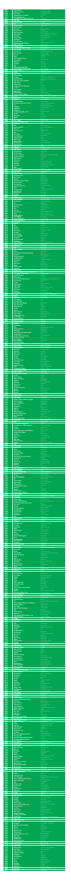| ģ                                                         |
|-----------------------------------------------------------|
| l<br>I                                                    |
| $\zeta$<br>i<br>I<br>Ų                                    |
|                                                           |
| <b>I</b><br>I<br>I<br>I<br>I<br>I                         |
| $\overline{\mathbf{S}}$                                   |
| $\frac{6}{1}$                                             |
|                                                           |
| <br> <br> <br> <br>                                       |
| Ç<br>i<br>I<br>$\frac{2}{3}$                              |
|                                                           |
| <br> <br> <br> <br>                                       |
| $\mathsf{S}$                                              |
| i<br>I<br>$\frac{2}{3}$<br>7                              |
|                                                           |
| i<br>I<br>I                                               |
| $\zeta$                                                   |
| ו<br>ווי                                                  |
| ו<br>ווי ב                                                |
|                                                           |
| ו<br>נ                                                    |
| í                                                         |
| $\overline{\mathcal{G}}$                                  |
| $\frac{1}{9}$                                             |
|                                                           |
|                                                           |
| $\mathbf{S}$                                              |
| $\frac{S}{S}$                                             |
| 7                                                         |
| $\frac{S}{S}$                                             |
| G                                                         |
|                                                           |
|                                                           |
| $\frac{S}{S}$                                             |
| $\frac{3}{2}$                                             |
| Ī                                                         |
| $\frac{q}{q}$                                             |
|                                                           |
|                                                           |
|                                                           |
|                                                           |
| $\frac{S}{S}$                                             |
|                                                           |
| $\frac{9}{9}$<br>$\frac{\sigma}{2}$<br>ķ                  |
| <u>8</u><br>į<br><u>ڊ</u>                                 |
| $rac{2}{5}$                                               |
| <u>ון</u><br>נוב                                          |
|                                                           |
| $\frac{q}{q}$                                             |
|                                                           |
|                                                           |
| I<br>I I I I I<br>I I I I<br>$\frac{1}{5}$                |
|                                                           |
|                                                           |
| I<br>I I I I I<br>I                                       |
|                                                           |
| $\frac{1}{5}$                                             |
|                                                           |
| I<br>I I I I I<br>I I I I<br>$\frac{7}{8}$<br>Ì           |
| <b>TO DIDIDITY</b>                                        |
| <b>ANGEL</b><br>l<br>i                                    |
| <b>I</b><br>I<br>I<br>I<br>I<br>i                         |
| 99999<br>Ì                                                |
| þ                                                         |
| $\frac{1}{l}$                                             |
| $\overline{9}$<br>$\overline{\mathcal{S}}$<br>Ì<br>Į      |
| i<br>I<br>Ç                                               |
| ļ                                                         |
| $rac{q}{q}$                                               |
| $\frac{1}{L}$<br><u>Ş</u><br><u>S</u>                     |
| Ç<br>i                                                    |
| l<br>ç                                                    |
|                                                           |
| ļ<br>$\mathcal{E}$<br>8<br>$\boldsymbol{\xi}$             |
| i<br>I<br>$\overline{\mathcal{E}}$                        |
| l<br>$\overline{\mathcal{E}}$<br>$\overline{\mathcal{E}}$ |
| $\overline{\mathcal{S}}$<br>ļ<br><u>3</u>                 |
| $\frac{1}{2}$<br><u>8</u><br>$\overline{\mathcal{E}}$     |
| 8                                                         |
| $\frac{1}{l}$<br>8                                        |
| <u>8</u><br><b>C</b>                                      |
| $\frac{1}{2}$<br>$\overline{\mathcal{E}}$                 |
| l<br>8<br>l<br>8                                          |
| ļ<br><u>8</u><br><u>S</u>                                 |
| l<br>ć                                                    |
|                                                           |
| l<br>É<br>l<br>8                                          |

Isley Brothers Whitney Houston **First Choice** Martha Reeves/Vandellas Harold Faltermeyer Crowded House/Split Enz/Tim Finn Four Tops Marco Borsato 9.9 Aretha Franklin Janet Jackson Bee-Gees Pointer Sisters Roots Syndicate Anita Meyer Phil Collins Gloria Estefan Lindisfarne Guns N' Roses David Grant/Jaki Graham Right Said Fred George Michael Time Bandits/Alides Hidding Elvis Presley Stars On 45 Dan Hartman **Roxette Sailor** Electric Light Orchestra Sonny/Cher Taka That **Scorpions** Abc Wham/George Michael Kenny Rogers/Sheena Easton Arthur Conley **Queen** Kim Wilde Wilson Phillips Foreigner Backstreet Boys Paul Simon/Art Garfunkel Little Steven Dolly Parton Frankie Goes To Hollywood O. M. D. Rita Coolidge Gipsy Kings Neil Diamond Mcguin, Clark & Hillman 10 Cc Roxy Music **Odyssey** Michael Jackson Creedence Clearwater Revival U 2 **Searchers Nickelback** Madonna Dirt Band/Linda Ronstadt Ub 40 Katy Perry **Beatles** 3T Mick Jagger Evelyn Champagne King Doe Maar Cher Gordon Lightfoot Billy Joel Jesus Loves You Aha Paul Weller Eros Ramazzotti Village People Diana King Robert Palmer Rod Stewart Cece Peniston Rob De Nijs **Trammps** Nick Kamen Kelly Clarkson Pet Shop Boys Jermaine Stewart Jermaine Jackson Mariah Carey Julien Clerc The Scene Shalamar Joe Cocker **Taco** Caro Emerald Gary Brooker Dire Straits Umberto Tozzi Handsome Poets Rene Froger Shakira Patti Austin/James Ingram Howard Jones **Housemartins** Acda & De Munnik T.Rex Fra Lippo Lippi Van Morrison Bananarama Armand Liberty X Sharon Brown Peter Koelewijn Toni Braxton Luv' Donna Summer Boney M Chic Tone Loc Paul Carrack Snap **Enrique ig** Kim Appleby Harry Klorkestein

Ronan Keating/Lulu

| 1877                                              |                                                                                                           |
|---------------------------------------------------|-----------------------------------------------------------------------------------------------------------|
| 1876                                              | <b>Rednex</b>                                                                                             |
| 1875                                              | <b>Bzn</b>                                                                                                |
| 1874                                              | <b>Hi-Gloss</b>                                                                                           |
| 1873                                              | <b>Clouseau</b>                                                                                           |
| <u> 1872</u>                                      | <b>Paul Young</b>                                                                                         |
| 1871                                              | <b>Deodato</b>                                                                                            |
| 1870                                              | Paula Abdul                                                                                               |
| 1869                                              | <b>Glen Campbell</b>                                                                                      |
| 1868                                              | La Bouche                                                                                                 |
| <b>1867</b>                                       | Miriam Makeba                                                                                             |
| 1866                                              | Haddaway                                                                                                  |
| 1865                                              | <b>Vader Abraham</b>                                                                                      |
| 1864                                              | <b>Wet Wet Wet</b>                                                                                        |
| <b>1863</b>                                       | Anastacia                                                                                                 |
| <u> 1862</u>                                      | <b>Blof</b>                                                                                               |
| 1861                                              | <b>Stevie Wonder</b>                                                                                      |
| 1860                                              | <b>Prince</b>                                                                                             |
| 1859                                              | <b>Bryan Adams/Rod Stewart/Sting</b>                                                                      |
| 1858                                              | <b>Romantics</b>                                                                                          |
| <u>1857</u>                                       | <b>Trijntje Oosterhuis</b>                                                                                |
| 1856                                              | Linda Ronstadt                                                                                            |
| 1855                                              | <b>Sting/Police</b>                                                                                       |
| 1854                                              | America                                                                                                   |
| 1853                                              | <b>Alain Clark</b>                                                                                        |
| <b>1852</b>                                       | <b>Bread</b>                                                                                              |
| 1851                                              | <b>Hot Chocolate</b>                                                                                      |
| 1850                                              | <b>Joyce Sims</b>                                                                                         |
| 1849                                              | <b>Rolling Stones</b>                                                                                     |
| 1848                                              | <b>Barbra Streisand/Barry Gibb/Bee-Gees</b>                                                               |
| 1847                                              | Puff Daddy & Faith Evans                                                                                  |
| 1846                                              | <b>Typically Tropical</b>                                                                                 |
| 1845                                              | <b>Snow Patrol</b>                                                                                        |
| 1844                                              | Fun Boy Three/Bananarama                                                                                  |
| <b>1843</b>                                       | <b>Duran Duran</b>                                                                                        |
| 1842                                              | Aswad                                                                                                     |
| 1841                                              | <b>Andre Hazes</b>                                                                                        |
| 1840                                              | Lady Gaga                                                                                                 |
| 1839                                              | <b>Irene Cara</b>                                                                                         |
| 1838                                              | <b>Bill Wyman</b>                                                                                         |
| 1837                                              | <b>T-Spoon</b>                                                                                            |
| 1836                                              | <b>Barry White</b>                                                                                        |
| 1835<br>1834<br>1833                              | R. Kelly<br>Abba<br><b>Bob Dylan</b><br><b>Julio Iglesias</b>                                             |
| 1832<br>1831<br>1830<br>1829                      | <b>Fleetwood Mac</b><br><b>Paul Mccartney/Wings</b><br><b>Steve Winwood</b>                               |
| 1828                                              | <b>Shirley Bassey</b>                                                                                     |
| 1827                                              | Anouk                                                                                                     |
| 1826                                              | <b>Queen</b>                                                                                              |
| 1825                                              | <b>Marco Borsato</b>                                                                                      |
| 1824                                              | <b>Supertramp</b>                                                                                         |
| 1823                                              | <b>Johnny Hates Jazz</b>                                                                                  |
| 1822                                              | <b>Ilse Delange</b>                                                                                       |
| 1821                                              | <b>Randy Crawford</b>                                                                                     |
| <u>1820</u>                                       | <b>Robbie Williams</b>                                                                                    |
| 1819                                              | <b>George Michael</b>                                                                                     |
| 1818                                              | <b>Vanity 6</b>                                                                                           |
| 1817                                              | <b>Lionel Richie</b>                                                                                      |
| 1816                                              | Police                                                                                                    |
| 1815                                              | Michael Jackson                                                                                           |
| 1814                                              | <b>Jazzpolitie</b>                                                                                        |
| 1813                                              | <b>James Morrison/Nelly Furtado</b>                                                                       |
| <u> 1812 </u>                                     | <b>Commodores</b>                                                                                         |
| 1811                                              | <b>Smokey Robinson/Miracles</b>                                                                           |
| 1810                                              | Herman Van Veen                                                                                           |
| 1809                                              | S.O.S. Band                                                                                               |
| 1808                                              | <b>Barry Manilow</b>                                                                                      |
| <u>1807</u>                                       | Natalie Imbruglia                                                                                         |
| 1806                                              | <b>Elvis Presley</b>                                                                                      |
| 1805                                              | <b>Shania Twain</b>                                                                                       |
| 1804                                              | <b>Detroit Emeralds</b>                                                                                   |
| 1803                                              | <b>Phil Collins</b>                                                                                       |
| 1802                                              | <b>Supremes</b>                                                                                           |
| 1801                                              | <b>Maxi Priest</b>                                                                                        |
| 1800                                              | <b>Passenger</b>                                                                                          |
| 1799                                              | <b>Genesis</b>                                                                                            |
| 1798                                              | <b>Mr Mister</b>                                                                                          |
| <b>1797</b>                                       | <b>Dionne Warwick</b>                                                                                     |
| 1796                                              | <b>Lucie Silvas</b>                                                                                       |
| 1795                                              | <b>Mac Band</b>                                                                                           |
| 1794                                              | <b>Sinead O'Connor</b>                                                                                    |
| 1793                                              | <b>Train</b>                                                                                              |
| <u>1792</u>                                       | <b>Yarbrough &amp; Peoples</b>                                                                            |
| <u> 1791</u>                                      | Thunderclap Newman/*                                                                                      |
| 1790                                              | <b>Janet Jackson</b>                                                                                      |
| 1789                                              | <b>George Baker Selection</b>                                                                             |
| 1788                                              | <b>Twarres</b>                                                                                            |
| <u> 1787</u>                                      | <b>Daniel Powter</b>                                                                                      |
| 1786                                              | Gilbert O'Sullivan                                                                                        |
| <u> 1785</u>                                      | Santana                                                                                                   |
| 1784                                              | Shakatak                                                                                                  |
| 1783                                              | <b>Evanescense</b>                                                                                        |
| <u>1782</u>                                       | Madonna                                                                                                   |
| 1781                                              | Zucchero Fornaciari                                                                                       |
| 1780<br>1779<br>1778                              | <b>Beatles</b><br><b>Boyzone</b><br><b>Bon Jovi</b><br><b>Michael Buble</b>                               |
| 1777<br>1776<br>1775<br>1774                      | <b>Simple Minds</b><br><b>Chris Isaak</b><br>Loggins & Messina/Kenny Loggins                              |
| 1773                                              | Jerry Lee Lewis                                                                                           |
| <u> 1772</u>                                      | <b>Vanessa Williams</b>                                                                                   |
| 1771                                              | <b>Celine Dion</b>                                                                                        |
| 1770                                              | <b>Sam Brown</b>                                                                                          |
| 1769                                              | <b>Madness</b>                                                                                            |
| 1768                                              | <b>Billy Joel</b>                                                                                         |
| 1767                                              | <b>Robby Valentine</b>                                                                                    |
| 1766                                              | <b>Blondie/Atomic Kitten</b>                                                                              |
| $\overline{1765}$                                 | <b>Het Goede Doel</b>                                                                                     |
| 1764                                              | <b>Milow</b>                                                                                              |
| 1763                                              | Rufus/Chaka Khan                                                                                          |
| 1762                                              | <b>Cock Robin</b>                                                                                         |
| <u> 1761</u>                                      | Sade                                                                                                      |
| $\overline{1760}$                                 | <b>Cliff Richard/Young Ones</b>                                                                           |
| 1759                                              | <b>Guus Meeuwis &amp; Marco Borsato</b>                                                                   |
| 1758                                              | <b>Tee-Set</b>                                                                                            |
| <b>1757</b>                                       | Level 42                                                                                                  |
| 1756                                              | <b>Grover Washington Jr/Bill Withers</b>                                                                  |
| 1755                                              | <b>Red Hot Chili Peppers</b>                                                                              |
| 1754                                              | <b>Timeless</b>                                                                                           |
| 1753                                              | James Blunt                                                                                               |
| <u> 1752 </u>                                     | <b>Sly Fox</b>                                                                                            |
| 1751                                              | <b>Elton John</b>                                                                                         |
| 1750                                              | <b>Bruce Hornsby</b>                                                                                      |
| 1749                                              | <b>Poppys</b>                                                                                             |
| 1748                                              | Pink                                                                                                      |
| <u> 1747</u>                                      | <b>Gary Barlow</b>                                                                                        |
| <u>1746</u>                                       | <b>Inner Circle</b>                                                                                       |
| 1745                                              | <b>Vitesse</b>                                                                                            |
| 1744                                              | <b>Petula Clark</b>                                                                                       |
| 1743                                              | <b>Groove Armada</b>                                                                                      |
| <u> 1742 </u>                                     | <b>The Shorts</b>                                                                                         |
| 1741                                              | Total Touch/Trijntje Oosterhuis                                                                           |
| 1740<br>1739<br>1738                              | <b>Ricky Martin</b><br><b>Jan Smit</b><br><b>Grace Jones</b><br><b>Starbuck</b>                           |
| <u>1737</u><br>1736<br>1735<br><u>1734</u>        | Valensia<br><b>Carpenters</b><br><b>Amy Winehouse</b>                                                     |
| 1733                                              | Dan Fogelberg                                                                                             |
| <u>1732</u>                                       | <b>Grand Funk Railroad</b>                                                                                |
| 1731                                              | <b>Vaya Con Dios</b>                                                                                      |
| 1730                                              | De Dijk                                                                                                   |
| <u> 1729</u><br>1728<br><u>1727</u>               | <b>Daniel Bedingfield</b><br><b>Uk</b><br><b>Gwen Stefani</b><br><b>Kelly Family</b>                      |
| <u>1726</u><br>1725<br>1724<br>1723               | <b>Bobby Brown</b><br><b>Anita Meyer/Lee Towers</b><br><b>Soft Cell</b>                                   |
| 1722                                              | Jamai                                                                                                     |
| 1721                                              | <b>Van Dik Hout</b>                                                                                       |
| 1720                                              | <b>Urban Cookie Collective</b>                                                                            |
| 1719                                              | <b>Frank Stallone</b>                                                                                     |
| 1718                                              | <b>Pretenders</b>                                                                                         |
| <u> 1717</u>                                      | <b>Undercover</b>                                                                                         |
| 1716                                              | <b>Toontje Lager</b>                                                                                      |
| $\overline{1715}$                                 | <b>Electric Light Orchestra</b>                                                                           |
| 1714<br>1713<br><u>1712</u>                       | <b>Art Of Noise/Tom Jones/Prince</b><br><b>Tina Turner</b><br><b>De Kast</b><br><b>Christina Aguilera</b> |
| 1711<br>1710<br>1709<br><b>1708</b>               | <b>David Bowie</b><br><b>Jennifer Lopez</b><br><b>First Class</b>                                         |
| 1707                                              | <b>Tom Browne</b>                                                                                         |
| <u> 1706</u>                                      | <b>Dido</b>                                                                                               |
| <b>1705</b>                                       | <b>Sheena Easton</b>                                                                                      |
| 1704                                              | Amazulu                                                                                                   |
| 1703<br>$\overline{1702}$<br><u> 1701</u>         | Ll Cool J<br><b>Miss Montreal</b><br><b>Dr Hook</b><br><b>Temptations</b>                                 |
| 1700<br>1699<br><u>1698</u><br>1697               | Abba<br><b>Kylie Minogue</b><br>King                                                                      |
| 1696                                              | <b>Bee-Gees</b>                                                                                           |
| $\overline{1695}$                                 | Natasha Beddingfield                                                                                      |
| 1694                                              | <b>Heart</b>                                                                                              |
| 1693                                              | <b>Doobie Brothers</b>                                                                                    |
| <u> 1692</u>                                      | <b>Plain White T'S</b>                                                                                    |
| 1691                                              | Mezzoforte                                                                                                |
| <u>1690</u>                                       | <b>Earth Wind &amp; Fire</b>                                                                              |
| 1689                                              | <b>Anita Ward</b>                                                                                         |
| 1688                                              | <b>Alison Moyet</b><br><b>Bruno Mars</b>                                                                  |
| <u>1687</u><br>1686                               | <b>Beatles</b>                                                                                            |
| 1685                                              | <b>Time Bandits</b>                                                                                       |
| 1684                                              | <b>Bruce Springsteen</b>                                                                                  |
| 1683                                              | <b>Adele</b>                                                                                              |
| <u>1682</u>                                       | East 17                                                                                                   |
| 1681                                              | <b>Midnight Star</b>                                                                                      |
| 1680                                              | <b>Spice Girls</b>                                                                                        |
| 1679                                              | <b>Pointer Sisters</b>                                                                                    |
| 1678                                              | <b>Beautiful South</b>                                                                                    |
| 1677                                              | <b>Alisha</b>                                                                                             |
| 1676                                              | <b>James Brown</b>                                                                                        |
| 1675                                              | <b>Maroon 5</b>                                                                                           |
| 1674                                              | Bryan Adams                                                                                               |
| 1673                                              | <b>V.O.F. De Kunst</b>                                                                                    |
| 1672                                              | <b>Eric Clapton</b>                                                                                       |
| 1671                                              | <b>Voggue</b>                                                                                             |
| 1670                                              | <b>Keane</b>                                                                                              |
| <b>1669</b>                                       | <b>Prince</b>                                                                                             |
| 1668                                              | <b>Whitney Houston</b>                                                                                    |
| 1667                                              | <b>Alanis Morissette</b>                                                                                  |
| 1666                                              | <b>Heatwave</b>                                                                                           |
| $\overline{1665}$                                 | <b>Tears For Fears/Oleta Adams</b>                                                                        |
| 1664                                              | En Vogue                                                                                                  |
| <u>1663</u>                                       | <b>Eagles</b>                                                                                             |
| 1662                                              | <b>Bryan Ferry/Roxy Music</b>                                                                             |
| 1661                                              | <b>Dusty Springfield</b>                                                                                  |
| 1660                                              | <b>Backstreet Boys</b>                                                                                    |
| 1659                                              | <b>Style Council</b>                                                                                      |
| 1658                                              | <b>Golden Earring</b>                                                                                     |
| 1657                                              | $\overline{U}$ 2                                                                                          |
| <u> 1656</u>                                      | Gloria Estefan/Miami Sound Machine                                                                        |
| 1655                                              | Michael Jackson                                                                                           |
| 1654                                              | <b>Rick Astley</b>                                                                                        |
| 1653                                              | Mama'S And The Papa'S                                                                                     |
| <u> 1652 </u>                                     | <b>Blof</b>                                                                                               |
| 1651                                              | <b>Stevie Wonder</b>                                                                                      |
| $\overline{1650}$                                 | Madonna                                                                                                   |
| 1649                                              | John Travolta/Olivia Newton John                                                                          |
| 1648                                              | Lynyrd Skynyrd                                                                                            |
| 1647<br>1646<br>$\overline{1645}$                 | Shaggy<br><b>Grace Jones</b><br><b>Chris Rea</b><br>Leaf                                                  |
| <u> 1644</u><br>1643<br>$\overline{1642}$<br>1641 | <b>Wally Tax</b><br><b>Simply Red</b><br><b>Connels</b>                                                   |
| 1640                                              | Aretha Franklin                                                                                           |
| 1639                                              | Vandenberg                                                                                                |
| 1638                                              | <b>Rose Royce</b>                                                                                         |
| 1637                                              | <b>Roxette</b>                                                                                            |
| 1636                                              | <b>Neil Young</b>                                                                                         |
| 1635                                              | <b>Tiffany</b>                                                                                            |
| 1634                                              | <b>Britney Spears</b>                                                                                     |
| 1633                                              | <b>Dillinger</b>                                                                                          |
| 1632                                              | <b>Kate Bush</b>                                                                                          |
| 1631                                              | <b>Isley Brothers</b>                                                                                     |
| 1630                                              | Sparkle/R. Kelly                                                                                          |
| 1629                                              | <b>Men At Work</b>                                                                                        |
| 1628                                              | <b>Neil Diamond</b>                                                                                       |
| 1627                                              | Mai Tai                                                                                                   |
| 1626                                              | <b>Gilbert O'Sullivan</b>                                                                                 |
| 1625                                              | Laura Jansen                                                                                              |
| 1624                                              | <b>Herman Brood</b>                                                                                       |
| 1623                                              | <b>Donna Summer</b>                                                                                       |
| 1622                                              | <b>Police</b>                                                                                             |
| 1621                                              | <b>Bananarama</b>                                                                                         |
| 1620                                              | <b>Leon Haywood</b>                                                                                       |
| 1619                                              | Vanessa Carlton                                                                                           |
| 1618                                              | <b>Dire Straits</b>                                                                                       |
| <u> 1617</u>                                      | K.C./The Sunshine Band                                                                                    |
| 1616                                              | <b>Colin Blunstone</b>                                                                                    |
| 1615                                              | <b>David Guetta</b>                                                                                       |
| 1614                                              | <b>Beach Boys</b>                                                                                         |
| 1613                                              | <b>Doe Maar</b>                                                                                           |
| 1612                                              | <b>Freeez</b>                                                                                             |
| 1611                                              | <b>Bread</b>                                                                                              |
| 1610                                              | <b>Lucilectric</b>                                                                                        |
| 1609                                              | <b>Milli Vanilli</b>                                                                                      |
| 1608                                              | <b>Tom Jones</b>                                                                                          |
| <b>1607</b>                                       | <b>Skipper Wise</b>                                                                                       |
| 1606                                              | <b>Three Degrees</b>                                                                                      |
| 1605                                              | <b>Talk Talk</b>                                                                                          |
| 1604                                              | John Legend                                                                                               |
| <u> 1603</u>                                      | <b>Rolling Stones</b>                                                                                     |
| <b>1602</b>                                       | <b>Eurythmics</b>                                                                                         |
| 1601                                              | <b>Mariah Carey</b>                                                                                       |
| 1600                                              | Jackson Five/Michael Jackson                                                                              |
| 1599                                              | <b>The Nolans</b>                                                                                         |
| 1598                                              | <b>Gers Pardoel</b>                                                                                       |
| 1597                                              | John Denver                                                                                               |
| 1596                                              | <b>Lynn Anderson</b>                                                                                      |
| 1595                                              | <b>Robbie Robertson</b>                                                                                   |
| 1594                                              | <b>Robert Miles</b>                                                                                       |
| 1593                                              | <b>Four Tops</b>                                                                                          |
| <b>1592</b>                                       | <b>Julie Cruise</b>                                                                                       |
| 1591                                              | <b>Stranglers</b>                                                                                         |
| 1590                                              | <b>Paul Mccartney/Wings</b>                                                                               |
| 1589                                              | <b>Lisa Stansfield</b>                                                                                    |
| 1588                                              | <b>Everything But The Girl</b>                                                                            |
| <b>1587</b>                                       | <b>Barbara Dickson</b>                                                                                    |
| 1586                                              | <b>Hollies</b>                                                                                            |
| $\overline{1585}$                                 | <b>Supremes</b>                                                                                           |
| 1584                                              | <b>Marco Borsato</b>                                                                                      |
| 1583                                              | <b>Bonnie Raitt</b>                                                                                       |
| <b>1582</b>                                       | Samantha Sang                                                                                             |
| 1581                                              | <b>No Mercy</b>                                                                                           |
| 1580                                              | Roberta Flack/Peabo Bryson                                                                                |
| <u>1579</u>                                       | <b>Flowerpot Men</b>                                                                                      |
| 1578                                              | Simone Kleinsma/Paul De Leeuw                                                                             |
| 1577                                              | <b>Crusaders/Randy Crawford</b>                                                                           |
| 1576                                              | <b>Guus Meeuwis</b>                                                                                       |
| 1575                                              | Jimi Hendrix                                                                                              |
| 1574                                              | <b>Alannah Myles</b>                                                                                      |
| 1573                                              | <b>Bette Midler</b>                                                                                       |
| 1572                                              | <b>Little River Band</b>                                                                                  |
| 1571                                              | <b>Beyonce</b>                                                                                            |
| 1570                                              | <b>Phil Collins</b>                                                                                       |
| 1569                                              | <b>Beatles</b>                                                                                            |
| 1568                                              | <b>Rihanna</b>                                                                                            |
| <u>1567</u>                                       | <b>Modern Talking</b>                                                                                     |
| 1566                                              | <b>Cliff Richard</b>                                                                                      |
| 1565                                              | <b>Shakira</b>                                                                                            |
| 1564                                              | Jeroen Van Der Boom                                                                                       |
| 1563                                              | <b>Sheryl Crow</b>                                                                                        |
| <u> 1562</u>                                      | <b>Fine Young Cannibals</b>                                                                               |
| 1561                                              | <b>Rod Stewart</b>                                                                                        |
| 1560                                              | <b>Shapeshifters</b>                                                                                      |
| 1559                                              | <b>Creedence Clearwater Revival</b>                                                                       |
| 1558                                              | <b>Jimmy Sommerville</b>                                                                                  |
| <b>1557</b>                                       | <b>Tavares</b>                                                                                            |
| 1556                                              | <b>James Morrison</b>                                                                                     |
| 1555                                              | <b>Love Unlimited</b>                                                                                     |
| 1554                                              | Youssou N'Dour/Neneh Cherry                                                                               |
| <b>1553</b>                                       | Melissa Etheridge                                                                                         |
| <b>1552</b>                                       | <b>Toto</b>                                                                                               |
| 1551                                              | <b>Nelly Furtado</b>                                                                                      |
| 1550                                              | <b>Elvis Presley</b>                                                                                      |
| 1549                                              | <u>Ub</u> 40                                                                                              |
| 1548                                              | <b>London Beat</b>                                                                                        |
| <b>1547</b>                                       | <b>Diana Ross</b>                                                                                         |
| 1546                                              | Queen                                                                                                     |
| 1545                                              | <b>Glennis Grace</b>                                                                                      |
| 1544                                              | <b>Boy Meets Girl</b>                                                                                     |
| 1543                                              | <b>Eruption</b>                                                                                           |
| $\overline{1542}$                                 | Westlife                                                                                                  |
| 1541                                              | Lou Rawls                                                                                                 |
| 1540                                              | <b>Nik Kershaw</b>                                                                                        |
| 1539                                              | <b>George Michael/Elton John</b>                                                                          |
| 1538<br>1537<br>1536                              | <b>Army Of Lovers</b><br>Leo Sayer<br><b>Climie Fisher</b><br>Marc Cohn                                   |
| 1535<br>1534<br>1533<br>1532                      | Agnetha Faltskog<br>Of Monsters And Men<br><b>Carole King</b>                                             |
| 1531                                              | Soul li Soul                                                                                              |
| $\overline{1530}$                                 | <b>Peaches And Herb</b>                                                                                   |
| 1529                                              | <b>Rene Froger</b>                                                                                        |
| 1528                                              | <b>Foreigner</b>                                                                                          |
| 1527                                              | <b>Bob Marley &amp; The Wailers</b>                                                                       |
| 1526                                              | Shanice                                                                                                   |
| 1525                                              | <b>The Cure</b>                                                                                           |
| 1524                                              | <b>Andrew Gold</b>                                                                                        |
| 1523                                              | <b>Oleta Adams</b>                                                                                        |
| <u> 1522 </u>                                     | <b>Godley And Creme/10 Cc</b>                                                                             |
| 1521                                              | <b>Dolly Dots</b>                                                                                         |
| 1520                                              | <b>Wang Chung</b>                                                                                         |
| 1519                                              | <b>Ed Sheeran</b>                                                                                         |
| 1518                                              | <b>Flash And The Pan</b>                                                                                  |
| 1517                                              | <b>Pet Shop Boys</b>                                                                                      |
| 1516                                              | <b>Cheryl Cole</b>                                                                                        |
| $\overline{1515}$                                 | <b>Whitesnake</b>                                                                                         |
| 1514                                              | <b>Marvin Gaye</b>                                                                                        |
| 1513                                              | <b>Katy Perry</b>                                                                                         |
| <u> 1512 </u>                                     | <b>Harry Nilsson</b>                                                                                      |
| 1511                                              | <b>Lighthouse Family</b>                                                                                  |
| <u> 1510</u>                                      | <b>Cardigans</b>                                                                                          |
| 1509                                              | <b>Peter Gabriel</b>                                                                                      |
| 1508                                              | <b>Five Star</b>                                                                                          |
| <b>1507</b>                                       | <b>Kane</b>                                                                                               |
| 1506                                              | <b>Prince</b>                                                                                             |
| 1505                                              | <b>The Farm</b>                                                                                           |

This Old Heart Of Mine The Greatest Love Of All Let No Man Put Asunder Jimmy Mack Axel F Into Temptation It's The Same Old Song Het Water All Of Me For All Of You Spanish Harlem **Control** More Than A Woman **Slowhand** Mockin' Bird Hill They Don't Play Our Lovesong Anymore Both Sides Of The Story Turn The Beat Around Run For Home **Patience** Could It Be I'm Falling In Love Don't Talk Just Kiss I Want Your Sex I'm Specialized In You Hound Dog Star Sisters (Proudly Presents) We Are The Young Fading Like A Flower La Cumbia Turn To Stone The Beat Goes On The Flood **Still Loving You** Poison Arrow I'm Your Man We'Ve Got Tonight Sweet Soul Music Thank God It's Christmas Four Letter Word Release Me I Want To Know What Love Is Get Down (You're The One For Me) The Boxer Forever Jolene Two Tribes So In Love All Time High Baila Me Love On The Rocks Don't You Write Her Off Donna Love Is The Drug Use It Up Wear It Out You Are Not Alone I Heard It Through The Grapevine Sunday Bloody Sunday Don't Throw Your Love Away How You Remind Me Live To Tell An American Dream Reckless Hot N Cold She Loves You Stuck On You Just Another Night **Shame** Macho Shoop Shoop Song If You Could Read My Mind James Generations Of Love Touchy You Do Something To Me Cose Della Vita YMCA Shy Guy Johnny And Mary Every Beat Of My Heart **Finally** Zondag Hold Back The Night I Promised Myself Because Of You Suburbia We Don't Have To Take Our Clothes Off Do What You Do **Dreamlover** Venise Iedereen Is Van De Wereld I Can Make You Feel Good With A Little Help From My Friends Puttin' On The Ritz Liquid Lunch No More Fear Of Flying So Far Away Ti Amo Sky On Fire Nobody Else Objection Tango Baby Come To Me Life In One Day Caravan Of Love Het Regent Zonnestralen Get It On Shouldn't Have To Be Like That Brown Eyed Girl Cruel Summer Ben Ik Te Min Just A Little I Specialize In Love Kom Van Dat Dak Af He Wasn't Man Enough Trojan Horse The Woman In Me Gotta Go Home Dance Dance Dance Wild Thing When You Walk In The Room Welcome To Tomorrow Do You Know (Ping Pong Song) Don't Worry O, O, Den Haag We'Ve Got Tonight Red Light Cotton Eye Joe Mon Amour You'll Never Know Domino Love Will Tear Us Apart Happy Hour **Opposites Attract** Southern Nights Fallin' In Love Pata Pata I Miss You Het Kleine Cafe Aan De Haven Goodnight Girl Paid My Dues Mooie Dag I Was Made To Love Her When Doves Cry All For Love What I Like About You Nu Dat Jij Er Bent It's So Easy Englishman In New York The Border Blow Me Away Make It With You You Sexy Thing Come Into My Life **Brown Sugar** Guilty I'll Be Missing You Barbados Just Say Yes It Ain't What You Do, It's The Way That You Do I Ordinary World **Shine** Het Is Koud Zonder Jou Just Dance Flashdance What A Feeling Je Suis Un Rock Star Mercedes Benz Never Gonna Give Ya Up If I Could Turn Back The Hands Of Time **Super Trouper** Like A Rolling Stone **Quiero** Sara Mrs Vanderbilt Valeri **Goldfinger Sacrifice** Innuendo Wat Is Mijn Hart Breakfast In America Heart Of Gold We'Re Allright Almaz No Regrets Father Figure Nasty Girl My Destiny Wrapped Around Your Finger Heal The World Liefdesliedjes Broken Strings Lady The Tears Of A Clown **Opzij** Borrowed Love Copacabana Torn I Just Can't Help Believin' Man I Feel Like A Woman Feel The Need In Me Can't Stop Loving You Love Child Close To You **Holes** Turn It On Again Broken Wings Heartbreaker Nothing Else Matters Roses Are Red Nothing Compares 2 U 50 Ways To Say Goodbye Don't Stop The Music Something In The Air Together Again Una Paloma Blanca Wer Bisto Bad Day Nothing Rhymed Maria Maria Easier Said Than Done My Immortal Frozen **Diamante** We Can Work It Out Father And Son It's My Life(2004) Lost Sanctify Yourself Wicked Game Your Mama Don't Dance Great Balls Of Fire The Right Stuff I Met An Angel Stop Baggy Trousers The Longest Time **Over And Over Again** The Tide Is High Gijzelaar You Don't Know Once You Get Started When Your Heart Is Weak Sweetest Taboo Living Doll Schouder Aan Schouder She Likes Weeds It's Over Just The Two Of Us Scar Tissue Where Is The Love You're Beautiful Let's Go All The Way Circle Of Life Every Little Kiss Non Non Rien N'A Changé Try Forever Love Sweat (La La La) Good Lookin' This Is My Song My Friend Comment Ca Va Somebody Else's Lover She Bangs Leef Nu Het Kan Pull Up To The Bumper Moonlight Feels Right Gaia Close To You You Know I'm Good Longer Some Kind Of Wonderful What's A Woman Binnen Zonder Kloppen Never Gonna Leave Your Side Rendezvous 6:02 The Sweet Escape Fell In Love With An Alien Every Little Step Run To Me **Torch** Step Right Up Alles Of Niets The Key, The Secret Far From Over Thin Line Between Love And Hate **Baker Street** Ben Jij Ook Zo Bang Can't Get It Out Of My Head Kiss Golden Eye Woorden Zonder Woorden What A Girl Wants Modern Love Waiting For Tonight Beach Baby Funkin' For Jamaica Thank You The Lover In Me Excitable I Need Love Being Alone At Christmas Sylvia's Mother Treat Her Like A Lady SOS Love At First Sight Love And Pride Love You Inside Out I Bruise Easily These Dreams Long Train Runnin' Hey There Delilah Garden Party September '99 Ring My Bell Weak In The Presence Of Beauty Marry You Here Comes The Sun Listen To The Man With The Golden Voice Hungry Heart Someone Like You Stay Another Day Midas Touch Who Do You Think You Are **Happiness** Song For Whoever Baby Talk It's A Man's World Daylight Heaven Een Kopje Koffie Knockin' On Heaven's Door Dancin' The Night Away Crystal Ball **Controversy** I Have Nothing Hands Clean Boogie Nights Woman In Chains My Lovin' Please Come Home For Christmas Don't Stop The Dance Son Of A Preacher Man Everybody (Backstreet's Back) Shout To The Top Buddy Joe Sometimes You Can't Make It On Your Own Ain't No Sunshine Together Forever I Saw Her Again Hemingway Master Blaster (Jammin') Don't Cry For Me Argentina Grease Megamix Sweet Home Alabama Angel La Vie En Rose Fool If You Think It's Over Wonderwoman Miss Wonderful If You Don't Know Me By Now '74 - '75 Think Burning Heart Love Don't Live Here Anymore Dangerous Heart Of Gold Could'Ve Been Born To Make You Happy Cokane In My Brain Running Up That Hill That Lady Be Careful **Overkill** Cracklin' Rosie **History** Clair Use Somebody I Love You Like I Love Myself Love Is In Control I Can't Stand Losing You Really Saying Something Don't Push It Don't Force It A Thousand Miles Lady Writer Give It Up I Want Some More When Love Takes Over I Get Around **Smoorverliefd** IOU Lost Without Your Love Madchen Girl You Know It's True She's A Lady Standing Outside In The Rain Dirty Ol' Man Life's What You Make It PDA (We Just Don't Care) Heart Of Stone Sex Crime Vision Of Love I'll Be There Attentions To Me Ik Neem Je Mee **Rocky Mountain High** Rose Garden Somewhere Down The Crazy River Children Baby I Need Your Lovin' Fallin Golden Brown Live And Let Die All Woman I Don't Want To Talk About It January February He Ain't Heavy, He's My Brother Someday We'll Be Together **Waterkant** Have A Heart Emotion Where Do You Go Tonight I Celebrate My Love Let's Go To San Francisco Zonder Jou Street Life Tranen Gelachen All Along The Watchtower Black Velvet The Rose Help Is On Its Way Irreplacable Look Through My Eyes Lady Madonna Umbrella You're My Heart, You're My Soul Do You Wanna Dance Waka Waka (This Is Africa) Een Wereld All I Wanna Do Suspicious Minds Maggie May Lola's Theme Who'Ll Stop The Rain To Love Somebody Whodunit **Undiscovered** Walking In The Rain With The One You Love 7 Seconds Must Be Crazy For Me Georgy Porgy Powerless It's Now Or Never Don't Break My Heart You Bring On The Sun I'm Coming Out Bicycle Race Afscheid Waiting For A Star To Fall I Can't Stand The Rain Uptown Girl See You When I Get There Wouldn't It Be Good Don't Let The Sun Go Down On Me Give My Life Orchard Road Love Changes Everything Walking In Memphis Wrap Your Arms Around Me Little Talks (You Make Me Feel Like) A Natural Woman Keep On Moving **Reunited** Are You Ready For Loving Me? I Don't Wanna Live Without You Is This Love I Love Your Smile Boys Don't Cry Lonely Boy I Just Had To Hear Your Voice Little Piece Of Heaven Tell It All About Boys Dance Hall Days Lego House Hey, St Peter Domino Dancing Fight For This Love Is This Love I Heard It Through The Grapevine Last Friday Night (Tgif) Without You High Lovefool Solsbury Hill All Fall Down Damn Those Eyes I Wanna Be Your Lover All Together Now It's Alright Play That Funky Music The Power Of Goodbye This Is Welfare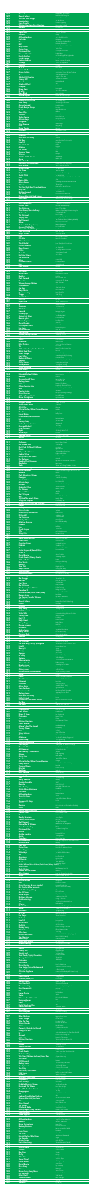| 1500                                 | <b>Kincade</b>                                                                                                                         | Dreams Are Ten A Penny                                                                                                            |
|--------------------------------------|----------------------------------------------------------------------------------------------------------------------------------------|-----------------------------------------------------------------------------------------------------------------------------------|
| 1499                                 | <b>Robert Palmer</b>                                                                                                                   | <b>Bad Case Of Loving You</b>                                                                                                     |
| 1498                                 | <b>Wet Wet Wet/Troggs</b>                                                                                                              | Love Is All Around                                                                                                                |
| 1497                                 | <b>Imagination</b>                                                                                                                     | <b>Just An Illusion</b>                                                                                                           |
| 1496                                 | <b>John Travolta</b>                                                                                                                   | <b>Greased Lightning</b>                                                                                                          |
| 1495                                 | <b>Whitney Houston/Cissy Houston</b>                                                                                                   | I Know Him So Well                                                                                                                |
| 1494<br>1493<br>1492<br>1491         | <b>Red Box</b><br><b>Rolling Stones</b><br><b>Spice Girls</b><br><b>Icehouse</b><br><b>Michael Jackson</b>                             | <b>For America</b><br>Fool To Cry<br>Spice Up Your Life<br>Crazy<br>She's Out Of My Life                                          |
| 1490<br>1489<br>1488<br>1487<br>1486 | Los Lobos<br><b>Princess</b><br><b>Blof</b><br><b>Billy Ocean</b>                                                                      | La Bamba<br>Say I'm Your Number One<br>Dichterbij Dan Ooit<br>Love Really Hurts Without You                                       |
| 1485                                 | <b>Celine Dion</b>                                                                                                                     | <b>Think Twice</b>                                                                                                                |
| 1484                                 | <b>Fleetwood Mac</b>                                                                                                                   | As Long As You Follow                                                                                                             |
| 1483                                 | <b>Vanessa Paradis</b>                                                                                                                 | <b>Be My Baby</b>                                                                                                                 |
| 1482                                 | <b>Everly Brothers</b>                                                                                                                 | On The Wings Of A Nightingale                                                                                                     |
| 1481<br>1480<br>1479<br>1478         | <b>Candi Staton</b><br>Joshua Kadison<br>Chicago<br><b>Innercity</b><br><b>B 52'S</b>                                                  | Young Hearts Run Free<br><b>Picture Postcards From LA</b><br>You're The Inspiration<br>Goodlife<br>Love Shack                     |
| 1477<br>1476<br>1475<br>1474<br>1473 | <b>Jamie Lidell</b><br><b>Gwen Guthrie</b><br>U <sub>2</sub><br><b>Sheila &amp; B Devotion</b>                                         | <b>Another Day</b><br>Ain't Nothin' Goin' On But The Rent<br>With Or Without You<br>Singin' In The Rain                           |
| 1472                                 | <b>Jimmy Cliff</b>                                                                                                                     | Sunshine In The Music                                                                                                             |
| 1471                                 | Anouk                                                                                                                                  | Modern World                                                                                                                      |
| 1470                                 | <b>Stealers Wheel</b>                                                                                                                  | Star                                                                                                                              |
| 1469                                 | <b>Coldplay</b>                                                                                                                        | <b>Trouble</b>                                                                                                                    |
| 1468                                 | <b>Ringo Starr</b>                                                                                                                     | Photograph                                                                                                                        |
| 1467                                 | <b>R</b> Kelly                                                                                                                         | She's Got That Vibe                                                                                                               |
| 1466                                 | <b>Rory Block</b>                                                                                                                      | Lovin' Whiskey                                                                                                                    |
| 1465                                 | <b>Gloria Gaynor</b>                                                                                                                   | Never Can Say Goodbye                                                                                                             |
| 1464<br>1463<br>1462<br>1461         | <b>Veldhuis &amp; Kemper</b><br><b>Wendy &amp; Lisa/Prince</b><br><b>Ellen Foley</b><br><b>Adina Howard</b>                            | Ik Wou Dat Ik Jou Was<br>Are You My Baby<br>We Belong To The Night<br><b>Freak Like Me</b><br>Doe lets                            |
| 1460<br>1459<br>1458<br>1457<br>1456 | <b>Frank Boeijen Groep</b><br><b>Beatles</b><br><b>Rene Klijn</b><br><b>Trafassi</b><br><b>Taylor Dayne</b>                            | Can't Buy Me Love<br><b>MrBlue</b><br>Wasmasjien<br>Prove Your Love                                                               |
| 1455                                 | <b>Marvin Gaye</b>                                                                                                                     | Mercy Mercy Me                                                                                                                    |
| 1454                                 | Whigfield                                                                                                                              | Think Of You                                                                                                                      |
| 1453                                 | <b>Stan Ridgway</b>                                                                                                                    | Camouflage                                                                                                                        |
| 1452                                 | <b>Cher</b>                                                                                                                            | <b>Bang Bang</b>                                                                                                                  |
| 1451                                 | <b>Drum Theatre</b>                                                                                                                    | Eldorado                                                                                                                          |
| 1450                                 | Clouseau                                                                                                                               | Altijd Heb Ik Je Lief                                                                                                             |
| 1449                                 | <b>Steve Arrington</b>                                                                                                                 | <b>Feel So Real</b>                                                                                                               |
| 1448                                 | <b>Gabrielle</b>                                                                                                                       | <b>Rise</b>                                                                                                                       |
| 1447<br>1446<br>1445<br>1444         | <b>Kool And The Gang</b><br><b>The Beat</b><br>Level 42<br><b>Edie Brickell</b>                                                        | Joanna<br>Can't Get Used To Losing You<br><b>Hot Water</b><br>Circle<br>Beggin'                                                   |
| 1443<br>1442<br>1441<br>1440<br>1439 | <b>Madcon</b><br><b>The Sweet</b><br><b>Suzanne Vega</b><br><b>Vitesse</b><br><b>Middle Of The Road</b>                                | Poppa Joe<br>Luka<br>Rosalyn<br>Sacramento                                                                                        |
| 1438                                 | Aqua                                                                                                                                   | <b>Barbie Girl</b>                                                                                                                |
| 1437                                 | <b>Elvis Costello</b>                                                                                                                  | l Want You                                                                                                                        |
| 1436                                 | Ian Dury/The Blockheads                                                                                                                | Hit Me With Your Rhythmstick                                                                                                      |
| 1435                                 | <b>Matt Bianco</b>                                                                                                                     | Who's Side Are You On                                                                                                             |
| 1434                                 | <b>Duran Duran</b>                                                                                                                     | The Wild Boys                                                                                                                     |
| 1433                                 | <b>Jim Croce</b>                                                                                                                       | Time In A Bottle                                                                                                                  |
| 1432                                 | <b>Toploader</b>                                                                                                                       | Dancing In The Moonlight                                                                                                          |
| 1431                                 | <b>Scritti Politti</b>                                                                                                                 | The Word Girl                                                                                                                     |
| 1430                                 | <b>Cats</b>                                                                                                                            | Rock 'N Roll (I Gave You The Best Years Of)                                                                                       |
| 1429                                 | <b>Robin Gibb</b>                                                                                                                      | Juliet                                                                                                                            |
| 1428                                 | <b>Marc Almond</b>                                                                                                                     | Something Gotta Hold On My Heart                                                                                                  |
| 1427                                 | <b>Christie</b>                                                                                                                        | <b>Yellow River</b>                                                                                                               |
| 1426                                 | Tim Finn/Split Enz/Crowded House                                                                                                       | <b>Fraction Too Much Friction</b>                                                                                                 |
| 1425                                 | <b>Billy Joel</b>                                                                                                                      | Leningrad                                                                                                                         |
| 1424                                 | <b>Brother Beyond</b>                                                                                                                  | The Harder I Try                                                                                                                  |
| 1423                                 | <b>The Script</b>                                                                                                                      | If You Could See Me Now                                                                                                           |
| 1422                                 | <b>Dionne Warwick/And Friends</b>                                                                                                      | That's What Friends Are For                                                                                                       |
| 1421                                 | <b>Elton John</b>                                                                                                                      | Can You Feel The Love Tonight                                                                                                     |
| 1420                                 | <b>Ramses Shaffy</b>                                                                                                                   | Zing-Vecht-Huil-Bid-Lach-Werk En Bewonder                                                                                         |
| 1419                                 | <b>Eros Ramazzotti</b>                                                                                                                 | Se Bastasse Una Canzone                                                                                                           |
| 1418                                 | <b>Instant Funk</b>                                                                                                                    | I Got My Mind Made Up                                                                                                             |
| 1417<br>1416<br>1415<br>1414         | <b>Tom Robinson</b><br><b>Tina Arena/Marc Anthony</b><br><b>Drukwerk</b><br><b>The Original</b>                                        | Listen To The Radio<br>I Want To Spend My Lifetime Loving You<br>Je Loog Tegen Mij<br>I Luv U Baby<br>Money's To Tight To Mention |
| 1413<br>1412<br>1411<br>1410<br>1409 | <b>Simply Red</b><br><b>Rod Stewart</b><br>Abba<br><b>Culture Club/Boy George</b><br><b>Genesis/Phil Collins</b>                       | Tom Traubert's Blues (Waltzing Matilda)<br>I Do, I Do, I Do, I Do<br>Karma Chameleon<br>No Son Of Mine                            |
| 1408                                 | <b>Stevie Wonder/98 Degrees</b>                                                                                                        | True To Your Heart                                                                                                                |
| 1407                                 | <b>Pete Townsend</b>                                                                                                                   | <b>Face The Face</b>                                                                                                              |
| 1406                                 | <b>Guys 'N Dolls</b>                                                                                                                   | You're My World                                                                                                                   |
| 1405                                 | Pink                                                                                                                                   | Don't Let Me Get Me                                                                                                               |
| 1404                                 | <b>Chi-Lites</b>                                                                                                                       | Have You Seen Her                                                                                                                 |
| 1403                                 | <b>Marco Borsato</b>                                                                                                                   | <b>Binnen</b>                                                                                                                     |
| 1402                                 | <b>Third World</b>                                                                                                                     | Now That We'Ve Found Love                                                                                                         |
| 1401                                 | <b>Luther Vandross</b>                                                                                                                 | Never Too Much                                                                                                                    |
| 1400                                 | <b>Rene Froger</b>                                                                                                                     | <b>Just Say Hello</b>                                                                                                             |
| 1399                                 | <b>10 Cc</b>                                                                                                                           | The Things We Do For Love                                                                                                         |
| 1398                                 | R. E. M.                                                                                                                               | <b>Shiny Happy People</b>                                                                                                         |
| 1397                                 | <b>Hall And Oates</b>                                                                                                                  | She's Gone                                                                                                                        |
| 1396                                 | <b>Jon Anderson</b>                                                                                                                    | Surrender                                                                                                                         |
| 1395                                 | Mika                                                                                                                                   | <b>Grace Kelly</b>                                                                                                                |
| 1394                                 | <b>Crowded House</b>                                                                                                                   | It's Only Natural                                                                                                                 |
| 1393                                 | <b>Inxs</b>                                                                                                                            | Suicide Blonde                                                                                                                    |
| 1392                                 | <b>Patti Labelle</b>                                                                                                                   | Release                                                                                                                           |
| 1391                                 | <b>Nick &amp; Simon</b>                                                                                                                | Pak Maar M'N Hand                                                                                                                 |
| 1390                                 | <b>Doe Maar</b>                                                                                                                        | <b>Belle Helene</b>                                                                                                               |
| 1389                                 | <b>Bruno Mars</b>                                                                                                                      | Locked Out In Heaven                                                                                                              |
| 1388                                 | <b>Beatles</b>                                                                                                                         | Let It Be                                                                                                                         |
| 1387                                 | <b>Paul Carrack</b>                                                                                                                    | Don't Shed A Tear                                                                                                                 |
| 1386                                 | <b>Deee-Lite</b>                                                                                                                       | Groove Is In The Heart                                                                                                            |
| 1385                                 | <b>Wham/George Michael</b>                                                                                                             | Club Tropicana                                                                                                                    |
| 1384                                 | <b>Commodores</b>                                                                                                                      | Still                                                                                                                             |
| 1383                                 | <b>Jan Smit</b>                                                                                                                        | Stilte In De Storm                                                                                                                |
| 1382                                 | <b>Roxy Music</b>                                                                                                                      | More Than This                                                                                                                    |
| 1381                                 | <b>Ronan Keating</b>                                                                                                                   | Lovin' Each Day                                                                                                                   |
| 1380                                 | <b>Troggs</b>                                                                                                                          | <b>Wild Thing</b>                                                                                                                 |
| 1379                                 | <b>Jaki Graham</b>                                                                                                                     | Step Right Up                                                                                                                     |
| 1378                                 | <b>Owl City</b>                                                                                                                        | <b>Fire Flies</b>                                                                                                                 |
| 1377                                 | Espen Lind                                                                                                                             | <b>When Suzanna Cries</b>                                                                                                         |
| 1376                                 | U <sub>2</sub>                                                                                                                         | Angel Of Harlem                                                                                                                   |
| 1375                                 | <b>Supremes</b>                                                                                                                        | The Happening                                                                                                                     |
| 1374                                 | <b>Phil Collins</b>                                                                                                                    | You'll Be In My Heart                                                                                                             |
| 1373                                 | <b>Lakeside</b>                                                                                                                        | <b>Fantastic Voyage</b>                                                                                                           |
| 1372                                 | <b>Chicory Tip</b>                                                                                                                     | Son Of My Father                                                                                                                  |
| 1371                                 | <b>Swing Out Sister</b>                                                                                                                | You On My Mind                                                                                                                    |
| 1370                                 | <b>Bonnie Tyler</b>                                                                                                                    | It's A Heartache                                                                                                                  |
| 1369                                 | <b>Gavin Degraw</b>                                                                                                                    | Not Over You                                                                                                                      |
| 1368                                 | <b>David Dundas</b>                                                                                                                    | Jeans On                                                                                                                          |
| 1367                                 | <b>Christopher Cross</b>                                                                                                               | Arthur's Theme                                                                                                                    |
| 1366                                 | <b>Lois Lane</b>                                                                                                                       | <b>Fortune Fairytales</b>                                                                                                         |
| 1365                                 | <b>Dave Edmunds</b>                                                                                                                    | <b>Girls Talk</b>                                                                                                                 |
| 1364                                 | <b>Special Aka</b>                                                                                                                     | Nelson Mandela                                                                                                                    |
| 1363                                 | <b>Queen/George Michael</b>                                                                                                            | Somebody To Love                                                                                                                  |
| 1362<br>1361<br>1360<br>1359         | <b>Sylvester</b><br><b>Jewel</b><br><b>Madonna</b><br><b>Elvis Presley</b>                                                             | You Make Me Feel<br><b>Foolish Game</b><br><b>Material Girl</b><br>You're The Devil In Disguise<br>No Scrubs                      |
| 1358<br>1357<br>1356<br>1355<br>1354 | <b>Tlc</b><br>Michael Jackson/Siedah Garrett<br><b>Black Eyed Peas</b><br><b>Sister Sledge</b><br>Labi Siffre                          | I Just Can't Stop Loving You<br>Don't Lie<br>We Are Family<br>(Something Inside) So Strong                                        |
| 1353                                 | <b>Robbie Williams</b>                                                                                                                 | Misunderstood                                                                                                                     |
| 1352                                 | <b>Spinners</b>                                                                                                                        | Working My Way Back To You                                                                                                        |
| 1351                                 | <b>Carly Simon</b>                                                                                                                     | <b>Coming Around Again</b>                                                                                                        |
| 1350                                 | Windjammer                                                                                                                             | <b>Tossing And Turning</b>                                                                                                        |
| 1349                                 | <b>Steve Winwood</b>                                                                                                                   | <b>Higher Love</b>                                                                                                                |
| 1348                                 | <b>Ruth Jacott</b>                                                                                                                     | Hartslag                                                                                                                          |
| 1347                                 | <b>Real Thing</b>                                                                                                                      | You To Me Are Everything                                                                                                          |
| 1346                                 | Narada Michael Walden                                                                                                                  | <b>Divine Emotions</b>                                                                                                            |
| 1345<br>1344<br>1343<br>1342         | <b>Racoon</b><br><b>Terence Trent D'Arby</b><br><b>Rolling Stones</b><br><b>Nielsson</b>                                               | <b>Brother</b><br>Dance Little Sister<br>As Tears Go By<br><b>Beauty &amp; De Brains</b><br>Hopelessly Devoted To You             |
| 1341<br>1340<br>1339<br>1338<br>1337 | <b>Olivia Newton John</b><br>Aha<br><b>Pointer Sisters</b><br><b>Guus Meeuwis</b><br><b>Michael Zager Band</b>                         | The Sun Always Shines On Tv<br>Automatic<br>Per Spoor (Kedeng Kedeng)<br>Let's All Chant                                          |
| 1336                                 | <b>Bruce Springsteen</b>                                                                                                               | My Hometown                                                                                                                       |
| 1335                                 | <b>Lene Marlin</b>                                                                                                                     | <b>Sitting Down Here</b>                                                                                                          |
| 1334                                 | <b>Gregory Abbott</b>                                                                                                                  | <b>Shake You Down</b>                                                                                                             |
| 1333                                 | <b>Steve Miller Band</b>                                                                                                               | Jet Airliner                                                                                                                      |
| 1332                                 | All-4-One                                                                                                                              | I Swear                                                                                                                           |
| 1331                                 | Gloria Estefan/Miami Sound Machine                                                                                                     | <b>Bad Boy</b>                                                                                                                    |
| 1330                                 | <b>Bee-Gees</b>                                                                                                                        | <b>Tragedy</b>                                                                                                                    |
| 1329                                 | <b>Lionel Richie</b>                                                                                                                   | Penny Lover                                                                                                                       |
| 1328                                 | <b>Frankie Valli/Four Seasons</b>                                                                                                      | Grease                                                                                                                            |
| 1327                                 | Ict                                                                                                                                    | Lasciati Tentare                                                                                                                  |
| 1326                                 | <b>Johnny Kemp</b>                                                                                                                     | <b>Just Got Paid</b>                                                                                                              |
| 1325                                 | Linda, Roos & Jessica                                                                                                                  | Ademnood                                                                                                                          |
| 1324                                 | <b>George Michael</b>                                                                                                                  | <b>Too Funky</b>                                                                                                                  |
| 1323                                 | <b>Club Nouveau</b>                                                                                                                    | Lean On Me                                                                                                                        |
| 1322                                 | <b>Byrds</b>                                                                                                                           | All I Really Want To Do                                                                                                           |
| 1321                                 | <b>Alicia Keys</b>                                                                                                                     | No One                                                                                                                            |
| 1320                                 | <b>Spandau Ballet</b>                                                                                                                  | <b>Through The Barricades</b>                                                                                                     |
| 1319                                 | Az Yet                                                                                                                                 | Last Night                                                                                                                        |
| 1318                                 | Kim Wilde                                                                                                                              | You Keep Me Hangin' On                                                                                                            |
| 1317                                 | <b>Cashmere</b>                                                                                                                        | Love's What I Want                                                                                                                |
| 1316                                 | <b>Het Goede Doel</b>                                                                                                                  | Vriendschap                                                                                                                       |
| 1315                                 | <b>Daft Punk Ft. Pharell Williams</b>                                                                                                  | Get Lucky                                                                                                                         |
| 1314                                 | <b>Doors</b>                                                                                                                           | Light My Fire                                                                                                                     |
| 1313                                 | <b>Skipworth &amp; Turner</b>                                                                                                          | Thinking About Your Love                                                                                                          |
| 1312                                 | <b>Jackie Wilson</b>                                                                                                                   | Higher And Higher                                                                                                                 |
|                                      |                                                                                                                                        | The Power Of Love                                                                                                                 |
| 1311<br>1310<br>1309<br>1308<br>1307 | <b>Huey Lewis/The News</b><br><b>Ilse Delange</b><br><b>Smokie/Chris Norman</b><br><b>Bandolero</b><br><b>Sade</b>                     | Miracle<br>Lay Back In The Arms Of Someone<br><b>Paris Latino</b><br>When Am I Going To Make A Living                             |
| 1306                                 | <b>John Paul Young</b>                                                                                                                 | Standing In The Rain                                                                                                              |
| 1305                                 | <b>Glenn Medeiros</b>                                                                                                                  | Nothing's Gonna Change My Love For You                                                                                            |
| 1304                                 | <b>Blondie</b>                                                                                                                         | Maria                                                                                                                             |
| 1303                                 | <b>Paul Mccartney/Wings</b>                                                                                                            | My Love                                                                                                                           |
| 1302                                 | <b>Foreigner</b>                                                                                                                       | That Was Yesterday                                                                                                                |
| 1301                                 | <b>Janet Jackson</b>                                                                                                                   | Doesn't Really Matter                                                                                                             |
| 1300                                 | <b>Marvin Gaye</b>                                                                                                                     | Let's Get It On                                                                                                                   |
| 1299                                 | <b>Kokomo</b>                                                                                                                          | A Little Bit Further Away                                                                                                         |
| 1298                                 | <b>Gabriella Cilme</b>                                                                                                                 | Sweet About Me                                                                                                                    |
| 1297                                 | <b>Cat Stevens</b>                                                                                                                     | <b>Father And Son</b>                                                                                                             |
| 1296                                 | <b>Richard Marx</b>                                                                                                                    | <b>Satisfied</b>                                                                                                                  |
| 1295                                 | Salt 'N Pepa                                                                                                                           | Push It                                                                                                                           |
| 1294                                 | <b>Blof</b>                                                                                                                            | Later Als Ik Groter Ben                                                                                                           |
| 1293                                 | <b>Sly And The Family Stone</b>                                                                                                        | <b>Family Affair</b>                                                                                                              |
| 1292                                 | <b>Sting/Eric Clapton</b>                                                                                                              | It's Probably Me                                                                                                                  |
| 1291                                 | <b>Bread/Culture Club/Boy George</b>                                                                                                   | Everything I Own                                                                                                                  |
| 1290                                 | <b>Eagles</b>                                                                                                                          | New Kid In Town                                                                                                                   |
| 1289                                 | Candyman                                                                                                                               | Knockin' Boots                                                                                                                    |
| 1288                                 | <b>Circus Custers</b>                                                                                                                  | Verliefd                                                                                                                          |
| 1287                                 | Diana Ross/Lionel Richie                                                                                                               | <b>Endless Love</b>                                                                                                               |
| 1286                                 | <b>Kt Tunstall</b>                                                                                                                     | Suddenly I See                                                                                                                    |
| 1285                                 | <b>Jay Ferguson</b>                                                                                                                    | Thunder Island                                                                                                                    |
| 1284                                 | <b>Marilyn Martin</b>                                                                                                                  | <b>Move Closer</b>                                                                                                                |
| 1283                                 | <b>Madison Avenue</b>                                                                                                                  | Don't Call Me Baby                                                                                                                |
| 1282                                 | <b>Orleans</b>                                                                                                                         | Dance With Me                                                                                                                     |
| 1281                                 | Lisa                                                                                                                                   | Halleluja                                                                                                                         |
| 1280                                 | <b>Cyndi Lauper</b>                                                                                                                    | <b>True Colors</b>                                                                                                                |
| 1279                                 | <b>Chic</b>                                                                                                                            | My Forbidden Lover                                                                                                                |
| 1278                                 | <b>Stray Cats</b>                                                                                                                      | <b>Runaway Boys</b>                                                                                                               |
| 1277                                 | <b>Berlin</b>                                                                                                                          | Take My Breath Away                                                                                                               |
| 1276<br>1275<br>1274<br>1273         | <b>Earth Wind And Fire</b><br><b>Julien Clerc</b><br><b>Counting Crows</b><br><b>Nadieh</b><br><b>Boris</b>                            | Fall In Love With Me<br>Ce N'Est Rien<br>Accidently In Love<br>Windforce 11<br>When You Think Of Me                               |
| 1272<br>1271<br>1270<br>1269<br>1268 | <b>Justin Hayward/Moody Blues</b><br>O. M. D.<br><b>David Bowie</b><br>Frank Sinatra/Nancy Sinatra                                     | <b>Forever Autumn</b><br>Locomotion<br>Ashes To Ashes<br>Something Stupid                                                         |
| 1267<br>1266<br>1265<br>1264         | <b>Michael Buble</b><br><b>Dire Straits</b><br><b>Beatles</b><br><b>Take That</b>                                                      | Home<br>Money For Nothing<br>Love Me Do<br><b>Relight My Fire</b><br>Giving It All Away                                           |
| 1263<br>1262<br>1261<br>1260<br>1259 | <b>Roger Daltrey</b><br><b>Talking Heads</b><br><b>Deniece Williams</b><br><b>Ben E. King</b><br><b>Boz Scaggs</b>                     | <b>Road To Nowhere</b><br>Let's Hear It For The Boy<br><b>Stand By Me</b><br>What Can I Say                                       |
| 1258<br>1257<br>1256<br>1255         | <b>Bon Jovi</b><br><b>Joss Stone</b><br><b>Roy Orbison</b><br><b>The Source/Candi Staton</b><br>Pasadena'S                             | Livin' On A Prayer<br>You Had Me<br>Pretty Woman<br><b>U</b> Got The Love<br>Riding On A Train                                    |
| 1254<br>1253<br>1252<br>1251<br>1250 | Marco Borsato/Lucie Silvas/Babys<br><b>Rowen Heze</b><br><b>Joe Cocker/Jennifer Warnes</b><br>The La'S                                 | Everytime I Think Of You<br><b>Bestel Mar</b><br>Up Where We Belong<br><b>There She Goes</b>                                      |
| 1249                                 | <b>Rupert Holmes</b>                                                                                                                   | <b>Escape (The Pina Colada Song)</b>                                                                                              |
| 1248                                 | <b>Prince</b>                                                                                                                          | <b>Mountains</b>                                                                                                                  |
| 1247                                 | <b>Dr Hook</b>                                                                                                                         | A Little Bit More                                                                                                                 |
| 1246                                 | <b>Katy Perry</b>                                                                                                                      | <b>Teenage Dream</b>                                                                                                              |
| 1245                                 | <b>Neil Diamond</b>                                                                                                                    | September Morn'                                                                                                                   |
| 1244                                 | <b>Viola Wills</b>                                                                                                                     | Gonna Get Along Without You Now                                                                                                   |
| 1243                                 | <b>Johnny Lion</b>                                                                                                                     | Alleen In Dallas                                                                                                                  |
| 1242                                 | East 17                                                                                                                                | It's Alright                                                                                                                      |
| 1241                                 | <b>Eddy Grant</b>                                                                                                                      | <b>Electric Avenue</b>                                                                                                            |
| 1240                                 | <b>Gipsy Kings</b>                                                                                                                     | Djobi Djoba                                                                                                                       |
| 1239                                 | <b>Donna Summer</b>                                                                                                                    | <b>Bad Girls</b>                                                                                                                  |
| 1238                                 | Maroon 5                                                                                                                               | She Will Be Loved                                                                                                                 |
| 1237                                 | <b>Andre Hazes</b>                                                                                                                     | Zeg Maar Niets Meer                                                                                                               |
| 1236<br>1235<br>1234<br>1233         | <b>Barry White</b><br><b>Pussycat Dolls</b><br><b>Selector</b><br><b>Ub 40/Robert Palmer</b>                                           | Let The Music Play<br>I Don't Need A Man<br>On My Radio<br>I'll Be Your Baby Tonight<br>Harvest For The World                     |
| 1232<br>1231<br>1230<br>1229<br>1228 | <b>The Christians</b><br><b>Pet Shop Boys/Dusty Springfield</b><br><b>Limahl</b><br><b>Boney M</b><br><b>Krezip</b>                    | What Have I Done To Deserve This<br>Neverending Story<br>Sunny<br>All My Life                                                     |
| 1227<br>1226<br>1225<br>1224         | Spargo<br>R. Kelly<br><b>Santana</b><br><b>Sheena Easton</b>                                                                           | <b>Just For You</b><br>I Believe I Can Fly<br>Well All Right<br>You Could Have Been With Me<br><b>Higher Ground</b>               |
| 1223<br>1222<br>1221<br>1220<br>1219 | <b>Stevie Wonder</b><br><b>Brooke Fraser</b><br><b>Chris De Burgh</b><br><b>Quincy Jones</b><br><b>Glennis Grace &amp; Edwin Evers</b> | Something In The Water<br>The Lady In Red<br>Stuff Like That<br>Wil Je Niet Nog 1 Nacht                                           |
| 1218                                 | Abba                                                                                                                                   | Fernando                                                                                                                          |
| 1217                                 | <b>Police</b>                                                                                                                          | Spirits In The Material World                                                                                                     |
| 1216                                 | <b>Tina Turner</b>                                                                                                                     | The Way Of The World                                                                                                              |
| 1215                                 | <b>Nazareth</b>                                                                                                                        | Love Hurts                                                                                                                        |
| 1214                                 | <b>Coolnotes</b>                                                                                                                       | Spend The Night                                                                                                                   |
| 1213                                 | Mary Mary                                                                                                                              | <b>Shackles (Praise You)</b>                                                                                                      |
| 1212                                 | John Farnham                                                                                                                           | Age Of Reason                                                                                                                     |
| 1211                                 | <b>Lonnie Gordon</b>                                                                                                                   | I'm Gonna Catch You Baby                                                                                                          |
| 1210<br>1209<br>1208<br>1207         | <b>Rolling Stones</b><br><b>Kool And The Gang</b><br><b>Nelly Furtado</b><br><b>Creedence Clearwater Revival</b><br><b>Des'Ree</b>     | Sympathy For The Devil<br><b>Too Hot</b><br>Forca<br>Have You Ever Seen The Rain<br>Life                                          |
| 1206<br>1205<br>1204<br>1203<br>1202 | Lou Reed<br><b>Will Downing</b><br>Propaganda<br><b>Paul Simon</b>                                                                     | Walk On The Wild Side<br>A Love Supreme<br>Duel (Eye To Eye)<br>Kodachrome                                                        |
| 1201                                 | <b>Kings Of Leon</b>                                                                                                                   | Use Somebody                                                                                                                      |
| 1200                                 | <b>Pretenders</b>                                                                                                                      | Hymn To Her                                                                                                                       |
| 1199                                 | <b>Mouse T</b>                                                                                                                         | Horny                                                                                                                             |
| 1198                                 | <b>Whitney Houston</b>                                                                                                                 | One Moment In Time                                                                                                                |
| 1197                                 | <b>Phats &amp; Small</b>                                                                                                               | <b>Turn Around</b>                                                                                                                |
| 1196                                 | Mama'S And The Papa'S                                                                                                                  | <b>Monday Monday</b>                                                                                                              |
| 1195                                 | <b>Tracey Ullman</b>                                                                                                                   | <b>Breakaway</b>                                                                                                                  |
| 1194                                 | <b>Blof</b>                                                                                                                            | Zo Stil                                                                                                                           |
| 1193                                 | <b>Stacy Lattisaw</b>                                                                                                                  | Jump To The Beat                                                                                                                  |
| 1192                                 | <b>Bros</b>                                                                                                                            | When Will I Be Famous                                                                                                             |
| 1191                                 | Madonna                                                                                                                                | This Used To Be My Playground                                                                                                     |
| 1190                                 | Supertramp                                                                                                                             | The Logical Song                                                                                                                  |
| 1189                                 | <b>Sydney Youngblood</b>                                                                                                               | Sit & Wait                                                                                                                        |
| 1188                                 | John Mayer                                                                                                                             | Waiting On The World To Change                                                                                                    |
| 1187                                 | <b>Depeche Mode</b>                                                                                                                    | Just Can't Get Enough                                                                                                             |
| 1186                                 | <b>Mc Hammer</b>                                                                                                                       | U Can't Touch This                                                                                                                |
| 1185                                 | <b>Bob Marley &amp; The Wailers</b>                                                                                                    | Jamming                                                                                                                           |
| 1184<br>1183<br>1182<br>1181<br>1180 | <b>Queen</b><br><b>Gary Jules</b><br><b>Zombies</b><br><b>Gloria Estefan/Miami Sound Machine</b>                                       | <b>Body Language</b><br><b>Mad World</b><br>Time Of The Season<br>$Cong\alpha$<br>Are You Gonna Go My Way                         |
| 1179<br>1178<br>1177<br>1176         | <b>Lenny Kravitz</b><br><b>Yvonne Elliman</b><br><b>Billy Idol</b><br><b>Baseballs</b><br><b>Elvis Costello</b>                        | Love Me<br>Hot In The City<br>Umbrella<br>Oliver's Army                                                                           |
| 1175                                 | Champaign                                                                                                                              | How 'Bout Us                                                                                                                      |
| 1174                                 | <b>Seal</b>                                                                                                                            | The Beginning                                                                                                                     |
| 1173                                 | <b>Barry Manilow</b>                                                                                                                   | Mandy                                                                                                                             |
| 1172                                 | <b>Captain Sensible</b>                                                                                                                | <b>WOT</b>                                                                                                                        |
| 1171<br>1170<br>1169<br>1168         | <b>Roxette</b><br><b>Elvis Presley</b><br><b>Stock Aitken Waterman</b><br><b>No Doubt</b><br><b>Michael Jackson</b>                    | How Do You Do<br>Can't Help Falling In Love<br>Roadblock<br>It's My Life<br><b>Human Nature</b>                                   |
| 1167<br>1166<br>1165<br>1164<br>1163 | <b>Tears For Fears</b><br><b>Supremes</b><br><b>Tamperer Ft. Maya</b><br><b>Motels</b>                                                 | Shout<br>Stop! In The Name Of Love<br>Feel It<br><b>Suddenly Last Summer</b>                                                      |
| 1162                                 | <b>Reunion</b>                                                                                                                         | Life Is A Rock (But The Radio Rolled Me)                                                                                          |
| 1161                                 | <b>Corrs</b>                                                                                                                           | Radio                                                                                                                             |
| 1160                                 | <b>Electric Light Orchestra</b>                                                                                                        | Shine A Little Love                                                                                                               |
| 1159                                 | <b>Patrick Cowly</b>                                                                                                                   | Do You Wanna Funk                                                                                                                 |
| 1158                                 | <b>Beyonce</b>                                                                                                                         | If I Were A Boy                                                                                                                   |
| 1157                                 | <b>Randy Newman</b>                                                                                                                    | Short People                                                                                                                      |
| 1156                                 | <b>Yazoo/Alison Moyet</b>                                                                                                              | Don't Go                                                                                                                          |
| 1155                                 | <b>Rod Stewart</b>                                                                                                                     | Tonight's The Night                                                                                                               |
| 1154                                 | <b>Eternal/Be Be Winans</b>                                                                                                            | I Wanna Be The Only One                                                                                                           |
| 1153                                 | <b>Joan Armatrading</b>                                                                                                                | Rosie                                                                                                                             |
| 1152                                 | <b>Fleetwood Mac</b>                                                                                                                   | You Make Loving Fun                                                                                                               |
| 1151                                 | <b>Anouk</b>                                                                                                                           | I Don't Wanna Hurt                                                                                                                |
| 1150                                 | <b>Aretha Franklin</b>                                                                                                                 | Freeway Of Love                                                                                                                   |
| 1149                                 | <b>Adele</b>                                                                                                                           | <b>Turning Tables</b>                                                                                                             |
| 1148                                 | <b>Tremeloes</b>                                                                                                                       | I Like It That Way                                                                                                                |
| 1147                                 | <b>Michael Bolton</b>                                                                                                                  | How Am I Supposed To Live Without You                                                                                             |
| 1146                                 | <b>Mariah Carey</b>                                                                                                                    | Fantasy                                                                                                                           |
| 1145                                 | <b>Four Tops</b>                                                                                                                       | Loco In Acapulco                                                                                                                  |
| 1144                                 | <b>Celine Dion</b>                                                                                                                     | Pour Que To M'Aimes Encore                                                                                                        |
| 1143                                 | <b>Rene Froger</b>                                                                                                                     | Crazy Way About Her                                                                                                               |
| 1142                                 | <b>Waterboys</b>                                                                                                                       | The Whole Of The Moon                                                                                                             |
| 1141                                 | Do                                                                                                                                     | Heaven                                                                                                                            |
| 1140                                 | <b>Anastacia</b>                                                                                                                       | Not That Kind                                                                                                                     |
| 1139                                 | <b>Alphaville</b>                                                                                                                      | <b>Big In Japan</b>                                                                                                               |
| 1138                                 | <b>Beatles</b>                                                                                                                         | <b>Twist And Shout</b>                                                                                                            |
| 1137                                 | Robbie Williams/Nicole Kidman/Frank Sinatra/Mancy Sinamething Stupid                                                                   | The Wanderer                                                                                                                      |
| 1136<br>1135<br>1134<br>1133<br>1132 | <b>Status Quo</b><br><b>Dolly Parton</b><br><b>Jeroen Van Der Boom</b><br><b>Alice Cooper</b><br><b>Usher</b>                          | I Will Always Love You<br><b>Betekenis</b><br>How You Gonna See Me Now<br>Dj Got Us Fallin' In Love                               |
| 1131                                 | <b>Isley Brothers</b>                                                                                                                  | <b>Behind A Painted Smile</b>                                                                                                     |
| 1130                                 | <b>Marco Borsato</b>                                                                                                                   | Margherita                                                                                                                        |
| 1129                                 | <b>Inxs</b>                                                                                                                            | Need You Tonight                                                                                                                  |
| 1128                                 | <b>Guus Meeuwis &amp; Gers Pardoel</b>                                                                                                 | Nergens Zonder Jou                                                                                                                |
| 1127                                 | <b>Kid Creole &amp; The Coconuts</b>                                                                                                   | Annie I'm Not Your Daddy                                                                                                          |

| <b>Golden Earring</b><br><b>Abc</b>                                                      |
|------------------------------------------------------------------------------------------|
| O'Jays<br><b>Bryan Adams</b><br>Abba                                                     |
| <b>Desireless</b><br>R. E. M.                                                            |
| <b>Leo Sayer</b><br>Freiheit                                                             |
| Level 42<br><b>Bill Withers</b>                                                          |
| De Dijk<br><b>Debby Harry</b><br><b>Phil Collins</b>                                     |
| <b>Elton John</b><br><b>Alanis Morissette</b>                                            |
| <b>Van Morrison</b><br><b>Beach Boys</b>                                                 |
| Acda & De Munnik<br><b>Modern Talking</b>                                                |
| Police<br><b>Emilia</b><br><b>Jimmy Cliff</b>                                            |
| <b>Simply Red</b><br>Total Touch/Trijntje Oosterhuis                                     |
| <b>George Harrison</b><br><b>Pretenders</b>                                              |
| <b>Iron Horse</b><br><b>Ricky Martin</b>                                                 |
| <b>June Lodge/Prince Mohammed</b><br><b>Julien Clerc</b><br><b>Christina Aguilera</b>    |
| Aha<br><b>Peter Gabriel</b>                                                              |
| Clannad/Bono/U 2<br><b>Rolling Stones</b>                                                |
| Lisa Stansfield<br><b>Ronan Keating</b>                                                  |
| <b>Eros Ramazzotti</b><br>Luv'<br>Laura Pausini                                          |
| <b>Sailor</b><br><b>Womack And Womack</b>                                                |
| <b>Enrique Iglesias</b><br>Poco                                                          |
| <b>Earth Wind And Fire</b><br><b>James Morrison</b>                                      |
| <b>E.G. Daily</b><br><b>Glen Campbell</b><br><b>Janet Jackson</b>                        |
| <b>Blow Monkeys</b><br><b>Sister Sledge</b>                                              |
| <b>Won Ton Ton</b><br><b>Stevie Wonder</b>                                               |
| <b>Madonna</b><br>Poema'S/Acda & De Munnik<br><b>Living In A Box</b>                     |
| U <sub>2</sub><br><b>Animals</b>                                                         |
| <b>Shakatak</b><br><b>Whitney Houston</b>                                                |
|                                                                                          |
| <b>Blof</b><br>Queen                                                                     |
| <b>Shakin' Stevens</b><br><b>Prince</b>                                                  |
| <b>Frank Sinatra</b><br><b>Backstreet Boys</b><br>Wiz Stars/Michael Jackson/Diana Ross   |
| <b>Doe Maar</b><br><b>Cliff Richard</b>                                                  |
| <b>Bobby Brown</b><br><b>Sandy Coast</b>                                                 |
| <b>Tom Petty</b><br>Ike Turner/Tina Turner<br><b>Nick Lowe</b>                           |
| Righeira<br>Al Green/Tina Turner                                                         |
| <b>Sugababes</b><br><b>Elvis Presley</b>                                                 |
| <b>Freddie Mercury/Queen</b><br><b>Katrina &amp; The Waves</b><br>K.C./The Sunshine Band |
| Kajagoogoo<br>los                                                                        |
| Jackson Five/Michael Jackson<br><b>Dionne Warwick/Bee-Gees</b>                           |
| <b>Cher</b><br>Gino Vannelli<br><b>The Sweet</b>                                         |
| <b>Charles &amp; Eddie</b><br><b>Kenny Rogers/Dolly Parton</b>                           |
| <b>Jennifer Lopez</b><br><b>Three Degrees</b>                                            |
| <b>Roachford</b><br><b>Michael Jackson</b>                                               |
| <b>Beatles</b><br><b>Bruce Springsteen</b><br><b>Bellamy Brothers</b>                    |
| <b>Richenel</b><br><b>Lucie Silvas</b>                                                   |
| <b>The Cure</b><br><b>Harold Melvin/Blue Notes</b>                                       |
| <b>Jon Secada</b><br><b>Duran Duran</b><br><b>Louis Armstrong</b>                        |
| <b>Bronski Beat</b><br><b>Gareth Gates</b>                                               |
| <b>Juanes</b><br><b>Bee-Gees</b>                                                         |
| <b>Duffy</b><br><b>Chris Rea</b><br><b>Snow Patrol</b>                                   |
| <b>Lionel Richie</b><br><b>David Bowie</b>                                               |
| <b>Rick Astley</b><br><u>Rihanna</u>                                                     |
| <b>Bryan Ferry/Roxy Music</b><br><b>Ilse Delange</b><br><b>Maxi Priest</b>               |
| Yvonne Elliman<br><b>Phil Collins</b><br><b>Volumia!</b>                                 |

Going To The Run The Night You Murdered Love Backstabbers Can't Stop This Thing We Started Thank You For The Music Voyage Voyage Man On The Moon When I Need You Play It Cool Forever Now Lovely Day Als Ze Er Niet Is French Kissing In The Usa It Don't Matter To Me Your Song That I Would Be Good (Unplugged) Have I Told You Lately God Only Knows Ren Lenny Ren You Can Win If You Want Message In A Bottle Big Big World Reggae Night The Right Thing I'll Say Goodbye What Is Life 2000 Miles Sweet Lui-Louise Livin' La Vida Loca Someone Loves You Honey Si On Chantait Come On Over Baby (All I Want Is You) Hunting High And Low Sledgehammer In A Lifetime Under My Thumb All Around The World When You Say Nothing At All Musica E You're The Greatest Lover La Solitudine Sailor Life Is Just A Ballgame Hero Call It Love Star Wonderful World Say It Say It Rhinestone Cowboy Runaway Digging Your Scene Lost In Music I Lie And I Cheat For Once In My Life La Isla Bonita Zij Maakt Het Verschil Blow The House Down Stuck In A Moment You Can't Get Out Of House Of The Rising Sun Down On The Streets Where Do Broken Hearts Go Alles Is Liefde Somebody To Love This Ole House U Got The Look Theme From New York New York I Want It That Way A Brand New Day De Bom Dreamin' Two Can Play That Game The Eyes Of Jenny A Face In The Crowd River Deep Mountain High Half A Boy And Half A Man Vamos A La Playa Let's Stay Together Hole In The Head One Night The Great Pretender Love Shine A Light Get Down Tonight Too Shy Altijd Wel Iemand Abc All The Love In The World Strong Enough Hurts To Be In Love Funny Funny Would I Lie To You Islands In The Stream Ain't It Funny Year Of Decision Cuddly Toy They Don't Care About Us Ob-La-Di, Ob-La-Da Better Days Let Your Love Flow Dance Around The World Breathe In Close To Me Satisfaction Guaranteed Angel Girls On Film What A Wonderful World Why? Anyone Of Us A Dios Le Pido **Words Mercy** Josephine Shut Your Eyes All Night Long Jean Genie Cry For Help **Diamonds** Slave To Love I'm Not So Tough Wild World Hello Stranger Sussudio

Blijf Bij Mij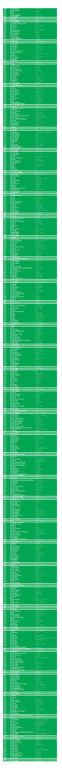| i<br>İ                                | 48<br>47                                 |                                 |  |
|---------------------------------------|------------------------------------------|---------------------------------|--|
|                                       | 2                                        |                                 |  |
|                                       |                                          | <b>IS</b><br>V                  |  |
| ラフラフラフ                                |                                          | とりとり                            |  |
|                                       |                                          |                                 |  |
|                                       |                                          |                                 |  |
|                                       | -- 12<br>741<br>740<br>739<br>738<br>737 |                                 |  |
|                                       |                                          |                                 |  |
|                                       |                                          |                                 |  |
|                                       |                                          |                                 |  |
| ニフフフフフ                                |                                          |                                 |  |
|                                       |                                          |                                 |  |
|                                       | $\overline{\mathbf{z}}$                  |                                 |  |
|                                       |                                          | 35<br>35<br>34<br>33<br>32      |  |
|                                       |                                          |                                 |  |
|                                       |                                          |                                 |  |
| ア、ア、アンプアン                             |                                          | $\frac{10}{9}$<br>$\frac{9}{7}$ |  |
|                                       |                                          |                                 |  |
| ムラフラフ                                 |                                          |                                 |  |
|                                       |                                          |                                 |  |
|                                       |                                          |                                 |  |
|                                       |                                          |                                 |  |
| Ę                                     |                                          |                                 |  |
|                                       |                                          |                                 |  |
|                                       |                                          |                                 |  |
|                                       |                                          |                                 |  |
|                                       |                                          |                                 |  |
| $\overline{z}$<br>j                   |                                          |                                 |  |
|                                       | 18 17 16 15 14 13 12 11 10 09 08 47      |                                 |  |
| <u> アアアアアアアアアアアアアアの6666666666</u>     |                                          |                                 |  |
|                                       |                                          |                                 |  |
|                                       |                                          |                                 |  |
|                                       |                                          |                                 |  |
|                                       |                                          |                                 |  |
|                                       |                                          |                                 |  |
|                                       | 00<br>07<br>06<br>05<br>04<br>03         |                                 |  |
|                                       |                                          |                                 |  |
|                                       |                                          |                                 |  |
|                                       |                                          |                                 |  |
|                                       | $\frac{03}{02}$<br>$\frac{02}{00}$       |                                 |  |
|                                       |                                          |                                 |  |
|                                       |                                          |                                 |  |
|                                       |                                          | $\frac{9}{7}$                   |  |
|                                       |                                          |                                 |  |
|                                       | $\frac{q}{q}$                            |                                 |  |
|                                       |                                          | $\frac{16}{4}$                  |  |
|                                       |                                          |                                 |  |
|                                       |                                          |                                 |  |
|                                       |                                          | $\overline{\mathbf{I}}$         |  |
|                                       |                                          |                                 |  |
|                                       |                                          |                                 |  |
| $\overline{6}$<br>$\overline{6}$      |                                          |                                 |  |
|                                       |                                          |                                 |  |
|                                       |                                          |                                 |  |
| $\vec{b}$                             |                                          |                                 |  |
| 6<br>$\boldsymbol{\delta}$            |                                          |                                 |  |
| $\boldsymbol{6}$                      |                                          |                                 |  |
| $\overline{\mathbf{C}}$               |                                          |                                 |  |
| <u>6</u>                              |                                          |                                 |  |
| $\boldsymbol{6}$                      |                                          |                                 |  |
| $\boldsymbol{c}$<br><u>c</u>          |                                          |                                 |  |
| $\epsilon$                            |                                          |                                 |  |
| $\overline{6}$                        |                                          |                                 |  |
| $\overline{6}$                        |                                          |                                 |  |
| $\epsilon$                            |                                          |                                 |  |
| <u>ó</u><br>$\overline{\mathbf{C}}$   |                                          |                                 |  |
| $\vec{b}$                             |                                          |                                 |  |
| $\overline{\boldsymbol{6}}$           |                                          |                                 |  |
| <b>6</b>                              |                                          |                                 |  |
| $\boldsymbol{6}$                      |                                          |                                 |  |
| <u>6</u><br><u>6</u>                  |                                          |                                 |  |
| $\boldsymbol{6}$                      |                                          |                                 |  |
| 6                                     |                                          |                                 |  |
| $\boldsymbol{\phi}$                   |                                          |                                 |  |
| ¢                                     |                                          |                                 |  |
| Ć<br>6                                |                                          |                                 |  |
| Ó                                     |                                          |                                 |  |
| $\overline{\mathbf{C}}$               |                                          |                                 |  |
| d                                     |                                          |                                 |  |
|                                       |                                          |                                 |  |
| $\overline{6}$                        |                                          |                                 |  |
|                                       |                                          |                                 |  |
| $\mathbf C$<br>$\epsilon$             |                                          |                                 |  |
| $\vec{\delta}$                        |                                          |                                 |  |
| $\boldsymbol{6}$                      |                                          |                                 |  |
| <u>6</u>                              |                                          |                                 |  |
| $\epsilon$<br>$\overline{\mathbf{C}}$ |                                          |                                 |  |
| $\vec{6}$                             |                                          |                                 |  |
| $\vec{b}$                             |                                          |                                 |  |
| $\epsilon$                            |                                          |                                 |  |
| $\epsilon$                            |                                          |                                 |  |
| $\epsilon$                            |                                          |                                 |  |
| $\vec{6}$<br>$\overline{6}$           |                                          | $\overline{1}$                  |  |
| $\epsilon$                            |                                          |                                 |  |
| $\epsilon$                            |                                          |                                 |  |
| $\epsilon$                            |                                          |                                 |  |
| $\overline{6}$                        |                                          |                                 |  |
| $\boldsymbol{6}$                      |                                          |                                 |  |
| $\epsilon$<br>$\mathbf C$             |                                          |                                 |  |
| $\epsilon$                            |                                          |                                 |  |
| $\overline{6}$                        |                                          |                                 |  |
| <u>6</u>                              |                                          |                                 |  |
|                                       |                                          |                                 |  |
| $\mathbf$<br>$\overline{\mathbf{C}}$  |                                          |                                 |  |
| 6                                     |                                          |                                 |  |
| 6                                     |                                          | 5                               |  |
|                                       | 624<br>623                               |                                 |  |

| 1000                           | <b>Sheena Easton</b>                                                                     |
|--------------------------------|------------------------------------------------------------------------------------------|
| 999                            | <b>Marco Borsato</b>                                                                     |
| 998                            | Cats                                                                                     |
| 997                            | Pink                                                                                     |
| 996                            | <b>Dusty Springfield</b>                                                                 |
| 995                            | <b>Rolling Stones</b>                                                                    |
| 994                            | <b>John Hiatt</b>                                                                        |
| 993                            | Pharrell                                                                                 |
| 992                            | <b>Eddie Money</b>                                                                       |
| 991                            | George Michael                                                                           |
| 990                            | Liesbeth List/Ramses Shaffy                                                              |
| 989                            | Herrey'S                                                                                 |
| 988                            | <b>Katy Perry</b>                                                                        |
| 987                            | <b>10 Cc</b>                                                                             |
| 986                            | <b>George Benson</b>                                                                     |
| 985                            | <b>Hall And Oates</b>                                                                    |
| 984                            | <b>Britney Spears</b>                                                                    |
| 983                            | <b>Don Mclean</b>                                                                        |
| 982                            | <b>Dire Straits</b>                                                                      |
| 981                            | <b>Michel Delpech</b>                                                                    |
| 980                            | Rufus/Chaka Khan                                                                         |
| 979                            | <b>Beckie Bell</b>                                                                       |
| 978                            | <b>Paul Young</b>                                                                        |
| 977                            | <b>Suzi Quatro</b>                                                                       |
| 976                            | <b>Christians</b>                                                                        |
| 975                            | <b>Gap Band</b>                                                                          |
| 974                            | <b>China Crisis</b>                                                                      |
| 973                            | <b>Jan Smit</b>                                                                          |
| 972                            | <b>Joe South/Inner Circle</b>                                                            |
| 971                            | <b>Glenn Frey/Eagles</b>                                                                 |
| 970                            | Sade                                                                                     |
| 969                            | <b>Maroon 5</b>                                                                          |
| 968                            | <b>Chi Coltrane</b>                                                                      |
| 967                            | <b>Paul Simon</b>                                                                        |
| 966                            | <b>All Saints</b>                                                                        |
| 965                            | <b>Scritti Politti</b>                                                                   |
| 964                            | <b>Train</b>                                                                             |
| 963                            | <b>Slade</b>                                                                             |
| 962                            | <b>Pussycat Dolls</b>                                                                    |
| 961                            | <b>Tom Jones</b>                                                                         |
| 960                            | <b>Paul Hardcastle</b>                                                                   |
| 959                            | <b>Terence Trent D'Arby</b>                                                              |
| 958                            | <b>Andre Hazes</b>                                                                       |
| 957                            | <b>Hot Chocolate</b>                                                                     |
| 956                            | <b>Pet Shop Boys</b>                                                                     |
| 955<br>954                     | <b>Searchers</b><br><b>Trammps</b><br><b>Emeli Sande</b>                                 |
| 953<br>952<br>951              | <b>Genesis</b><br><b>Johnny Logan</b>                                                    |
| 950                            | <b>Guus Meeuwis</b>                                                                      |
| 949                            | <b>Frank Boeijen Groep</b>                                                               |
| 948                            | Abba                                                                                     |
| 947                            | <b>Sheila E</b>                                                                          |
| 946                            | <b>New Radicals</b>                                                                      |
| 945                            | <b>John Denver</b>                                                                       |
| 944                            | <b>Doobie Brothers</b>                                                                   |
| 943                            | <b>Spice Girls</b>                                                                       |
| 942                            | <b>Byrds</b>                                                                             |
| 941                            | <b>Leann Rimes</b>                                                                       |
| 940                            | Queen                                                                                    |
| 939                            | Toto                                                                                     |
| 938                            | <b>Robbie Williams</b>                                                                   |
| 937                            | <b>Ray Goodman And Brown</b>                                                             |
| 936                            | <b>Paul Mccartney/Wings</b>                                                              |
| 935                            | <b>Billy Idol</b>                                                                        |
| 934                            | Roger Glover & Guests                                                                    |
| 933                            | Milli Vanilli                                                                            |
| 932                            | <b>Swing Out Sister</b>                                                                  |
| 931                            | <b>Honeybus</b>                                                                          |
| 930                            | <b>Was Not Was</b>                                                                       |
| 929                            | John Travolta/Olivia Newton John                                                         |
| 928                            | <b>Mariah Carey</b>                                                                      |
| 927                            | Mike Oldfield/Maggie Reilly                                                              |
| 926                            | Mr. Big                                                                                  |
| 925                            | <b>V.O.F. De Kunst</b>                                                                   |
| 924                            | <b>Alain Clark</b>                                                                       |
| 923                            | <b>Neil Diamond</b>                                                                      |
| 922                            | <b>Tina Turner</b>                                                                       |
| <u>921</u>                     | <b>Hanson</b>                                                                            |
| 920                            | Madonna                                                                                  |
| 919                            | <b>Survivor</b>                                                                          |
| 918                            | <b>Kelly Family</b>                                                                      |
| <b>917</b>                     | Little River Band                                                                        |
| 916                            | <b>Gusttavo Lima</b>                                                                     |
| 915                            | <b>Donald Fagen</b>                                                                      |
| 914                            | <b>Shania Twain</b>                                                                      |
| 913                            | <b>Bruno Mars</b>                                                                        |
| 912                            | <b>Delegation</b>                                                                        |
| <u>911</u>                     | <b>Skik</b>                                                                              |
| 910                            | <b>Matt Bianco</b>                                                                       |
| 909                            | <b>Michael Jackson</b>                                                                   |
| 908                            | <b>Nelly Furtado/Juanes</b>                                                              |
| 907                            | <b>Donna Summer</b>                                                                      |
| 906                            | <b>Rene Froger</b>                                                                       |
| 905                            | <b>Jason Mraz</b>                                                                        |
| 904                            | <b>Tracey Ullman</b>                                                                     |
| 903                            | <b>Faith No More</b>                                                                     |
| 902                            | <b>Ub 40</b>                                                                             |
| 901                            | <b>Red Hot Chili Peppers</b>                                                             |
| 900                            | <b>Beatles</b>                                                                           |
| 899                            | <b>Oliver Cheatham</b>                                                                   |
| 898                            | <b>Pointer Sisters</b>                                                                   |
| 897                            | <b>Roxette</b>                                                                           |
| 896                            | <b>Prince</b>                                                                            |
| 895                            | <b>Dido</b>                                                                              |
| 894                            | Level 42                                                                                 |
| 893                            | <b>Simply Red</b>                                                                        |
| 892                            | <b>Kool And The Gang</b>                                                                 |
| 891                            | <b>Shirley And Company</b>                                                               |
| 890                            | Paula Abdul                                                                              |
| 889                            | <b>Hall And Oates</b>                                                                    |
| 888                            | <b>Jessie J</b>                                                                          |
| 887                            | Dr Hook                                                                                  |
| 886                            | <b>Feargal Sharkey</b>                                                                   |
| 885                            | <b>Radio'S</b>                                                                           |
| 884                            | <b>Weather Girls</b>                                                                     |
| 883                            | <b>Bon Jovi</b>                                                                          |
| 882                            | Mar <u>tika</u>                                                                          |
| 881                            | <b>Marvin Gaye/Kim Weston</b>                                                            |
| 880                            | Ray Parker Jr.                                                                           |
| 879                            | <b>Army Of Lovers</b>                                                                    |
| 878                            | <b>Rolling Stones</b>                                                                    |
| 877                            | <b>Sting</b>                                                                             |
| 876                            | <b>Alan Parsons Project</b>                                                              |
|                                |                                                                                          |
| 875                            | LTD.                                                                                     |
| 874                            | <b>Keane</b>                                                                             |
| 873                            | Enya                                                                                     |
| 872                            | <b>Boudewijn De Groot</b>                                                                |
| $\overline{871}$               | <b>Kylie Minogue</b>                                                                     |
| 870                            | <b>Shakira</b>                                                                           |
| 869                            | <b>Spinners</b>                                                                          |
| 868                            | <b>Bomb The Bass</b>                                                                     |
| $\overline{867}$               | <b>Alcazar</b>                                                                           |
| 866                            | Marco Borsato                                                                            |
| 865                            | Sonny/Cher                                                                               |
| 864                            | <b>Het Goede Doel</b>                                                                    |
| 863<br>$\overline{862}$<br>861 | <b>Robin S</b><br><b>Ram Jam</b><br><b>Melanie C./Spice Girls</b><br><b>Paul Carrack</b> |
| 860                            | <b>Diana Ross/Marvin Gaye</b>                                                            |
| 859                            | <b>Beatles</b>                                                                           |
| 858                            | <b>Diesel</b>                                                                            |
| 857<br>856<br>855<br>854       | Elton John<br><b>Blof</b><br><b>Fleetwood Mac</b>                                        |
| 853                            | Foreigner                                                                                |
| 852                            | <b>Janet Jackson</b>                                                                     |
| 851                            | <b>Robert Palmer</b>                                                                     |
| 850                            | <b>Skunk Anansie</b>                                                                     |
| 849                            | <b>Bananarama</b>                                                                        |
| 848                            | Chicago                                                                                  |
| 847                            | <b>Adrian Gurvitz</b>                                                                    |
| 846                            | <b>Weeks &amp; Company</b>                                                               |
| 845                            | <b>Eric Clapton</b>                                                                      |
| 844                            | <b>Racoon</b>                                                                            |
| 843                            | <b>Billy Joel</b>                                                                        |
| 842                            | <b>Arthur Baker/Al Green</b>                                                             |
| 841                            | <b>Tavares</b>                                                                           |
| 840                            | <b>Earth And Fire</b>                                                                    |
| 839                            | <b>Police</b>                                                                            |
| 838                            | <b>Wet Wet Wet</b>                                                                       |
| 837                            | <b>Oleta Adams</b>                                                                       |
| 836                            | <b>Normaal</b>                                                                           |
| 835                            | <b>Michael Jackson</b>                                                                   |
| 834                            | <b>Robbie Williams / Gary Barlow</b>                                                     |
| 833                            | <b>Sugarhill Gang</b>                                                                    |
| 832                            | <b>Stevie Wonder</b>                                                                     |
| 831                            | <b>Wilson Phillips</b>                                                                   |
| 830                            | Opus                                                                                     |
| 829                            | <b>Whitney Houston</b>                                                                   |
| 828                            | <b>Crosby Stills Nash &amp; Young/Neil Young</b>                                         |
| 827                            | Salt 'N Pepa                                                                             |
| 826                            | <b>Christopher Cross</b>                                                                 |
| 825                            | <b>Roxy Music</b>                                                                        |
| 824                            | <b>Eurythmics</b>                                                                        |
| 823                            | <b>En Vogue</b>                                                                          |
| 822                            | <b>The Clash</b>                                                                         |
| $\overline{821}$               | <b>Ashford And Simpson</b>                                                               |
| 820                            | <b>Barry White</b>                                                                       |
| 819                            | <b>Rocksteady Crew</b>                                                                   |
| 818                            | <b>Beach Boys</b>                                                                        |
| 817                            | Coldplay                                                                                 |
| 816                            | <b>Billy Paul</b>                                                                        |
| 815                            | <b>Tasmin Archer</b>                                                                     |
| 814                            | <b>Doe Maar</b>                                                                          |
| 813                            | <b>Madness</b>                                                                           |
| 812                            | <b>Daniel Bedingfield</b>                                                                |
| 811                            | Wham/George Michael                                                                      |
| 810                            | <b>Sam And Dave</b>                                                                      |
| 809                            | <b>Billy Vera &amp; The Beaters</b>                                                      |
| 808<br>807<br>806              | Soft Cell<br>Kayak<br>U <sub>2</sub><br><b>Kids From Fame</b>                            |
| 805<br>804<br>803              | <b>Kiss</b><br><b>Huey Lewis And The News</b>                                            |
| 802<br>801<br>800              | <b>Celine Dion</b><br><b>Positive Force</b><br>Modjo<br><b>Future World Orchestra</b>    |
| 799<br>798<br>797<br>796       | Mika<br><b>Eagles</b><br><b>Texas</b>                                                    |
| 795                            | Abba                                                                                     |
| 794                            | <b>Queen</b>                                                                             |
| 793                            | <b>Climie Fisher</b>                                                                     |
| 792                            | <b>Elvis Presley</b>                                                                     |
| 791                            | Savage Garden                                                                            |
| 790                            | Aha                                                                                      |
| 789                            | <b>Renee</b>                                                                             |
| 788                            | Jam                                                                                      |
| 787                            | <b>Toni Braxton</b>                                                                      |
| 786                            | <b>James And Bobby Purify</b>                                                            |
| 785                            | De Dijk                                                                                  |
| 784                            | <b>Spencer Davis Group</b>                                                               |
| 783                            | K'S Choice                                                                               |
| 782                            | <b>Revelation Time</b>                                                                   |
| <b>781</b>                     | <b>Eagle Eye Cherry</b>                                                                  |
| 780                            | Gloria Estefan/Miami Sound Machine                                                       |
| 779                            | <b>Andre Hazes</b>                                                                       |
| 778                            | <b>Miquel Brown</b>                                                                      |
| 777                            | <b>Herman Brood</b>                                                                      |
| 776                            | <b>Michael Buble</b>                                                                     |
| 775                            | <b>Timex Social Club</b>                                                                 |
| 774                            | <b>Linda Ronstadt</b>                                                                    |
| 773                            | <b>Mavericks</b>                                                                         |
| 772                            | <b>Commodores</b>                                                                        |
| 771                            | <b>Amy Macdonald</b>                                                                     |
| 770                            | <b>Johnny Hates Jazz</b>                                                                 |
| 769                            | <b>Van Mccoy</b>                                                                         |
| 768                            | <b>Marco Borsato</b>                                                                     |
| 767                            | <b>Hall And Oates</b>                                                                    |
| 766                            | <b>Betonce</b>                                                                           |
| 765                            | <b>Right Said Fred</b>                                                                   |
| 764                            | <b>Bing Crosby</b>                                                                       |
| 763                            | <b>Kim Wilde</b>                                                                         |
| 762                            | <b>Tee-Set</b>                                                                           |
| 76 <u>1</u>                    | <b>Rene Froger</b>                                                                       |
| 760                            | Matia Bazar                                                                              |
| 759                            | <b>Spice Girls</b>                                                                       |
| 758                            | <b>Status Quo</b>                                                                        |
| 757                            | <b>Robbie Williams</b>                                                                   |
| 756                            | <b>Prince</b>                                                                            |
| 755                            | <b>Cat Stevens</b>                                                                       |
| 754                            | <b>Rick James</b>                                                                        |
| 753                            | <b>Stars On 45</b>                                                                       |

John Lennon

Fools Garden Gino Vannelli Aretha Franklin Joan Osborne **Stylistics** Bruce Springsteen Bruce Hornsby **Beatles** Adventures Of Stevie V Simply Red Grace Jones Black Eyed Peas Blondie Gordon/Re-Play/Gordon Irene Cara Marc Anthony Phil Oakey/Georgio Moroder Julie Covington Martin Solveig Tina Turner Guus Meeuwis Electric Light Orchestra Fine Young Cannibals Phil Collins/Supremes Earth Wind And Fire Peter Schilling Paul Mccartney/Wings Mike And The Mechanics/Paul Carrack Randy Crawford Clouseau Gerry Rafferty James Blunt **Mr Mister** Rod Stewart Rolling Stones Nick & Simon Robert Plant Four Tops **Styx** Rob De Nijs Roberta Flack Love Unlimited **Extreme** Paul Anka John Legend Dan Hill / Vonda Shepard Ten Sharp Mud Vanessa Williams Double Paul De Leeuw/Ruth Jacott Pretenders/Chrissie Hynde Bob Marley & The Wailers **Bangles** Toontje Lager Cliff Richard Lenny Kravitz **Eurythmics** Creedence Clearwater Revival Sandra Van Nieuwland What Fun Tom Jones Manfred Mann'S Earth Band/Manfred Mann Jim Diamond Katy Perry Ub 40 Smokie/Chris Norman Inner Circle Roger Daltrey Mariah Carey/Boyz Ii Men **Police** Cyndi Lauper Incognito/Jocelyn Brown Peter Cetera/Chicago Johnny 'Guitar' Watson Madonna Steve Miller Band Lady Gaga **Shocking Blue** Alanis Morissette Chic Greg Kihn Band Henk Westbroek Andrew Gold Eddie Rabbitt Kool And The Gang Passenger Han Van Eijck Whitney Houston Pink Erik Mesie/Toontje Lager Righteous Brothers **Moony Santana** Mary Jane Girls **Queen** Maroon 5 & Christina Aguilera Stevie Wonder Nena/Kim Wilde Rolling Stones Ilse Delange Frankie Goes To Hollywood Joss Stone Helen Shapiro **Genesis** Go West **Massive Attack** Village People Pet Shop Boys Bruno Mars **Tiffany** The Verve Ace Of Base Alison Moyet David Bowie No Doubt **Otis Redding** Concrete Blond Abba Los Del Rio Michel Fugain **Gipsy Kings** The Cranberries **Eagles** Wet Wet Wet Sophie Ellis-Bextor Bad English James Brown Talking Heads Cher Lovin' Spoonful Melissa Etheridge George Michael/Wham Don Henley **Beatles** Tracy Chapman Duran Duran Take That Dinah Washington **Sugababes Heart** Benny Neyman Abc Stealers Wheel **Toto** Nelly Furtado Nik Kershaw Billy Joel John Denver Scouting For Girls Blof Gladys Knight Crowded House Margriet Eshuys Band Byrds Vaya Con Dios Pat Benatar Boney M Paul Young Simply Red Nils Lofgren Pointer Sisters **Racey Temptations Toto** Odyssey Kim Wilde **Billy Ocean** Leo Sayer Will Young Beach Boys **The Clash** Jennifer Paige Steve Harley/Cockney Rebel Gloria Estefan/Miami Sound Machine **Steve Winwood** Anastacia Nathalie Cole/Nat King Cole John Paul Young De Kast Boys Town Gang Shakespears Sister George Baker Selection Everything But The Girl Carly Simon Hoobastank Kitty Grant/Chas Jankel Marco Borsato Moments And Whatnauts Neil Diamond Andre Hazes Billy Bremner Michael Jackson Gerard Joling Breakfast Club Volumia! Deep Purple Linda Ronstadt/Aaron Neville Shania Twain **Michael Murphey** Hollywood Beyond K.C./The Sunshine Band **Pretenders** Simple Minds Robbie Williams Aswad The Cure Snap Rolling Stones Deniece Williams Nirvana Paul Simon Rita Marley Lionel Richie America David Bowie/Mick Jagger Tina Turner **Shirley Bassey** Bob Marley & The Wailers/Ziggy Marley I.O.S. Kate Bush Janet Jackson **Queen** Three Degrees Kadanz Mariah Carey Kool And The Gang Rod Stewart **Gordon** Olivia Newton John/Electric Light Orchestra Bryan Adams **Matt Bianco** Martha Reeves/Vandellas Cock Robin Patrick Hernandez Depeche Mode Robert Cray Band Gabrielle Eddy Grant Edwin Starr Ricky Martin Rene Froger Bob Carlisle Terence Trent D'Arby Mink Deville Sydney Youngblood Soul Asylum Soul Ii Soul

Jim Gilstrap

Morning Train Rood Be My Day Sober Summer Is Ove Honky Tonk Women Have A Little Faith In Me **Happy** Take Me Home **Outside** Pastorale Diggy Loo Diggy Ley Roar I'm Not In Love Kisses In The Moonlight Sara Smile **Sometimes Crying** Calling Elvis Pour Un Flirt Ain't Nobody Steppin' Out Tonight Love Of The Common People If You Can't Give Me Love **Words** Oops Upside Your Head Wishful Thinking Laura Games People Play The Heat Is On Never As Good As The First Time This Love You Were My Friend **Graceland** Never, Ever **Absolute** Drops Of Jupiter Merry X-Mas Everybody Don't Cha Help Yourself 19 If You Let Me Stay Zij Gelooft In Mij Emma It's A Sin Sweets For My Sweets Love Epidemic Read All About I Throwing It All Away Hold Me Now Ik Ook Van Jou Linda I Have A Dream A Love Bizarre You Get What You Give Calypso What A Fool Believes Too Much Mr Tambourine Man Life Goes Or It's A Beautiful Day **I'll Supply The Love** Advertising Space Special Lady Silly Love Songs Sweet Sixteen Love Is All Girl I'm Gonna Miss You Breakout I Can't Let Maggie Go Walk The Dinosaur You're The One That I Want Santa Claus Is Coming To Town Moonlight Shadow To Be With You Suzanne This Ain't Gonna Work Hello Again Better Be Good To Me Mmmbop Secret Eye Of The Tiger I Can't Help Myself (I Love You I Want You) Reminiscing Balada **IGY** You're Still The One **Treasure** Put A Little Love On Me Op Fietse More Than I Can Bear Stranger In Moscow Te Busque Last Dance Your Place Or Mine I'm Yours **Move Over Darling** Easy Please Don't Make Me Cry **Californication** All My Loving Get Down Saturday Night Fire Listen To Your Heart The Most Beautiful Girl White Flag **Tracie** Home Fresh Shame Shame Shame Rush Rush Private Eyes Pricetag Baby Makes Her Blue Jeans Talk A Good Heart She Goes Na Na It's Raining Men This Ain't A Love Song Toy Soldiers It Takes Two A Woman Needs Love **Crucified** Waiting On A Friend Love Is The 7Th Wave Eye In The Sky Back In Love Again Everybody's Changing Orinoco Flow Jimmy **Locomotion** Underneath Your Clothes Rubberband Man I Say A Little Prayer Crying At The Discoteque Je Hoeft Niet Naar Huis Vannacht I Got You Babe Alles Geprobeerd Show Me Love Black Betty I Turn To You I Need You You Are Everything Free As A Bird Sausolito Summernight **Sacrifice** Omarm **Albatross** Waiting For A Girl Like You Escapade Can We Still Be Friends **Hedonism** Venus If You Leave Me Now Classic Rock Your World (Joho, Joho) Tears In Heaven Liverpool Rain New York State Of Mind The Message Is Love A Penny For Your Thoughts **Memories** So Lonely Sweet Surrende Window Of Hope Oerend Hard The Way You Make Me Feel Shame Rapper's Delight Happy Birthday Hold On Live Is Life So Emotional Teach Your Children Let's Talk About Sex Sailing Dance Away When Tomorrow Comes Don't Let Go (Love) Rock The Casbah **Solid** What Am I Gonna Do With You Hey You The Rocksteady Crew California Girls Speed Of Sound Me And Mrs Jones Sleeping Satellite Doris Day One Step Beyond If You're Not The One Freedom Soul Man At This Moment Tainted Love Ruthless Queen Beautiful Day Starmaker I Was Made For Loving You Hip To Be Square That's The Way It Is We Got The Funk Lady Desire Relax Take It Easy I Can't Tell You Why Say What You Want When I Kissed The Teacher The Show Must Go On Rise To The Occasion Viva Las Vegas To The Moon And Back I've Been Losing You High Time He Went A Town Called Malice Breathe Again I'm Your Puppet Bloedend Hart Keep On Running Not An Addict South Africa Save Tonight Falling In Love (Uh-Oh) 'N Beetje Verliefd Close To Perfection Saturday Night Haven't Met You Yet Rumors You're No Good Dance The Night Away Easy Mr Rock & Roll Turn Back The Clock The Hustle Afscheid Nemen Bestaat Niet Out Of Touch **Halo** I'm Too Sexy White Christmas Chequered Love Ma Belle Amie This Is The Moment Ti Sento Mama Whatever You Want Something Beautiful Purple Rain Morning Has Broken Super Freak Stars On 45 Kiss From A Rose Jive Talkin' **Woman** Lemon Tree People Gotta Move Think (Blues Brothers) One Of Us Can't Give You Anything Human Touch The Way It Is Get Back Dirty Cash Fairground Slave To The Rhythm I Gotta Feeling Denis Never Nooit Mee Fame You Sang To Me Together In Electric Dreams Don't Cry For Me Argentina **Hello** What's Love Got To Do With It Ik Tel Tot 3 Evil Woman She Drives Me Crazy You Can't Hurry Love Sunday Morning Major Tom (Vollig Losgelost) With A Little Luck The Living Years You Might Need Somebody Daar Gaat Ze City To City Wisemen Kyrie You're In My Heart Undercover Of The Night De Soldaat Big Log If I Were A Carpenter Babe Malle Babbe Killing Me Softly With His Song I'm So Glad That I'm A Woman More Than Words Having My Baby Save Room Can't We Try You Lonely This Christmas Save The Best For Last The Captain Of Her Heart Ik Wil Niet Dat Je Liegt I Go To Sleep Iron Lion Zion Eternal Flame Zoveel Te Doen We Don't Talk Anymore Believe In Me Sweet Dreams Bad Moon Rising **Hunter** The Right Side Won Sexbomb Blinded By The Light I Should Have Known Better **Firework** Food For Thought Living Next Door To Alice Games People Play Without Your Love One Sweet Day Roxanne Time After Time Always There Glory Of Love A Real Mother For Ya Like A Virgin The Joker Alejandro **Venus** Thank U I Want Your Love **Jeopardy** Zelfs Je Naam Is Mooi Never Let Her Slip Away Drivin' My Life Away Ooh La La La (Let's Go Dancin') Let Her Go Leef 'Big Brother Tune' All At Once Blow Me (One Last Kiss) Zonder Jou Unchained Melody Dove Samba Pa Ti In My House We Are The Champions Moves Like Jagger I Just Called To Say I Love You Anyplace Anywhere Anytime Last Time **Hurricane** The Power Of Love Don't Cha Wanna Ride Walking Back To Happiness In Too Deep We Close Our Eyes Unfinished Sympathy In The Navy West-End Girls **Grenade** I Think We'Re Alone Now Bitter Sweet Symphony Don't Turn Around That Ole Devil **Space Oddity** Don't Speak Dock Of The Bay Joey The Day Before You Came Macarena Une Belle Histoire Bamboleo Zombie Best Of My Love Angel Eyes Murder On The Dancefloor Time Stood Still **Sexmachine** Slippery People **Believe** Summer In The City Like The Way I Do Fast Love New York Minute Ticket To Ride Fast Car Hungry Like The Wolf Everything Changes Mad About The Boy Stronger Alone Waarom Fluister Ik Je Naam Nog All Of My Heart Stuck In The Middle With You Pamela I'm Like A Bird I Won't Let The Sun Go Down On Me Tell Her About It Thank God I'm A Country Boy This Ain't A Lovesong Aan De Kust Baby Don't Change Your Mind Weather With You Black Pearl Turn Turn Turn Heading For A Fall Love Is A Battlefield Ma Baker Come Back And Stay Something Got Me Started Shine Silently Jump (For My Love) Lay Your Love On Me My Girl 99 Going Back To My Roots Kids In America When The Going Gets Tough, The Tough Gets Going Long Tall Glasses You And I Kokomo Should I Stay Or Should I Go Crush Make Me Smile Don't Wanna Lose You While You See A Chance Left Outside Alone **Unforgettable** Love Is In The Air In Nije Dei Ain't No Mountain High Enough **Hello** Little Green Bag **Missing** Nobody Does It Better The Reason Glad To Know You Waarom Nou Jij Girls Beautiful Noise Kleine Jongen Loud Music In Cars Liberian Girl Ticket To The Tropics Right On Track Hou Me Vast Smoke On The Water Don't Know Much That Don't Impress Me Much **Wildfire** What's The Colour Of Money Come To My Island Brass In Pocket Belfast Child **Candy** Don't Turn Around A Forest Rhythm Is A Dancer Mixed Emotions It's Your Conscience Smells Like Teen Spirit You Can Call Me Al One Draw Angel A Horse With No Name Dancing In The Street Two People This Is My Life One Love/People Get Ready Uit De Schaduw **Cloudbusting** What Have You Done For Me Lately Another One Bites The Dust When Will I See You Again Dagen Dat Ik Je Vergeet Make It Happen Ladies Night Young Turks Kon Ik Maar Even Bij Je Zijn Xanadu Have You Ever Really Loved A Woman? Don't Blame It On That Girl Dancing In The Street The Promise You Made Born To Be Alive Enjoy The Silence Right Next Door Out Of Reach Gimme Hope Jo'Anna War (Un, Dos, Tres) Maria Alles Kan Een Mens Gelukkig Maken Butterfly Kisses Wishing Well Spanish Stroll If Only I Could Runaway Train Back To Life Swing Your Daddy